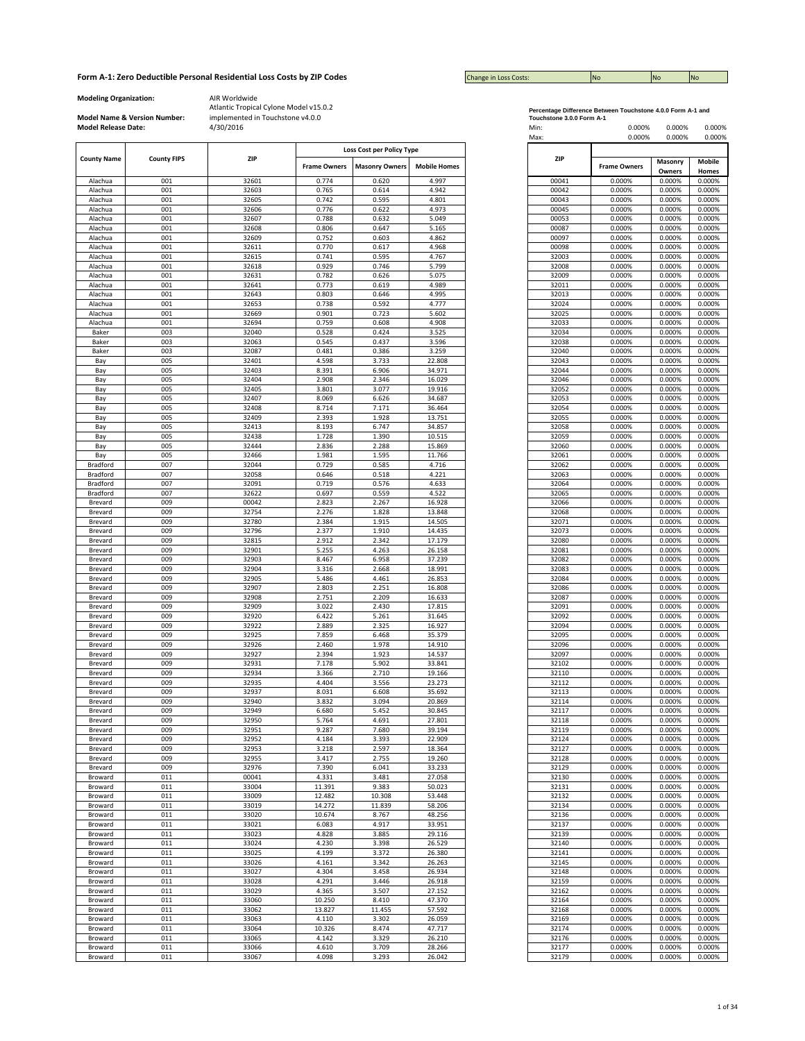## Form A-1: Zero Deductible Personal Residential Loss Costs by ZIP Codes

| Change in Loss Costs: | No | No | No |
|---|---|---|---|

**Modeling Organization:** AIR Worldwide

**Model Name & Version Number:** Atlantic Tropical Cylone Model v15.0.2 implemented in Touchstone v4.0.0

**Model Release Date:** 4/30/2016

| County Name | County FIPS | ZIP | Loss Cost per Policy Type | | |
|---|---|---|---|---|---|
| | | | Frame Owners | Masonry Owners | Mobile Homes |
| Alachua | 001 | 32601 | 0.774 | 0.620 | 4.997 |
| Alachua | 001 | 32603 | 0.765 | 0.614 | 4.942 |
| Alachua | 001 | 32605 | 0.742 | 0.595 | 4.801 |
| Alachua | 001 | 32606 | 0.776 | 0.622 | 4.973 |
| Alachua | 001 | 32607 | 0.788 | 0.632 | 5.049 |
| Alachua | 001 | 32608 | 0.806 | 0.647 | 5.165 |
| Alachua | 001 | 32609 | 0.752 | 0.603 | 4.862 |
| Alachua | 001 | 32611 | 0.770 | 0.617 | 4.968 |
| Alachua | 001 | 32615 | 0.741 | 0.595 | 4.767 |
| Alachua | 001 | 32618 | 0.929 | 0.746 | 5.799 |
| Alachua | 001 | 32631 | 0.782 | 0.626 | 5.075 |
| Alachua | 001 | 32641 | 0.773 | 0.619 | 4.989 |
| Alachua | 001 | 32643 | 0.803 | 0.646 | 4.995 |
| Alachua | 001 | 32653 | 0.738 | 0.592 | 4.777 |
| Alachua | 001 | 32669 | 0.901 | 0.723 | 5.602 |
| Alachua | 001 | 32694 | 0.759 | 0.608 | 4.908 |
| Baker | 003 | 32040 | 0.528 | 0.424 | 3.525 |
| Baker | 003 | 32063 | 0.545 | 0.437 | 3.596 |
| Baker | 003 | 32087 | 0.481 | 0.386 | 3.259 |
| Bay | 005 | 32401 | 4.598 | 3.733 | 22.808 |
| Bay | 005 | 32403 | 8.391 | 6.906 | 34.971 |
| Bay | 005 | 32404 | 2.908 | 2.346 | 16.029 |
| Bay | 005 | 32405 | 3.801 | 3.077 | 19.916 |
| Bay | 005 | 32407 | 8.069 | 6.626 | 34.687 |
| Bay | 005 | 32408 | 8.714 | 7.171 | 36.464 |
| Bay | 005 | 32409 | 2.393 | 1.928 | 13.751 |
| Bay | 005 | 32413 | 8.193 | 6.747 | 34.857 |
| Bay | 005 | 32438 | 1.728 | 1.390 | 10.515 |
| Bay | 005 | 32444 | 2.836 | 2.288 | 15.869 |
| Bay | 005 | 32466 | 1.981 | 1.595 | 11.766 |
| Bradford | 007 | 32044 | 0.729 | 0.585 | 4.716 |
| Bradford | 007 | 32058 | 0.646 | 0.518 | 4.221 |
| Bradford | 007 | 32091 | 0.719 | 0.576 | 4.633 |
| Bradford | 007 | 32622 | 0.697 | 0.559 | 4.522 |
| Brevard | 009 | 00042 | 2.823 | 2.267 | 16.928 |
| Brevard | 009 | 32754 | 2.276 | 1.828 | 13.848 |
| Brevard | 009 | 32780 | 2.384 | 1.915 | 14.505 |
| Brevard | 009 | 32796 | 2.377 | 1.910 | 14.435 |
| Brevard | 009 | 32815 | 2.912 | 2.342 | 17.179 |
| Brevard | 009 | 32901 | 5.255 | 4.263 | 26.158 |
| Brevard | 009 | 32903 | 8.467 | 6.958 | 37.239 |
| Brevard | 009 | 32904 | 3.316 | 2.668 | 18.991 |
| Brevard | 009 | 32905 | 5.486 | 4.461 | 26.853 |
| Brevard | 009 | 32907 | 2.803 | 2.251 | 16.808 |
| Brevard | 009 | 32908 | 2.751 | 2.209 | 16.633 |
| Brevard | 009 | 32909 | 3.022 | 2.430 | 17.815 |
| Brevard | 009 | 32920 | 6.422 | 5.261 | 31.645 |
| Brevard | 009 | 32922 | 2.889 | 2.325 | 16.927 |
| Brevard | 009 | 32925 | 7.859 | 6.468 | 35.379 |
| Brevard | 009 | 32926 | 2.460 | 1.978 | 14.910 |
| Brevard | 009 | 32927 | 2.394 | 1.923 | 14.537 |
| Brevard | 009 | 32931 | 7.178 | 5.902 | 33.841 |
| Brevard | 009 | 32934 | 3.366 | 2.710 | 19.166 |
| Brevard | 009 | 32935 | 4.404 | 3.556 | 23.273 |
| Brevard | 009 | 32937 | 8.031 | 6.608 | 35.692 |
| Brevard | 009 | 32940 | 3.832 | 3.094 | 20.869 |
| Brevard | 009 | 32949 | 6.680 | 5.452 | 30.845 |
| Brevard | 009 | 32950 | 5.764 | 4.691 | 27.801 |
| Brevard | 009 | 32951 | 9.287 | 7.680 | 39.194 |
| Brevard | 009 | 32952 | 4.184 | 3.393 | 22.909 |
| Brevard | 009 | 32953 | 3.218 | 2.597 | 18.364 |
| Brevard | 009 | 32955 | 3.417 | 2.755 | 19.260 |
| Brevard | 009 | 32976 | 7.390 | 6.041 | 33.233 |
| Broward | 011 | 00041 | 4.331 | 3.481 | 27.058 |
| Broward | 011 | 33004 | 11.391 | 9.383 | 50.023 |
| Broward | 011 | 33009 | 12.482 | 10.308 | 53.448 |
| Broward | 011 | 33019 | 14.272 | 11.839 | 58.206 |
| Broward | 011 | 33020 | 10.674 | 8.767 | 48.256 |
| Broward | 011 | 33021 | 6.083 | 4.917 | 33.951 |
| Broward | 011 | 33023 | 4.828 | 3.885 | 29.116 |
| Broward | 011 | 33024 | 4.230 | 3.398 | 26.529 |
| Broward | 011 | 33025 | 4.199 | 3.372 | 26.380 |
| Broward | 011 | 33026 | 4.161 | 3.342 | 26.263 |
| Broward | 011 | 33027 | 4.304 | 3.458 | 26.934 |
| Broward | 011 | 33028 | 4.291 | 3.446 | 26.918 |
| Broward | 011 | 33029 | 4.365 | 3.507 | 27.152 |
| Broward | 011 | 33060 | 10.250 | 8.410 | 47.370 |
| Broward | 011 | 33062 | 13.827 | 11.455 | 57.592 |
| Broward | 011 | 33063 | 4.110 | 3.302 | 26.059 |
| Broward | 011 | 33064 | 10.326 | 8.474 | 47.717 |
| Broward | 011 | 33065 | 4.142 | 3.329 | 26.210 |
| Broward | 011 | 33066 | 4.610 | 3.709 | 28.266 |
| Broward | 011 | 33067 | 4.098 | 3.293 | 26.042 |

**Percentage Difference Between Touchstone 4.0.0 Form A-1 and Touchstone 3.0.0 Form A-1**

| | Frame Owners | Masonry Owners | Mobile Homes |
|---|---|---|---|
| Min: | 0.000% | 0.000% | 0.000% |
| Max: | 0.000% | 0.000% | 0.000% |

| ZIP | Frame Owners | Masonry Owners | Mobile Homes |
|---|---|---|---|
| 00041 | 0.000% | 0.000% | 0.000% |
| 00042 | 0.000% | 0.000% | 0.000% |
| 00043 | 0.000% | 0.000% | 0.000% |
| 00045 | 0.000% | 0.000% | 0.000% |
| 00053 | 0.000% | 0.000% | 0.000% |
| 00087 | 0.000% | 0.000% | 0.000% |
| 00097 | 0.000% | 0.000% | 0.000% |
| 00098 | 0.000% | 0.000% | 0.000% |
| 32003 | 0.000% | 0.000% | 0.000% |
| 32008 | 0.000% | 0.000% | 0.000% |
| 32009 | 0.000% | 0.000% | 0.000% |
| 32011 | 0.000% | 0.000% | 0.000% |
| 32013 | 0.000% | 0.000% | 0.000% |
| 32024 | 0.000% | 0.000% | 0.000% |
| 32025 | 0.000% | 0.000% | 0.000% |
| 32033 | 0.000% | 0.000% | 0.000% |
| 32034 | 0.000% | 0.000% | 0.000% |
| 32038 | 0.000% | 0.000% | 0.000% |
| 32040 | 0.000% | 0.000% | 0.000% |
| 32043 | 0.000% | 0.000% | 0.000% |
| 32044 | 0.000% | 0.000% | 0.000% |
| 32046 | 0.000% | 0.000% | 0.000% |
| 32052 | 0.000% | 0.000% | 0.000% |
| 32053 | 0.000% | 0.000% | 0.000% |
| 32054 | 0.000% | 0.000% | 0.000% |
| 32055 | 0.000% | 0.000% | 0.000% |
| 32058 | 0.000% | 0.000% | 0.000% |
| 32059 | 0.000% | 0.000% | 0.000% |
| 32060 | 0.000% | 0.000% | 0.000% |
| 32061 | 0.000% | 0.000% | 0.000% |
| 32062 | 0.000% | 0.000% | 0.000% |
| 32063 | 0.000% | 0.000% | 0.000% |
| 32064 | 0.000% | 0.000% | 0.000% |
| 32065 | 0.000% | 0.000% | 0.000% |
| 32066 | 0.000% | 0.000% | 0.000% |
| 32068 | 0.000% | 0.000% | 0.000% |
| 32071 | 0.000% | 0.000% | 0.000% |
| 32073 | 0.000% | 0.000% | 0.000% |
| 32080 | 0.000% | 0.000% | 0.000% |
| 32081 | 0.000% | 0.000% | 0.000% |
| 32082 | 0.000% | 0.000% | 0.000% |
| 32083 | 0.000% | 0.000% | 0.000% |
| 32084 | 0.000% | 0.000% | 0.000% |
| 32086 | 0.000% | 0.000% | 0.000% |
| 32087 | 0.000% | 0.000% | 0.000% |
| 32091 | 0.000% | 0.000% | 0.000% |
| 32092 | 0.000% | 0.000% | 0.000% |
| 32094 | 0.000% | 0.000% | 0.000% |
| 32095 | 0.000% | 0.000% | 0.000% |
| 32096 | 0.000% | 0.000% | 0.000% |
| 32097 | 0.000% | 0.000% | 0.000% |
| 32102 | 0.000% | 0.000% | 0.000% |
| 32110 | 0.000% | 0.000% | 0.000% |
| 32112 | 0.000% | 0.000% | 0.000% |
| 32113 | 0.000% | 0.000% | 0.000% |
| 32114 | 0.000% | 0.000% | 0.000% |
| 32117 | 0.000% | 0.000% | 0.000% |
| 32118 | 0.000% | 0.000% | 0.000% |
| 32119 | 0.000% | 0.000% | 0.000% |
| 32124 | 0.000% | 0.000% | 0.000% |
| 32127 | 0.000% | 0.000% | 0.000% |
| 32128 | 0.000% | 0.000% | 0.000% |
| 32129 | 0.000% | 0.000% | 0.000% |
| 32130 | 0.000% | 0.000% | 0.000% |
| 32131 | 0.000% | 0.000% | 0.000% |
| 32132 | 0.000% | 0.000% | 0.000% |
| 32134 | 0.000% | 0.000% | 0.000% |
| 32136 | 0.000% | 0.000% | 0.000% |
| 32137 | 0.000% | 0.000% | 0.000% |
| 32139 | 0.000% | 0.000% | 0.000% |
| 32140 | 0.000% | 0.000% | 0.000% |
| 32141 | 0.000% | 0.000% | 0.000% |
| 32145 | 0.000% | 0.000% | 0.000% |
| 32148 | 0.000% | 0.000% | 0.000% |
| 32159 | 0.000% | 0.000% | 0.000% |
| 32162 | 0.000% | 0.000% | 0.000% |
| 32164 | 0.000% | 0.000% | 0.000% |
| 32168 | 0.000% | 0.000% | 0.000% |
| 32169 | 0.000% | 0.000% | 0.000% |
| 32174 | 0.000% | 0.000% | 0.000% |
| 32176 | 0.000% | 0.000% | 0.000% |
| 32177 | 0.000% | 0.000% | 0.000% |
| 32179 | 0.000% | 0.000% | 0.000% |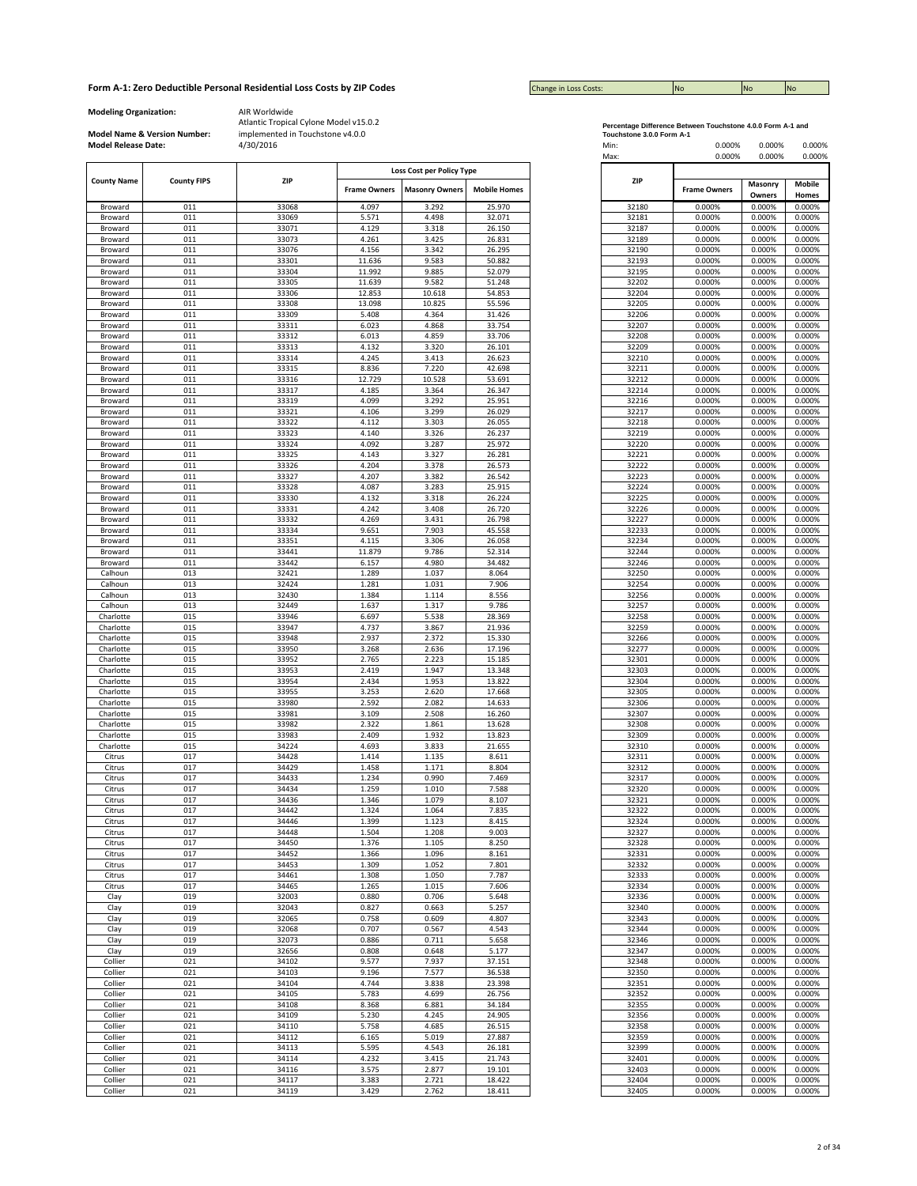## Form A-1: Zero Deductible Personal Residential Loss Costs by ZIP Codes

| Change in Loss Costs: | No | No | No |
|---|---|---|---|

**Modeling Organization:** AIR Worldwide

**Model Name & Version Number:** Atlantic Tropical Cylone Model v15.0.2 implemented in Touchstone v4.0.0

**Model Release Date:** 4/30/2016

| County Name | County FIPS | ZIP | Loss Cost per Policy Type | | |
|---|---|---|---|---|---|
| | | | Frame Owners | Masonry Owners | Mobile Homes |
| Broward | 011 | 33068 | 4.097 | 3.292 | 25.970 |
| Broward | 011 | 33069 | 5.571 | 4.498 | 32.071 |
| Broward | 011 | 33071 | 4.129 | 3.318 | 26.150 |
| Broward | 011 | 33073 | 4.261 | 3.425 | 26.831 |
| Broward | 011 | 33076 | 4.156 | 3.342 | 26.295 |
| Broward | 011 | 33301 | 11.636 | 9.583 | 50.882 |
| Broward | 011 | 33304 | 11.992 | 9.885 | 52.079 |
| Broward | 011 | 33305 | 11.639 | 9.582 | 51.248 |
| Broward | 011 | 33306 | 12.853 | 10.618 | 54.853 |
| Broward | 011 | 33308 | 13.098 | 10.825 | 55.596 |
| Broward | 011 | 33309 | 5.408 | 4.364 | 31.426 |
| Broward | 011 | 33311 | 6.023 | 4.868 | 33.754 |
| Broward | 011 | 33312 | 6.013 | 4.859 | 33.706 |
| Broward | 011 | 33313 | 4.132 | 3.320 | 26.101 |
| Broward | 011 | 33314 | 4.245 | 3.413 | 26.623 |
| Broward | 011 | 33315 | 8.836 | 7.220 | 42.698 |
| Broward | 011 | 33316 | 12.729 | 10.528 | 53.691 |
| Broward | 011 | 33317 | 4.185 | 3.364 | 26.347 |
| Broward | 011 | 33319 | 4.099 | 3.292 | 25.951 |
| Broward | 011 | 33321 | 4.106 | 3.299 | 26.029 |
| Broward | 011 | 33322 | 4.112 | 3.303 | 26.055 |
| Broward | 011 | 33323 | 4.140 | 3.326 | 26.237 |
| Broward | 011 | 33324 | 4.092 | 3.287 | 25.972 |
| Broward | 011 | 33325 | 4.143 | 3.327 | 26.281 |
| Broward | 011 | 33326 | 4.204 | 3.378 | 26.573 |
| Broward | 011 | 33327 | 4.207 | 3.382 | 26.542 |
| Broward | 011 | 33328 | 4.087 | 3.283 | 25.915 |
| Broward | 011 | 33330 | 4.132 | 3.318 | 26.224 |
| Broward | 011 | 33331 | 4.242 | 3.408 | 26.720 |
| Broward | 011 | 33332 | 4.269 | 3.431 | 26.798 |
| Broward | 011 | 33334 | 9.651 | 7.903 | 45.558 |
| Broward | 011 | 33351 | 4.115 | 3.306 | 26.058 |
| Broward | 011 | 33441 | 11.879 | 9.786 | 52.314 |
| Broward | 011 | 33442 | 6.157 | 4.980 | 34.482 |
| Calhoun | 013 | 32421 | 1.289 | 1.037 | 8.064 |
| Calhoun | 013 | 32424 | 1.281 | 1.031 | 7.906 |
| Calhoun | 013 | 32430 | 1.384 | 1.114 | 8.556 |
| Calhoun | 013 | 32449 | 1.637 | 1.317 | 9.786 |
| Charlotte | 015 | 33946 | 6.697 | 5.538 | 28.369 |
| Charlotte | 015 | 33947 | 4.737 | 3.867 | 21.936 |
| Charlotte | 015 | 33948 | 2.937 | 2.372 | 15.330 |
| Charlotte | 015 | 33950 | 3.268 | 2.636 | 17.196 |
| Charlotte | 015 | 33952 | 2.765 | 2.223 | 15.185 |
| Charlotte | 015 | 33953 | 2.419 | 1.947 | 13.348 |
| Charlotte | 015 | 33954 | 2.434 | 1.953 | 13.822 |
| Charlotte | 015 | 33955 | 3.253 | 2.620 | 17.668 |
| Charlotte | 015 | 33980 | 2.592 | 2.082 | 14.633 |
| Charlotte | 015 | 33981 | 3.109 | 2.508 | 16.260 |
| Charlotte | 015 | 33982 | 2.322 | 1.861 | 13.628 |
| Charlotte | 015 | 33983 | 2.409 | 1.932 | 13.823 |
| Charlotte | 015 | 34224 | 4.693 | 3.833 | 21.655 |
| Citrus | 017 | 34428 | 1.414 | 1.135 | 8.611 |
| Citrus | 017 | 34429 | 1.458 | 1.171 | 8.804 |
| Citrus | 017 | 34433 | 1.234 | 0.990 | 7.469 |
| Citrus | 017 | 34434 | 1.259 | 1.010 | 7.588 |
| Citrus | 017 | 34436 | 1.346 | 1.079 | 8.107 |
| Citrus | 017 | 34442 | 1.324 | 1.064 | 7.835 |
| Citrus | 017 | 34446 | 1.399 | 1.123 | 8.415 |
| Citrus | 017 | 34448 | 1.504 | 1.208 | 9.003 |
| Citrus | 017 | 34450 | 1.376 | 1.105 | 8.250 |
| Citrus | 017 | 34452 | 1.366 | 1.096 | 8.161 |
| Citrus | 017 | 34453 | 1.309 | 1.052 | 7.801 |
| Citrus | 017 | 34461 | 1.308 | 1.050 | 7.787 |
| Citrus | 017 | 34465 | 1.265 | 1.015 | 7.606 |
| Clay | 019 | 32003 | 0.880 | 0.706 | 5.648 |
| Clay | 019 | 32043 | 0.827 | 0.663 | 5.257 |
| Clay | 019 | 32065 | 0.758 | 0.609 | 4.807 |
| Clay | 019 | 32068 | 0.707 | 0.567 | 4.543 |
| Clay | 019 | 32073 | 0.886 | 0.711 | 5.658 |
| Clay | 019 | 32656 | 0.808 | 0.648 | 5.177 |
| Collier | 021 | 34102 | 9.577 | 7.937 | 37.151 |
| Collier | 021 | 34103 | 9.196 | 7.577 | 36.538 |
| Collier | 021 | 34104 | 4.744 | 3.838 | 23.398 |
| Collier | 021 | 34105 | 5.783 | 4.699 | 26.756 |
| Collier | 021 | 34108 | 8.368 | 6.881 | 34.184 |
| Collier | 021 | 34109 | 5.230 | 4.245 | 24.905 |
| Collier | 021 | 34110 | 5.758 | 4.685 | 26.515 |
| Collier | 021 | 34112 | 6.165 | 5.019 | 27.887 |
| Collier | 021 | 34113 | 5.595 | 4.543 | 26.181 |
| Collier | 021 | 34114 | 4.232 | 3.415 | 21.743 |
| Collier | 021 | 34116 | 3.575 | 2.877 | 19.101 |
| Collier | 021 | 34117 | 3.383 | 2.721 | 18.422 |
| Collier | 021 | 34119 | 3.429 | 2.762 | 18.411 |

**Percentage Difference Between Touchstone 4.0.0 Form A-1 and Touchstone 3.0.0 Form A-1**

| | Frame Owners | Masonry Owners | Mobile Homes |
|---|---|---|---|
| Min: | 0.000% | 0.000% | 0.000% |
| Max: | 0.000% | 0.000% | 0.000% |

| ZIP | Frame Owners | Masonry Owners | Mobile Homes |
|---|---|---|---|
| 32180 | 0.000% | 0.000% | 0.000% |
| 32181 | 0.000% | 0.000% | 0.000% |
| 32187 | 0.000% | 0.000% | 0.000% |
| 32189 | 0.000% | 0.000% | 0.000% |
| 32190 | 0.000% | 0.000% | 0.000% |
| 32193 | 0.000% | 0.000% | 0.000% |
| 32195 | 0.000% | 0.000% | 0.000% |
| 32202 | 0.000% | 0.000% | 0.000% |
| 32204 | 0.000% | 0.000% | 0.000% |
| 32205 | 0.000% | 0.000% | 0.000% |
| 32206 | 0.000% | 0.000% | 0.000% |
| 32207 | 0.000% | 0.000% | 0.000% |
| 32208 | 0.000% | 0.000% | 0.000% |
| 32209 | 0.000% | 0.000% | 0.000% |
| 32210 | 0.000% | 0.000% | 0.000% |
| 32211 | 0.000% | 0.000% | 0.000% |
| 32212 | 0.000% | 0.000% | 0.000% |
| 32214 | 0.000% | 0.000% | 0.000% |
| 32216 | 0.000% | 0.000% | 0.000% |
| 32217 | 0.000% | 0.000% | 0.000% |
| 32218 | 0.000% | 0.000% | 0.000% |
| 32219 | 0.000% | 0.000% | 0.000% |
| 32220 | 0.000% | 0.000% | 0.000% |
| 32221 | 0.000% | 0.000% | 0.000% |
| 32222 | 0.000% | 0.000% | 0.000% |
| 32223 | 0.000% | 0.000% | 0.000% |
| 32224 | 0.000% | 0.000% | 0.000% |
| 32225 | 0.000% | 0.000% | 0.000% |
| 32226 | 0.000% | 0.000% | 0.000% |
| 32227 | 0.000% | 0.000% | 0.000% |
| 32233 | 0.000% | 0.000% | 0.000% |
| 32234 | 0.000% | 0.000% | 0.000% |
| 32244 | 0.000% | 0.000% | 0.000% |
| 32246 | 0.000% | 0.000% | 0.000% |
| 32250 | 0.000% | 0.000% | 0.000% |
| 32254 | 0.000% | 0.000% | 0.000% |
| 32256 | 0.000% | 0.000% | 0.000% |
| 32257 | 0.000% | 0.000% | 0.000% |
| 32258 | 0.000% | 0.000% | 0.000% |
| 32259 | 0.000% | 0.000% | 0.000% |
| 32266 | 0.000% | 0.000% | 0.000% |
| 32277 | 0.000% | 0.000% | 0.000% |
| 32301 | 0.000% | 0.000% | 0.000% |
| 32303 | 0.000% | 0.000% | 0.000% |
| 32304 | 0.000% | 0.000% | 0.000% |
| 32305 | 0.000% | 0.000% | 0.000% |
| 32306 | 0.000% | 0.000% | 0.000% |
| 32307 | 0.000% | 0.000% | 0.000% |
| 32308 | 0.000% | 0.000% | 0.000% |
| 32309 | 0.000% | 0.000% | 0.000% |
| 32310 | 0.000% | 0.000% | 0.000% |
| 32311 | 0.000% | 0.000% | 0.000% |
| 32312 | 0.000% | 0.000% | 0.000% |
| 32317 | 0.000% | 0.000% | 0.000% |
| 32320 | 0.000% | 0.000% | 0.000% |
| 32321 | 0.000% | 0.000% | 0.000% |
| 32322 | 0.000% | 0.000% | 0.000% |
| 32324 | 0.000% | 0.000% | 0.000% |
| 32327 | 0.000% | 0.000% | 0.000% |
| 32328 | 0.000% | 0.000% | 0.000% |
| 32331 | 0.000% | 0.000% | 0.000% |
| 32332 | 0.000% | 0.000% | 0.000% |
| 32333 | 0.000% | 0.000% | 0.000% |
| 32334 | 0.000% | 0.000% | 0.000% |
| 32336 | 0.000% | 0.000% | 0.000% |
| 32340 | 0.000% | 0.000% | 0.000% |
| 32343 | 0.000% | 0.000% | 0.000% |
| 32344 | 0.000% | 0.000% | 0.000% |
| 32346 | 0.000% | 0.000% | 0.000% |
| 32347 | 0.000% | 0.000% | 0.000% |
| 32348 | 0.000% | 0.000% | 0.000% |
| 32350 | 0.000% | 0.000% | 0.000% |
| 32351 | 0.000% | 0.000% | 0.000% |
| 32352 | 0.000% | 0.000% | 0.000% |
| 32355 | 0.000% | 0.000% | 0.000% |
| 32356 | 0.000% | 0.000% | 0.000% |
| 32358 | 0.000% | 0.000% | 0.000% |
| 32359 | 0.000% | 0.000% | 0.000% |
| 32399 | 0.000% | 0.000% | 0.000% |
| 32401 | 0.000% | 0.000% | 0.000% |
| 32403 | 0.000% | 0.000% | 0.000% |
| 32404 | 0.000% | 0.000% | 0.000% |
| 32405 | 0.000% | 0.000% | 0.000% |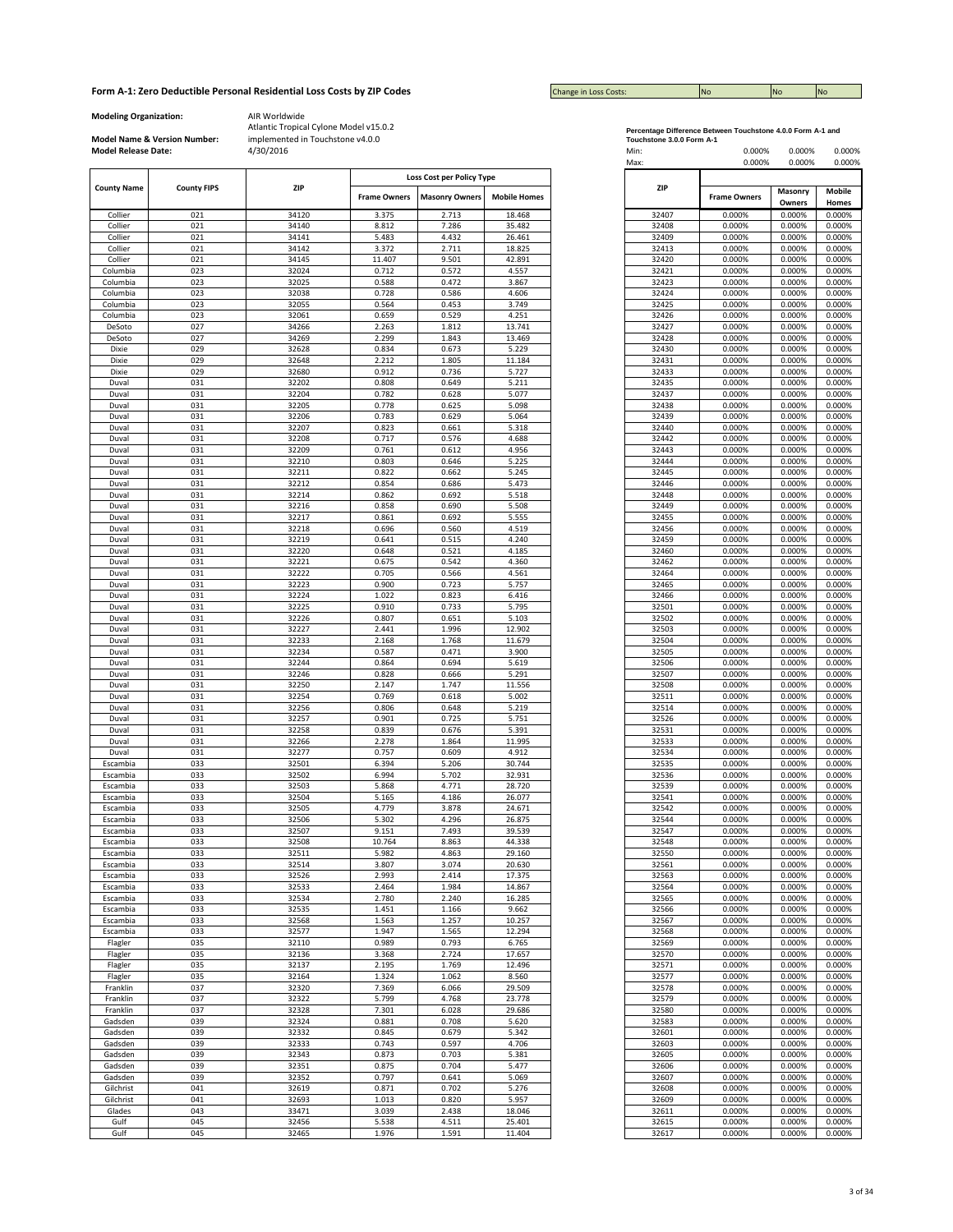## Form A-1: Zero Deductible Personal Residential Loss Costs by ZIP Codes

| Change in Loss Costs: | No | No | No |
|---|---|---|---|

**Modeling Organization:** AIR Worldwide

**Model Name & Version Number:** Atlantic Tropical Cyclone Model v15.0.2 implemented in Touchstone v4.0.0

**Model Release Date:** 4/30/2016

| County Name | County FIPS | ZIP | Loss Cost per Policy Type | | |
|---|---|---|---|---|---|
| | | | Frame Owners | Masonry Owners | Mobile Homes |
| Collier | 021 | 34120 | 3.375 | 2.713 | 18.468 |
| Collier | 021 | 34140 | 8.812 | 7.286 | 35.482 |
| Collier | 021 | 34141 | 5.483 | 4.432 | 26.461 |
| Collier | 021 | 34142 | 3.372 | 2.711 | 18.825 |
| Collier | 021 | 34145 | 11.407 | 9.501 | 42.891 |
| Columbia | 023 | 32024 | 0.712 | 0.572 | 4.557 |
| Columbia | 023 | 32025 | 0.588 | 0.472 | 3.867 |
| Columbia | 023 | 32038 | 0.728 | 0.586 | 4.606 |
| Columbia | 023 | 32055 | 0.564 | 0.453 | 3.749 |
| Columbia | 023 | 32061 | 0.659 | 0.529 | 4.251 |
| DeSoto | 027 | 34266 | 2.263 | 1.812 | 13.741 |
| DeSoto | 027 | 34269 | 2.299 | 1.843 | 13.469 |
| Dixie | 029 | 32628 | 0.834 | 0.673 | 5.229 |
| Dixie | 029 | 32648 | 2.212 | 1.805 | 11.184 |
| Dixie | 029 | 32680 | 0.912 | 0.736 | 5.727 |
| Duval | 031 | 32202 | 0.808 | 0.649 | 5.211 |
| Duval | 031 | 32204 | 0.782 | 0.628 | 5.077 |
| Duval | 031 | 32205 | 0.778 | 0.625 | 5.098 |
| Duval | 031 | 32206 | 0.783 | 0.629 | 5.064 |
| Duval | 031 | 32207 | 0.823 | 0.661 | 5.318 |
| Duval | 031 | 32208 | 0.717 | 0.576 | 4.688 |
| Duval | 031 | 32209 | 0.761 | 0.612 | 4.956 |
| Duval | 031 | 32210 | 0.803 | 0.646 | 5.225 |
| Duval | 031 | 32211 | 0.822 | 0.662 | 5.245 |
| Duval | 031 | 32212 | 0.854 | 0.686 | 5.473 |
| Duval | 031 | 32214 | 0.862 | 0.692 | 5.518 |
| Duval | 031 | 32216 | 0.858 | 0.690 | 5.508 |
| Duval | 031 | 32217 | 0.861 | 0.692 | 5.555 |
| Duval | 031 | 32218 | 0.696 | 0.560 | 4.519 |
| Duval | 031 | 32219 | 0.641 | 0.515 | 4.240 |
| Duval | 031 | 32220 | 0.648 | 0.521 | 4.185 |
| Duval | 031 | 32221 | 0.675 | 0.542 | 4.360 |
| Duval | 031 | 32222 | 0.705 | 0.566 | 4.561 |
| Duval | 031 | 32223 | 0.900 | 0.723 | 5.757 |
| Duval | 031 | 32224 | 1.022 | 0.823 | 6.416 |
| Duval | 031 | 32225 | 0.910 | 0.733 | 5.795 |
| Duval | 031 | 32226 | 0.807 | 0.651 | 5.103 |
| Duval | 031 | 32227 | 2.441 | 1.996 | 12.902 |
| Duval | 031 | 32233 | 2.168 | 1.768 | 11.679 |
| Duval | 031 | 32234 | 0.587 | 0.471 | 3.900 |
| Duval | 031 | 32244 | 0.864 | 0.694 | 5.619 |
| Duval | 031 | 32246 | 0.828 | 0.666 | 5.291 |
| Duval | 031 | 32250 | 2.147 | 1.747 | 11.556 |
| Duval | 031 | 32254 | 0.769 | 0.618 | 5.002 |
| Duval | 031 | 32256 | 0.806 | 0.648 | 5.219 |
| Duval | 031 | 32257 | 0.901 | 0.725 | 5.751 |
| Duval | 031 | 32258 | 0.839 | 0.676 | 5.391 |
| Duval | 031 | 32266 | 2.278 | 1.864 | 11.995 |
| Duval | 031 | 32277 | 0.757 | 0.609 | 4.912 |
| Escambia | 033 | 32501 | 6.394 | 5.206 | 30.744 |
| Escambia | 033 | 32502 | 6.994 | 5.702 | 32.931 |
| Escambia | 033 | 32503 | 5.868 | 4.771 | 28.720 |
| Escambia | 033 | 32504 | 5.165 | 4.186 | 26.077 |
| Escambia | 033 | 32505 | 4.779 | 3.878 | 24.671 |
| Escambia | 033 | 32506 | 5.302 | 4.296 | 26.875 |
| Escambia | 033 | 32507 | 9.151 | 7.493 | 39.539 |
| Escambia | 033 | 32508 | 10.764 | 8.863 | 44.338 |
| Escambia | 033 | 32511 | 5.982 | 4.863 | 29.160 |
| Escambia | 033 | 32514 | 3.807 | 3.074 | 20.630 |
| Escambia | 033 | 32526 | 2.993 | 2.414 | 17.375 |
| Escambia | 033 | 32533 | 2.464 | 1.984 | 14.867 |
| Escambia | 033 | 32534 | 2.780 | 2.240 | 16.285 |
| Escambia | 033 | 32535 | 1.451 | 1.166 | 9.662 |
| Escambia | 033 | 32568 | 1.563 | 1.257 | 10.257 |
| Escambia | 033 | 32577 | 1.947 | 1.565 | 12.294 |
| Flagler | 035 | 32110 | 0.989 | 0.793 | 6.765 |
| Flagler | 035 | 32136 | 3.368 | 2.724 | 17.657 |
| Flagler | 035 | 32137 | 2.195 | 1.769 | 12.496 |
| Flagler | 035 | 32164 | 1.324 | 1.062 | 8.560 |
| Franklin | 037 | 32320 | 7.369 | 6.066 | 29.509 |
| Franklin | 037 | 32322 | 5.799 | 4.768 | 23.778 |
| Franklin | 037 | 32328 | 7.301 | 6.028 | 29.686 |
| Gadsden | 039 | 32324 | 0.881 | 0.708 | 5.620 |
| Gadsden | 039 | 32332 | 0.845 | 0.679 | 5.342 |
| Gadsden | 039 | 32333 | 0.743 | 0.597 | 4.706 |
| Gadsden | 039 | 32343 | 0.873 | 0.703 | 5.381 |
| Gadsden | 039 | 32351 | 0.875 | 0.704 | 5.477 |
| Gadsden | 039 | 32352 | 0.797 | 0.641 | 5.069 |
| Gilchrist | 041 | 32619 | 0.871 | 0.702 | 5.276 |
| Gilchrist | 041 | 32693 | 1.013 | 0.820 | 5.957 |
| Glades | 043 | 33471 | 3.039 | 2.438 | 18.046 |
| Gulf | 045 | 32456 | 5.538 | 4.511 | 25.401 |
| Gulf | 045 | 32465 | 1.976 | 1.591 | 11.404 |

**Percentage Difference Between Touchstone 4.0.0 Form A-1 and Touchstone 3.0.0 Form A-1**

| | Frame Owners | Masonry Owners | Mobile Homes |
|---|---|---|---|
| Min: | 0.000% | 0.000% | 0.000% |
| Max: | 0.000% | 0.000% | 0.000% |

| ZIP | Frame Owners | Masonry Owners | Mobile Homes |
|---|---|---|---|
| 32407 | 0.000% | 0.000% | 0.000% |
| 32408 | 0.000% | 0.000% | 0.000% |
| 32409 | 0.000% | 0.000% | 0.000% |
| 32413 | 0.000% | 0.000% | 0.000% |
| 32420 | 0.000% | 0.000% | 0.000% |
| 32421 | 0.000% | 0.000% | 0.000% |
| 32423 | 0.000% | 0.000% | 0.000% |
| 32424 | 0.000% | 0.000% | 0.000% |
| 32425 | 0.000% | 0.000% | 0.000% |
| 32426 | 0.000% | 0.000% | 0.000% |
| 32427 | 0.000% | 0.000% | 0.000% |
| 32428 | 0.000% | 0.000% | 0.000% |
| 32430 | 0.000% | 0.000% | 0.000% |
| 32431 | 0.000% | 0.000% | 0.000% |
| 32433 | 0.000% | 0.000% | 0.000% |
| 32435 | 0.000% | 0.000% | 0.000% |
| 32437 | 0.000% | 0.000% | 0.000% |
| 32438 | 0.000% | 0.000% | 0.000% |
| 32439 | 0.000% | 0.000% | 0.000% |
| 32440 | 0.000% | 0.000% | 0.000% |
| 32442 | 0.000% | 0.000% | 0.000% |
| 32443 | 0.000% | 0.000% | 0.000% |
| 32444 | 0.000% | 0.000% | 0.000% |
| 32445 | 0.000% | 0.000% | 0.000% |
| 32446 | 0.000% | 0.000% | 0.000% |
| 32448 | 0.000% | 0.000% | 0.000% |
| 32449 | 0.000% | 0.000% | 0.000% |
| 32455 | 0.000% | 0.000% | 0.000% |
| 32456 | 0.000% | 0.000% | 0.000% |
| 32459 | 0.000% | 0.000% | 0.000% |
| 32460 | 0.000% | 0.000% | 0.000% |
| 32462 | 0.000% | 0.000% | 0.000% |
| 32464 | 0.000% | 0.000% | 0.000% |
| 32465 | 0.000% | 0.000% | 0.000% |
| 32466 | 0.000% | 0.000% | 0.000% |
| 32501 | 0.000% | 0.000% | 0.000% |
| 32502 | 0.000% | 0.000% | 0.000% |
| 32503 | 0.000% | 0.000% | 0.000% |
| 32504 | 0.000% | 0.000% | 0.000% |
| 32505 | 0.000% | 0.000% | 0.000% |
| 32506 | 0.000% | 0.000% | 0.000% |
| 32507 | 0.000% | 0.000% | 0.000% |
| 32508 | 0.000% | 0.000% | 0.000% |
| 32511 | 0.000% | 0.000% | 0.000% |
| 32514 | 0.000% | 0.000% | 0.000% |
| 32526 | 0.000% | 0.000% | 0.000% |
| 32531 | 0.000% | 0.000% | 0.000% |
| 32533 | 0.000% | 0.000% | 0.000% |
| 32534 | 0.000% | 0.000% | 0.000% |
| 32535 | 0.000% | 0.000% | 0.000% |
| 32536 | 0.000% | 0.000% | 0.000% |
| 32539 | 0.000% | 0.000% | 0.000% |
| 32541 | 0.000% | 0.000% | 0.000% |
| 32542 | 0.000% | 0.000% | 0.000% |
| 32544 | 0.000% | 0.000% | 0.000% |
| 32547 | 0.000% | 0.000% | 0.000% |
| 32548 | 0.000% | 0.000% | 0.000% |
| 32550 | 0.000% | 0.000% | 0.000% |
| 32561 | 0.000% | 0.000% | 0.000% |
| 32563 | 0.000% | 0.000% | 0.000% |
| 32564 | 0.000% | 0.000% | 0.000% |
| 32565 | 0.000% | 0.000% | 0.000% |
| 32566 | 0.000% | 0.000% | 0.000% |
| 32567 | 0.000% | 0.000% | 0.000% |
| 32568 | 0.000% | 0.000% | 0.000% |
| 32569 | 0.000% | 0.000% | 0.000% |
| 32570 | 0.000% | 0.000% | 0.000% |
| 32571 | 0.000% | 0.000% | 0.000% |
| 32577 | 0.000% | 0.000% | 0.000% |
| 32578 | 0.000% | 0.000% | 0.000% |
| 32579 | 0.000% | 0.000% | 0.000% |
| 32580 | 0.000% | 0.000% | 0.000% |
| 32583 | 0.000% | 0.000% | 0.000% |
| 32601 | 0.000% | 0.000% | 0.000% |
| 32603 | 0.000% | 0.000% | 0.000% |
| 32605 | 0.000% | 0.000% | 0.000% |
| 32606 | 0.000% | 0.000% | 0.000% |
| 32607 | 0.000% | 0.000% | 0.000% |
| 32608 | 0.000% | 0.000% | 0.000% |
| 32609 | 0.000% | 0.000% | 0.000% |
| 32611 | 0.000% | 0.000% | 0.000% |
| 32615 | 0.000% | 0.000% | 0.000% |
| 32617 | 0.000% | 0.000% | 0.000% |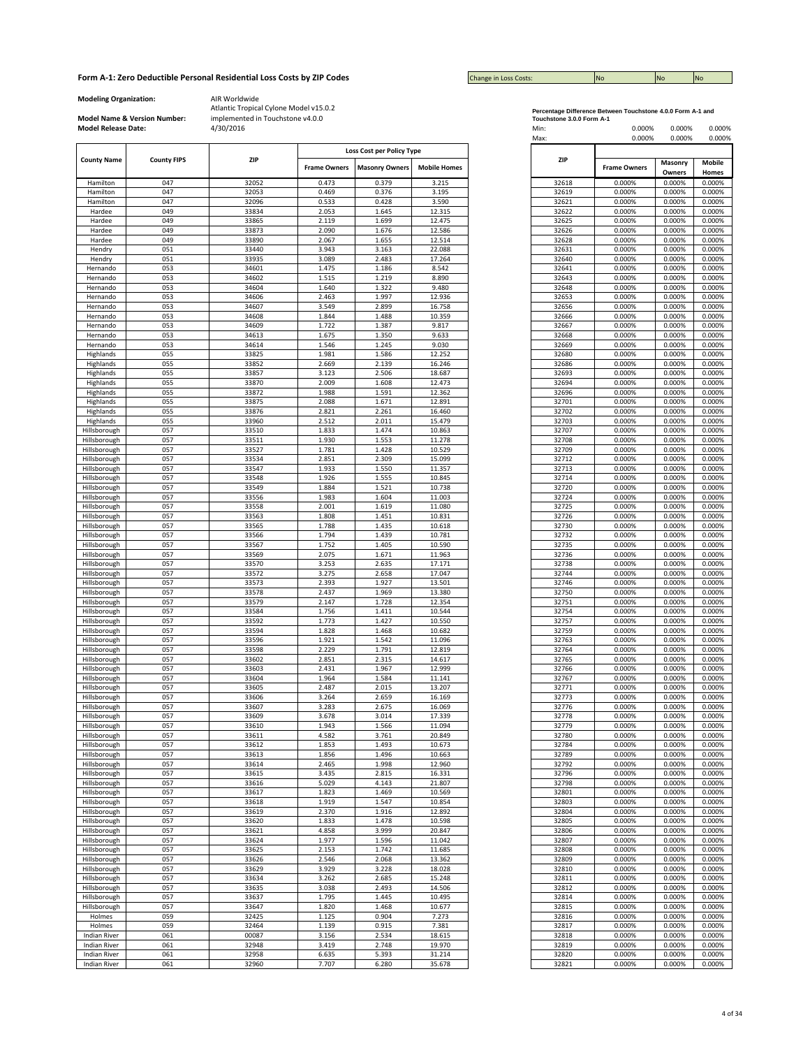# Form A-1: Zero Deductible Personal Residential Loss Costs by ZIP Codes

| Change in Loss Costs: | No | No | No |
|---|---|---|---|

**Modeling Organization:** AIR Worldwide

**Model Name & Version Number:** Atlantic Tropical Cylone Model v15.0.2 implemented in Touchstone v4.0.0

**Model Release Date:** 4/30/2016

| County Name | County FIPS | ZIP | Loss Cost per Policy Type | | |
|---|---|---|---|---|---|
| | | | Frame Owners | Masonry Owners | Mobile Homes |
| Hamilton | 047 | 32052 | 0.473 | 0.379 | 3.215 |
| Hamilton | 047 | 32053 | 0.469 | 0.376 | 3.195 |
| Hamilton | 047 | 32096 | 0.533 | 0.428 | 3.590 |
| Hardee | 049 | 33834 | 2.053 | 1.645 | 12.315 |
| Hardee | 049 | 33865 | 2.119 | 1.699 | 12.475 |
| Hardee | 049 | 33873 | 2.090 | 1.676 | 12.586 |
| Hardee | 049 | 33890 | 2.067 | 1.655 | 12.514 |
| Hendry | 051 | 33440 | 3.943 | 3.163 | 22.088 |
| Hendry | 051 | 33935 | 3.089 | 2.483 | 17.264 |
| Hernando | 053 | 34601 | 1.475 | 1.186 | 8.542 |
| Hernando | 053 | 34602 | 1.515 | 1.219 | 8.890 |
| Hernando | 053 | 34604 | 1.640 | 1.322 | 9.480 |
| Hernando | 053 | 34606 | 2.463 | 1.997 | 12.936 |
| Hernando | 053 | 34607 | 3.549 | 2.899 | 16.758 |
| Hernando | 053 | 34608 | 1.844 | 1.488 | 10.359 |
| Hernando | 053 | 34609 | 1.722 | 1.387 | 9.817 |
| Hernando | 053 | 34613 | 1.675 | 1.350 | 9.633 |
| Hernando | 053 | 34614 | 1.546 | 1.245 | 9.030 |
| Highlands | 055 | 33825 | 1.981 | 1.586 | 12.252 |
| Highlands | 055 | 33852 | 2.669 | 2.139 | 16.246 |
| Highlands | 055 | 33857 | 3.123 | 2.506 | 18.687 |
| Highlands | 055 | 33870 | 2.009 | 1.608 | 12.473 |
| Highlands | 055 | 33872 | 1.988 | 1.591 | 12.362 |
| Highlands | 055 | 33875 | 2.088 | 1.671 | 12.891 |
| Highlands | 055 | 33876 | 2.821 | 2.261 | 16.460 |
| Highlands | 055 | 33960 | 2.512 | 2.011 | 15.479 |
| Hillsborough | 057 | 33510 | 1.833 | 1.474 | 10.863 |
| Hillsborough | 057 | 33511 | 1.930 | 1.553 | 11.278 |
| Hillsborough | 057 | 33527 | 1.781 | 1.428 | 10.529 |
| Hillsborough | 057 | 33534 | 2.851 | 2.309 | 15.099 |
| Hillsborough | 057 | 33547 | 1.933 | 1.550 | 11.357 |
| Hillsborough | 057 | 33548 | 1.926 | 1.555 | 10.845 |
| Hillsborough | 057 | 33549 | 1.884 | 1.521 | 10.738 |
| Hillsborough | 057 | 33556 | 1.983 | 1.604 | 11.003 |
| Hillsborough | 057 | 33558 | 2.001 | 1.619 | 11.080 |
| Hillsborough | 057 | 33563 | 1.808 | 1.451 | 10.831 |
| Hillsborough | 057 | 33565 | 1.788 | 1.435 | 10.618 |
| Hillsborough | 057 | 33566 | 1.794 | 1.439 | 10.781 |
| Hillsborough | 057 | 33567 | 1.752 | 1.405 | 10.590 |
| Hillsborough | 057 | 33569 | 2.075 | 1.671 | 11.963 |
| Hillsborough | 057 | 33570 | 3.253 | 2.635 | 17.171 |
| Hillsborough | 057 | 33572 | 3.275 | 2.658 | 17.047 |
| Hillsborough | 057 | 33573 | 2.393 | 1.927 | 13.501 |
| Hillsborough | 057 | 33578 | 2.437 | 1.969 | 13.380 |
| Hillsborough | 057 | 33579 | 2.147 | 1.728 | 12.354 |
| Hillsborough | 057 | 33584 | 1.756 | 1.411 | 10.544 |
| Hillsborough | 057 | 33592 | 1.773 | 1.427 | 10.550 |
| Hillsborough | 057 | 33594 | 1.828 | 1.468 | 10.682 |
| Hillsborough | 057 | 33596 | 1.921 | 1.542 | 11.096 |
| Hillsborough | 057 | 33598 | 2.229 | 1.791 | 12.819 |
| Hillsborough | 057 | 33602 | 2.851 | 2.315 | 14.617 |
| Hillsborough | 057 | 33603 | 2.431 | 1.967 | 12.999 |
| Hillsborough | 057 | 33604 | 1.964 | 1.584 | 11.141 |
| Hillsborough | 057 | 33605 | 2.487 | 2.015 | 13.207 |
| Hillsborough | 057 | 33606 | 3.264 | 2.659 | 16.169 |
| Hillsborough | 057 | 33607 | 3.283 | 2.675 | 16.069 |
| Hillsborough | 057 | 33609 | 3.678 | 3.014 | 17.339 |
| Hillsborough | 057 | 33610 | 1.943 | 1.566 | 11.094 |
| Hillsborough | 057 | 33611 | 4.582 | 3.761 | 20.849 |
| Hillsborough | 057 | 33612 | 1.853 | 1.493 | 10.673 |
| Hillsborough | 057 | 33613 | 1.856 | 1.496 | 10.663 |
| Hillsborough | 057 | 33614 | 2.465 | 1.998 | 12.960 |
| Hillsborough | 057 | 33615 | 3.435 | 2.815 | 16.331 |
| Hillsborough | 057 | 33616 | 5.029 | 4.143 | 21.807 |
| Hillsborough | 057 | 33617 | 1.823 | 1.469 | 10.569 |
| Hillsborough | 057 | 33618 | 1.919 | 1.547 | 10.854 |
| Hillsborough | 057 | 33619 | 2.370 | 1.916 | 12.892 |
| Hillsborough | 057 | 33620 | 1.833 | 1.478 | 10.598 |
| Hillsborough | 057 | 33621 | 4.858 | 3.999 | 20.847 |
| Hillsborough | 057 | 33624 | 1.977 | 1.596 | 11.042 |
| Hillsborough | 057 | 33625 | 2.153 | 1.742 | 11.685 |
| Hillsborough | 057 | 33626 | 2.546 | 2.068 | 13.362 |
| Hillsborough | 057 | 33629 | 3.929 | 3.228 | 18.028 |
| Hillsborough | 057 | 33634 | 3.262 | 2.685 | 15.248 |
| Hillsborough | 057 | 33635 | 3.038 | 2.493 | 14.506 |
| Hillsborough | 057 | 33637 | 1.795 | 1.445 | 10.495 |
| Hillsborough | 057 | 33647 | 1.820 | 1.468 | 10.677 |
| Holmes | 059 | 32425 | 1.125 | 0.904 | 7.273 |
| Holmes | 059 | 32464 | 1.139 | 0.915 | 7.381 |
| Indian River | 061 | 00087 | 3.156 | 2.534 | 18.615 |
| Indian River | 061 | 32948 | 3.419 | 2.748 | 19.970 |
| Indian River | 061 | 32958 | 6.635 | 5.393 | 31.214 |
| Indian River | 061 | 32960 | 7.707 | 6.280 | 35.678 |

**Percentage Difference Between Touchstone 4.0.0 Form A-1 and Touchstone 3.0.0 Form A-1**

| | Frame Owners | Masonry Owners | Mobile Homes |
|---|---|---|---|
| Min: | 0.000% | 0.000% | 0.000% |
| Max: | 0.000% | 0.000% | 0.000% |

| ZIP | Frame Owners | Masonry Owners | Mobile Homes |
|---|---|---|---|
| 32618 | 0.000% | 0.000% | 0.000% |
| 32619 | 0.000% | 0.000% | 0.000% |
| 32621 | 0.000% | 0.000% | 0.000% |
| 32622 | 0.000% | 0.000% | 0.000% |
| 32625 | 0.000% | 0.000% | 0.000% |
| 32626 | 0.000% | 0.000% | 0.000% |
| 32628 | 0.000% | 0.000% | 0.000% |
| 32631 | 0.000% | 0.000% | 0.000% |
| 32640 | 0.000% | 0.000% | 0.000% |
| 32641 | 0.000% | 0.000% | 0.000% |
| 32643 | 0.000% | 0.000% | 0.000% |
| 32648 | 0.000% | 0.000% | 0.000% |
| 32653 | 0.000% | 0.000% | 0.000% |
| 32656 | 0.000% | 0.000% | 0.000% |
| 32666 | 0.000% | 0.000% | 0.000% |
| 32667 | 0.000% | 0.000% | 0.000% |
| 32668 | 0.000% | 0.000% | 0.000% |
| 32669 | 0.000% | 0.000% | 0.000% |
| 32680 | 0.000% | 0.000% | 0.000% |
| 32686 | 0.000% | 0.000% | 0.000% |
| 32693 | 0.000% | 0.000% | 0.000% |
| 32694 | 0.000% | 0.000% | 0.000% |
| 32696 | 0.000% | 0.000% | 0.000% |
| 32701 | 0.000% | 0.000% | 0.000% |
| 32702 | 0.000% | 0.000% | 0.000% |
| 32703 | 0.000% | 0.000% | 0.000% |
| 32707 | 0.000% | 0.000% | 0.000% |
| 32708 | 0.000% | 0.000% | 0.000% |
| 32709 | 0.000% | 0.000% | 0.000% |
| 32712 | 0.000% | 0.000% | 0.000% |
| 32713 | 0.000% | 0.000% | 0.000% |
| 32714 | 0.000% | 0.000% | 0.000% |
| 32720 | 0.000% | 0.000% | 0.000% |
| 32724 | 0.000% | 0.000% | 0.000% |
| 32725 | 0.000% | 0.000% | 0.000% |
| 32726 | 0.000% | 0.000% | 0.000% |
| 32730 | 0.000% | 0.000% | 0.000% |
| 32732 | 0.000% | 0.000% | 0.000% |
| 32735 | 0.000% | 0.000% | 0.000% |
| 32736 | 0.000% | 0.000% | 0.000% |
| 32738 | 0.000% | 0.000% | 0.000% |
| 32744 | 0.000% | 0.000% | 0.000% |
| 32746 | 0.000% | 0.000% | 0.000% |
| 32750 | 0.000% | 0.000% | 0.000% |
| 32751 | 0.000% | 0.000% | 0.000% |
| 32754 | 0.000% | 0.000% | 0.000% |
| 32757 | 0.000% | 0.000% | 0.000% |
| 32759 | 0.000% | 0.000% | 0.000% |
| 32763 | 0.000% | 0.000% | 0.000% |
| 32764 | 0.000% | 0.000% | 0.000% |
| 32765 | 0.000% | 0.000% | 0.000% |
| 32766 | 0.000% | 0.000% | 0.000% |
| 32767 | 0.000% | 0.000% | 0.000% |
| 32771 | 0.000% | 0.000% | 0.000% |
| 32773 | 0.000% | 0.000% | 0.000% |
| 32776 | 0.000% | 0.000% | 0.000% |
| 32778 | 0.000% | 0.000% | 0.000% |
| 32779 | 0.000% | 0.000% | 0.000% |
| 32780 | 0.000% | 0.000% | 0.000% |
| 32784 | 0.000% | 0.000% | 0.000% |
| 32789 | 0.000% | 0.000% | 0.000% |
| 32792 | 0.000% | 0.000% | 0.000% |
| 32796 | 0.000% | 0.000% | 0.000% |
| 32798 | 0.000% | 0.000% | 0.000% |
| 32801 | 0.000% | 0.000% | 0.000% |
| 32803 | 0.000% | 0.000% | 0.000% |
| 32804 | 0.000% | 0.000% | 0.000% |
| 32805 | 0.000% | 0.000% | 0.000% |
| 32806 | 0.000% | 0.000% | 0.000% |
| 32807 | 0.000% | 0.000% | 0.000% |
| 32808 | 0.000% | 0.000% | 0.000% |
| 32809 | 0.000% | 0.000% | 0.000% |
| 32810 | 0.000% | 0.000% | 0.000% |
| 32811 | 0.000% | 0.000% | 0.000% |
| 32812 | 0.000% | 0.000% | 0.000% |
| 32814 | 0.000% | 0.000% | 0.000% |
| 32815 | 0.000% | 0.000% | 0.000% |
| 32816 | 0.000% | 0.000% | 0.000% |
| 32817 | 0.000% | 0.000% | 0.000% |
| 32818 | 0.000% | 0.000% | 0.000% |
| 32819 | 0.000% | 0.000% | 0.000% |
| 32820 | 0.000% | 0.000% | 0.000% |
| 32821 | 0.000% | 0.000% | 0.000% |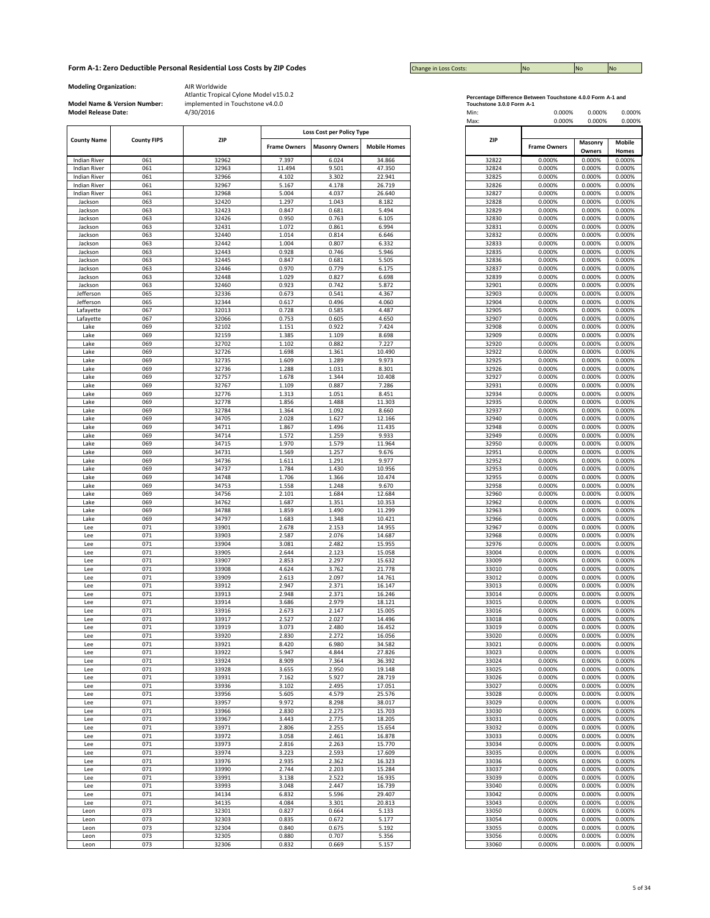## Form A-1: Zero Deductible Personal Residential Loss Costs by ZIP Codes

| Change in Loss Costs: | No | No | No |
|---|---|---|---|

**Modeling Organization:** AIR Worldwide

**Model Name & Version Number:** Atlantic Tropical Cylone Model v15.0.2 implemented in Touchstone v4.0.0

**Model Release Date:** 4/30/2016

| County Name | County FIPS | ZIP | Loss Cost per Policy Type | | |
|---|---|---|---|---|---|
| | | | Frame Owners | Masonry Owners | Mobile Homes |
| Indian River | 061 | 32962 | 7.397 | 6.024 | 34.866 |
| Indian River | 061 | 32963 | 11.494 | 9.501 | 47.350 |
| Indian River | 061 | 32966 | 4.102 | 3.302 | 22.941 |
| Indian River | 061 | 32967 | 5.167 | 4.178 | 26.719 |
| Indian River | 061 | 32968 | 5.004 | 4.037 | 26.640 |
| Jackson | 063 | 32420 | 1.297 | 1.043 | 8.182 |
| Jackson | 063 | 32423 | 0.847 | 0.681 | 5.494 |
| Jackson | 063 | 32426 | 0.950 | 0.763 | 6.105 |
| Jackson | 063 | 32431 | 1.072 | 0.861 | 6.994 |
| Jackson | 063 | 32440 | 1.014 | 0.814 | 6.646 |
| Jackson | 063 | 32442 | 1.004 | 0.807 | 6.332 |
| Jackson | 063 | 32443 | 0.928 | 0.746 | 5.946 |
| Jackson | 063 | 32445 | 0.847 | 0.681 | 5.505 |
| Jackson | 063 | 32446 | 0.970 | 0.779 | 6.175 |
| Jackson | 063 | 32448 | 1.029 | 0.827 | 6.698 |
| Jackson | 063 | 32460 | 0.923 | 0.742 | 5.872 |
| Jefferson | 065 | 32336 | 0.673 | 0.541 | 4.367 |
| Jefferson | 065 | 32344 | 0.617 | 0.496 | 4.060 |
| Lafayette | 067 | 32013 | 0.728 | 0.585 | 4.487 |
| Lafayette | 067 | 32066 | 0.753 | 0.605 | 4.650 |
| Lake | 069 | 32102 | 1.151 | 0.922 | 7.424 |
| Lake | 069 | 32159 | 1.385 | 1.109 | 8.698 |
| Lake | 069 | 32702 | 1.102 | 0.882 | 7.227 |
| Lake | 069 | 32726 | 1.698 | 1.361 | 10.490 |
| Lake | 069 | 32735 | 1.609 | 1.289 | 9.973 |
| Lake | 069 | 32736 | 1.288 | 1.031 | 8.301 |
| Lake | 069 | 32757 | 1.678 | 1.344 | 10.408 |
| Lake | 069 | 32767 | 1.109 | 0.887 | 7.286 |
| Lake | 069 | 32776 | 1.313 | 1.051 | 8.451 |
| Lake | 069 | 32778 | 1.856 | 1.488 | 11.303 |
| Lake | 069 | 32784 | 1.364 | 1.092 | 8.660 |
| Lake | 069 | 34705 | 2.028 | 1.627 | 12.166 |
| Lake | 069 | 34711 | 1.867 | 1.496 | 11.435 |
| Lake | 069 | 34714 | 1.572 | 1.259 | 9.933 |
| Lake | 069 | 34715 | 1.970 | 1.579 | 11.964 |
| Lake | 069 | 34731 | 1.569 | 1.257 | 9.676 |
| Lake | 069 | 34736 | 1.611 | 1.291 | 9.977 |
| Lake | 069 | 34737 | 1.784 | 1.430 | 10.956 |
| Lake | 069 | 34748 | 1.706 | 1.366 | 10.474 |
| Lake | 069 | 34753 | 1.558 | 1.248 | 9.670 |
| Lake | 069 | 34756 | 2.101 | 1.684 | 12.684 |
| Lake | 069 | 34762 | 1.687 | 1.351 | 10.353 |
| Lake | 069 | 34788 | 1.859 | 1.490 | 11.299 |
| Lake | 069 | 34797 | 1.683 | 1.348 | 10.421 |
| Lee | 071 | 33901 | 2.678 | 2.153 | 14.955 |
| Lee | 071 | 33903 | 2.587 | 2.076 | 14.687 |
| Lee | 071 | 33904 | 3.081 | 2.482 | 15.955 |
| Lee | 071 | 33905 | 2.644 | 2.123 | 15.058 |
| Lee | 071 | 33907 | 2.853 | 2.297 | 15.632 |
| Lee | 071 | 33908 | 4.624 | 3.762 | 21.778 |
| Lee | 071 | 33909 | 2.613 | 2.097 | 14.761 |
| Lee | 071 | 33912 | 2.947 | 2.371 | 16.147 |
| Lee | 071 | 33913 | 2.948 | 2.371 | 16.246 |
| Lee | 071 | 33914 | 3.686 | 2.979 | 18.121 |
| Lee | 071 | 33916 | 2.673 | 2.147 | 15.005 |
| Lee | 071 | 33917 | 2.527 | 2.027 | 14.496 |
| Lee | 071 | 33919 | 3.073 | 2.480 | 16.452 |
| Lee | 071 | 33920 | 2.830 | 2.272 | 16.056 |
| Lee | 071 | 33921 | 8.420 | 6.980 | 34.582 |
| Lee | 071 | 33922 | 5.947 | 4.844 | 27.826 |
| Lee | 071 | 33924 | 8.909 | 7.364 | 36.392 |
| Lee | 071 | 33928 | 3.655 | 2.950 | 19.148 |
| Lee | 071 | 33931 | 7.162 | 5.927 | 28.719 |
| Lee | 071 | 33936 | 3.102 | 2.495 | 17.051 |
| Lee | 071 | 33956 | 5.605 | 4.579 | 25.576 |
| Lee | 071 | 33957 | 9.972 | 8.298 | 38.017 |
| Lee | 071 | 33966 | 2.830 | 2.275 | 15.703 |
| Lee | 071 | 33967 | 3.443 | 2.775 | 18.205 |
| Lee | 071 | 33971 | 2.806 | 2.255 | 15.654 |
| Lee | 071 | 33972 | 3.058 | 2.461 | 16.878 |
| Lee | 071 | 33973 | 2.816 | 2.263 | 15.770 |
| Lee | 071 | 33974 | 3.223 | 2.593 | 17.609 |
| Lee | 071 | 33976 | 2.935 | 2.362 | 16.323 |
| Lee | 071 | 33990 | 2.744 | 2.203 | 15.284 |
| Lee | 071 | 33991 | 3.138 | 2.522 | 16.935 |
| Lee | 071 | 33993 | 3.048 | 2.447 | 16.739 |
| Lee | 071 | 34134 | 6.832 | 5.596 | 29.407 |
| Lee | 071 | 34135 | 4.084 | 3.301 | 20.813 |
| Leon | 073 | 32301 | 0.827 | 0.664 | 5.133 |
| Leon | 073 | 32303 | 0.835 | 0.672 | 5.177 |
| Leon | 073 | 32304 | 0.840 | 0.675 | 5.192 |
| Leon | 073 | 32305 | 0.880 | 0.707 | 5.356 |
| Leon | 073 | 32306 | 0.832 | 0.669 | 5.157 |

**Percentage Difference Between Touchstone 4.0.0 Form A-1 and Touchstone 3.0.0 Form A-1**

| | Frame Owners | Masonry Owners | Mobile Homes |
|---|---|---|---|
| Min: | 0.000% | 0.000% | 0.000% |
| Max: | 0.000% | 0.000% | 0.000% |

| ZIP | Frame Owners | Masonry Owners | Mobile Homes |
|---|---|---|---|
| 32822 | 0.000% | 0.000% | 0.000% |
| 32824 | 0.000% | 0.000% | 0.000% |
| 32825 | 0.000% | 0.000% | 0.000% |
| 32826 | 0.000% | 0.000% | 0.000% |
| 32827 | 0.000% | 0.000% | 0.000% |
| 32828 | 0.000% | 0.000% | 0.000% |
| 32829 | 0.000% | 0.000% | 0.000% |
| 32830 | 0.000% | 0.000% | 0.000% |
| 32831 | 0.000% | 0.000% | 0.000% |
| 32832 | 0.000% | 0.000% | 0.000% |
| 32833 | 0.000% | 0.000% | 0.000% |
| 32835 | 0.000% | 0.000% | 0.000% |
| 32836 | 0.000% | 0.000% | 0.000% |
| 32837 | 0.000% | 0.000% | 0.000% |
| 32839 | 0.000% | 0.000% | 0.000% |
| 32901 | 0.000% | 0.000% | 0.000% |
| 32903 | 0.000% | 0.000% | 0.000% |
| 32904 | 0.000% | 0.000% | 0.000% |
| 32905 | 0.000% | 0.000% | 0.000% |
| 32907 | 0.000% | 0.000% | 0.000% |
| 32908 | 0.000% | 0.000% | 0.000% |
| 32909 | 0.000% | 0.000% | 0.000% |
| 32920 | 0.000% | 0.000% | 0.000% |
| 32922 | 0.000% | 0.000% | 0.000% |
| 32925 | 0.000% | 0.000% | 0.000% |
| 32926 | 0.000% | 0.000% | 0.000% |
| 32927 | 0.000% | 0.000% | 0.000% |
| 32931 | 0.000% | 0.000% | 0.000% |
| 32934 | 0.000% | 0.000% | 0.000% |
| 32935 | 0.000% | 0.000% | 0.000% |
| 32937 | 0.000% | 0.000% | 0.000% |
| 32940 | 0.000% | 0.000% | 0.000% |
| 32948 | 0.000% | 0.000% | 0.000% |
| 32949 | 0.000% | 0.000% | 0.000% |
| 32950 | 0.000% | 0.000% | 0.000% |
| 32951 | 0.000% | 0.000% | 0.000% |
| 32952 | 0.000% | 0.000% | 0.000% |
| 32953 | 0.000% | 0.000% | 0.000% |
| 32955 | 0.000% | 0.000% | 0.000% |
| 32958 | 0.000% | 0.000% | 0.000% |
| 32960 | 0.000% | 0.000% | 0.000% |
| 32962 | 0.000% | 0.000% | 0.000% |
| 32963 | 0.000% | 0.000% | 0.000% |
| 32966 | 0.000% | 0.000% | 0.000% |
| 32967 | 0.000% | 0.000% | 0.000% |
| 32968 | 0.000% | 0.000% | 0.000% |
| 32976 | 0.000% | 0.000% | 0.000% |
| 33004 | 0.000% | 0.000% | 0.000% |
| 33009 | 0.000% | 0.000% | 0.000% |
| 33010 | 0.000% | 0.000% | 0.000% |
| 33012 | 0.000% | 0.000% | 0.000% |
| 33013 | 0.000% | 0.000% | 0.000% |
| 33014 | 0.000% | 0.000% | 0.000% |
| 33015 | 0.000% | 0.000% | 0.000% |
| 33016 | 0.000% | 0.000% | 0.000% |
| 33018 | 0.000% | 0.000% | 0.000% |
| 33019 | 0.000% | 0.000% | 0.000% |
| 33020 | 0.000% | 0.000% | 0.000% |
| 33021 | 0.000% | 0.000% | 0.000% |
| 33023 | 0.000% | 0.000% | 0.000% |
| 33024 | 0.000% | 0.000% | 0.000% |
| 33025 | 0.000% | 0.000% | 0.000% |
| 33026 | 0.000% | 0.000% | 0.000% |
| 33027 | 0.000% | 0.000% | 0.000% |
| 33028 | 0.000% | 0.000% | 0.000% |
| 33029 | 0.000% | 0.000% | 0.000% |
| 33030 | 0.000% | 0.000% | 0.000% |
| 33031 | 0.000% | 0.000% | 0.000% |
| 33032 | 0.000% | 0.000% | 0.000% |
| 33033 | 0.000% | 0.000% | 0.000% |
| 33034 | 0.000% | 0.000% | 0.000% |
| 33035 | 0.000% | 0.000% | 0.000% |
| 33036 | 0.000% | 0.000% | 0.000% |
| 33037 | 0.000% | 0.000% | 0.000% |
| 33039 | 0.000% | 0.000% | 0.000% |
| 33040 | 0.000% | 0.000% | 0.000% |
| 33042 | 0.000% | 0.000% | 0.000% |
| 33043 | 0.000% | 0.000% | 0.000% |
| 33050 | 0.000% | 0.000% | 0.000% |
| 33054 | 0.000% | 0.000% | 0.000% |
| 33055 | 0.000% | 0.000% | 0.000% |
| 33056 | 0.000% | 0.000% | 0.000% |
| 33060 | 0.000% | 0.000% | 0.000% |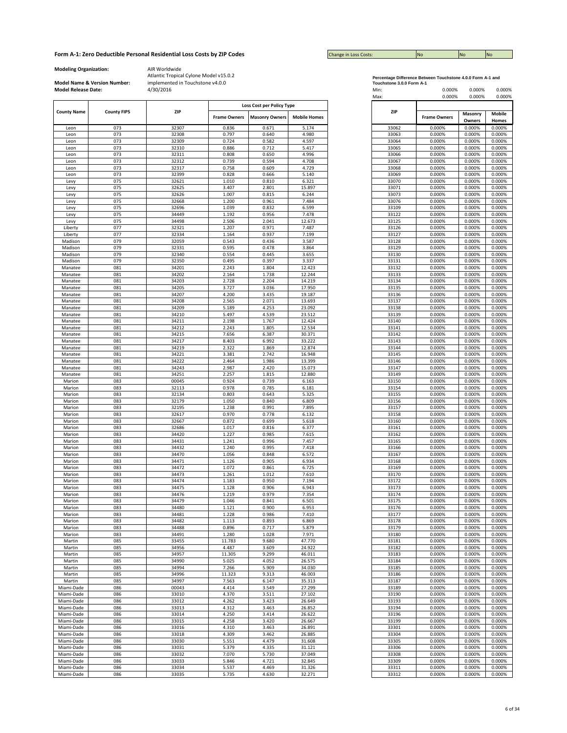# Form A-1: Zero Deductible Personal Residential Loss Costs by ZIP Codes

| Change in Loss Costs: | No | No | No |
|---|---|---|---|

**Modeling Organization:** AIR Worldwide

**Model Name & Version Number:** Atlantic Tropical Cylone Model v15.0.2 implemented in Touchstone v4.0.0

**Model Release Date:** 4/30/2016

| County Name | County FIPS | ZIP | Loss Cost per Policy Type | | |
|---|---|---|---|---|---|
| | | | Frame Owners | Masonry Owners | Mobile Homes |
| Leon | 073 | 32307 | 0.836 | 0.671 | 5.174 |
| Leon | 073 | 32308 | 0.797 | 0.640 | 4.980 |
| Leon | 073 | 32309 | 0.724 | 0.582 | 4.597 |
| Leon | 073 | 32310 | 0.886 | 0.712 | 5.417 |
| Leon | 073 | 32311 | 0.808 | 0.650 | 4.996 |
| Leon | 073 | 32312 | 0.739 | 0.594 | 4.708 |
| Leon | 073 | 32317 | 0.758 | 0.609 | 4.729 |
| Leon | 073 | 32399 | 0.828 | 0.666 | 5.140 |
| Levy | 075 | 32621 | 1.010 | 0.810 | 6.321 |
| Levy | 075 | 32625 | 3.407 | 2.801 | 15.897 |
| Levy | 075 | 32626 | 1.007 | 0.815 | 6.244 |
| Levy | 075 | 32668 | 1.200 | 0.961 | 7.484 |
| Levy | 075 | 32696 | 1.039 | 0.832 | 6.599 |
| Levy | 075 | 34449 | 1.192 | 0.956 | 7.478 |
| Levy | 075 | 34498 | 2.506 | 2.041 | 12.673 |
| Liberty | 077 | 32321 | 1.207 | 0.971 | 7.487 |
| Liberty | 077 | 32334 | 1.164 | 0.937 | 7.199 |
| Madison | 079 | 32059 | 0.543 | 0.436 | 3.587 |
| Madison | 079 | 32331 | 0.595 | 0.478 | 3.864 |
| Madison | 079 | 32340 | 0.554 | 0.445 | 3.655 |
| Madison | 079 | 32350 | 0.495 | 0.397 | 3.337 |
| Manatee | 081 | 34201 | 2.243 | 1.804 | 12.423 |
| Manatee | 081 | 34202 | 2.164 | 1.738 | 12.244 |
| Manatee | 081 | 34203 | 2.728 | 2.204 | 14.219 |
| Manatee | 081 | 34205 | 3.727 | 3.036 | 17.950 |
| Manatee | 081 | 34207 | 4.200 | 3.435 | 19.187 |
| Manatee | 081 | 34208 | 2.565 | 2.071 | 13.693 |
| Manatee | 081 | 34209 | 5.189 | 4.253 | 23.092 |
| Manatee | 081 | 34210 | 5.497 | 4.539 | 23.512 |
| Manatee | 081 | 34211 | 2.198 | 1.767 | 12.424 |
| Manatee | 081 | 34212 | 2.243 | 1.805 | 12.534 |
| Manatee | 081 | 34215 | 7.656 | 6.387 | 30.371 |
| Manatee | 081 | 34217 | 8.403 | 6.992 | 33.222 |
| Manatee | 081 | 34219 | 2.322 | 1.869 | 12.874 |
| Manatee | 081 | 34221 | 3.381 | 2.742 | 16.948 |
| Manatee | 081 | 34222 | 2.464 | 1.986 | 13.399 |
| Manatee | 081 | 34243 | 2.987 | 2.420 | 15.073 |
| Manatee | 081 | 34251 | 2.257 | 1.815 | 12.880 |
| Marion | 083 | 00045 | 0.924 | 0.739 | 6.163 |
| Marion | 083 | 32113 | 0.978 | 0.785 | 6.181 |
| Marion | 083 | 32134 | 0.803 | 0.643 | 5.325 |
| Marion | 083 | 32179 | 1.050 | 0.840 | 6.809 |
| Marion | 083 | 32195 | 1.238 | 0.991 | 7.895 |
| Marion | 083 | 32617 | 0.970 | 0.778 | 6.132 |
| Marion | 083 | 32667 | 0.872 | 0.699 | 5.618 |
| Marion | 083 | 32686 | 1.017 | 0.816 | 6.377 |
| Marion | 083 | 34420 | 1.227 | 0.985 | 7.615 |
| Marion | 083 | 34431 | 1.241 | 0.996 | 7.457 |
| Marion | 083 | 34432 | 1.240 | 0.995 | 7.418 |
| Marion | 083 | 34470 | 1.056 | 0.848 | 6.572 |
| Marion | 083 | 34471 | 1.126 | 0.905 | 6.934 |
| Marion | 083 | 34472 | 1.072 | 0.861 | 6.725 |
| Marion | 083 | 34473 | 1.261 | 1.012 | 7.610 |
| Marion | 083 | 34474 | 1.183 | 0.950 | 7.194 |
| Marion | 083 | 34475 | 1.128 | 0.906 | 6.943 |
| Marion | 083 | 34476 | 1.219 | 0.979 | 7.354 |
| Marion | 083 | 34479 | 1.046 | 0.841 | 6.501 |
| Marion | 083 | 34480 | 1.121 | 0.900 | 6.953 |
| Marion | 083 | 34481 | 1.228 | 0.986 | 7.410 |
| Marion | 083 | 34482 | 1.113 | 0.893 | 6.869 |
| Marion | 083 | 34488 | 0.896 | 0.717 | 5.879 |
| Marion | 083 | 34491 | 1.280 | 1.028 | 7.971 |
| Martin | 085 | 33455 | 11.783 | 9.680 | 47.770 |
| Martin | 085 | 34956 | 4.487 | 3.609 | 24.922 |
| Martin | 085 | 34957 | 11.305 | 9.299 | 46.011 |
| Martin | 085 | 34990 | 5.025 | 4.052 | 26.575 |
| Martin | 085 | 34994 | 7.266 | 5.909 | 34.030 |
| Martin | 085 | 34996 | 11.323 | 9.313 | 46.003 |
| Martin | 085 | 34997 | 7.563 | 6.147 | 35.313 |
| Miami-Dade | 086 | 00043 | 4.414 | 3.549 | 27.299 |
| Miami-Dade | 086 | 33010 | 4.370 | 3.511 | 27.102 |
| Miami-Dade | 086 | 33012 | 4.262 | 3.423 | 26.649 |
| Miami-Dade | 086 | 33013 | 4.312 | 3.463 | 26.852 |
| Miami-Dade | 086 | 33014 | 4.250 | 3.414 | 26.622 |
| Miami-Dade | 086 | 33015 | 4.258 | 3.420 | 26.667 |
| Miami-Dade | 086 | 33016 | 4.310 | 3.463 | 26.891 |
| Miami-Dade | 086 | 33018 | 4.309 | 3.462 | 26.885 |
| Miami-Dade | 086 | 33030 | 5.551 | 4.479 | 31.608 |
| Miami-Dade | 086 | 33031 | 5.379 | 4.335 | 31.121 |
| Miami-Dade | 086 | 33032 | 7.070 | 5.730 | 37.049 |
| Miami-Dade | 086 | 33033 | 5.846 | 4.721 | 32.845 |
| Miami-Dade | 086 | 33034 | 5.537 | 4.469 | 31.326 |
| Miami-Dade | 086 | 33035 | 5.735 | 4.630 | 32.271 |

**Percentage Difference Between Touchstone 4.0.0 Form A-1 and Touchstone 3.0.0 Form A-1**

| | Frame Owners | Masonry Owners | Mobile Homes |
|---|---|---|---|
| Min: | 0.000% | 0.000% | 0.000% |
| Max: | 0.000% | 0.000% | 0.000% |

| ZIP | Frame Owners | Masonry Owners | Mobile Homes |
|---|---|---|---|
| 33062 | 0.000% | 0.000% | 0.000% |
| 33063 | 0.000% | 0.000% | 0.000% |
| 33064 | 0.000% | 0.000% | 0.000% |
| 33065 | 0.000% | 0.000% | 0.000% |
| 33066 | 0.000% | 0.000% | 0.000% |
| 33067 | 0.000% | 0.000% | 0.000% |
| 33068 | 0.000% | 0.000% | 0.000% |
| 33069 | 0.000% | 0.000% | 0.000% |
| 33070 | 0.000% | 0.000% | 0.000% |
| 33071 | 0.000% | 0.000% | 0.000% |
| 33073 | 0.000% | 0.000% | 0.000% |
| 33076 | 0.000% | 0.000% | 0.000% |
| 33109 | 0.000% | 0.000% | 0.000% |
| 33122 | 0.000% | 0.000% | 0.000% |
| 33125 | 0.000% | 0.000% | 0.000% |
| 33126 | 0.000% | 0.000% | 0.000% |
| 33127 | 0.000% | 0.000% | 0.000% |
| 33128 | 0.000% | 0.000% | 0.000% |
| 33129 | 0.000% | 0.000% | 0.000% |
| 33130 | 0.000% | 0.000% | 0.000% |
| 33131 | 0.000% | 0.000% | 0.000% |
| 33132 | 0.000% | 0.000% | 0.000% |
| 33133 | 0.000% | 0.000% | 0.000% |
| 33134 | 0.000% | 0.000% | 0.000% |
| 33135 | 0.000% | 0.000% | 0.000% |
| 33136 | 0.000% | 0.000% | 0.000% |
| 33137 | 0.000% | 0.000% | 0.000% |
| 33138 | 0.000% | 0.000% | 0.000% |
| 33139 | 0.000% | 0.000% | 0.000% |
| 33140 | 0.000% | 0.000% | 0.000% |
| 33141 | 0.000% | 0.000% | 0.000% |
| 33142 | 0.000% | 0.000% | 0.000% |
| 33143 | 0.000% | 0.000% | 0.000% |
| 33144 | 0.000% | 0.000% | 0.000% |
| 33145 | 0.000% | 0.000% | 0.000% |
| 33146 | 0.000% | 0.000% | 0.000% |
| 33147 | 0.000% | 0.000% | 0.000% |
| 33149 | 0.000% | 0.000% | 0.000% |
| 33150 | 0.000% | 0.000% | 0.000% |
| 33154 | 0.000% | 0.000% | 0.000% |
| 33155 | 0.000% | 0.000% | 0.000% |
| 33156 | 0.000% | 0.000% | 0.000% |
| 33157 | 0.000% | 0.000% | 0.000% |
| 33158 | 0.000% | 0.000% | 0.000% |
| 33160 | 0.000% | 0.000% | 0.000% |
| 33161 | 0.000% | 0.000% | 0.000% |
| 33162 | 0.000% | 0.000% | 0.000% |
| 33165 | 0.000% | 0.000% | 0.000% |
| 33166 | 0.000% | 0.000% | 0.000% |
| 33167 | 0.000% | 0.000% | 0.000% |
| 33168 | 0.000% | 0.000% | 0.000% |
| 33169 | 0.000% | 0.000% | 0.000% |
| 33170 | 0.000% | 0.000% | 0.000% |
| 33172 | 0.000% | 0.000% | 0.000% |
| 33173 | 0.000% | 0.000% | 0.000% |
| 33174 | 0.000% | 0.000% | 0.000% |
| 33175 | 0.000% | 0.000% | 0.000% |
| 33176 | 0.000% | 0.000% | 0.000% |
| 33177 | 0.000% | 0.000% | 0.000% |
| 33178 | 0.000% | 0.000% | 0.000% |
| 33179 | 0.000% | 0.000% | 0.000% |
| 33180 | 0.000% | 0.000% | 0.000% |
| 33181 | 0.000% | 0.000% | 0.000% |
| 33182 | 0.000% | 0.000% | 0.000% |
| 33183 | 0.000% | 0.000% | 0.000% |
| 33184 | 0.000% | 0.000% | 0.000% |
| 33185 | 0.000% | 0.000% | 0.000% |
| 33186 | 0.000% | 0.000% | 0.000% |
| 33187 | 0.000% | 0.000% | 0.000% |
| 33189 | 0.000% | 0.000% | 0.000% |
| 33190 | 0.000% | 0.000% | 0.000% |
| 33193 | 0.000% | 0.000% | 0.000% |
| 33194 | 0.000% | 0.000% | 0.000% |
| 33196 | 0.000% | 0.000% | 0.000% |
| 33199 | 0.000% | 0.000% | 0.000% |
| 33301 | 0.000% | 0.000% | 0.000% |
| 33304 | 0.000% | 0.000% | 0.000% |
| 33305 | 0.000% | 0.000% | 0.000% |
| 33306 | 0.000% | 0.000% | 0.000% |
| 33308 | 0.000% | 0.000% | 0.000% |
| 33309 | 0.000% | 0.000% | 0.000% |
| 33311 | 0.000% | 0.000% | 0.000% |
| 33312 | 0.000% | 0.000% | 0.000% |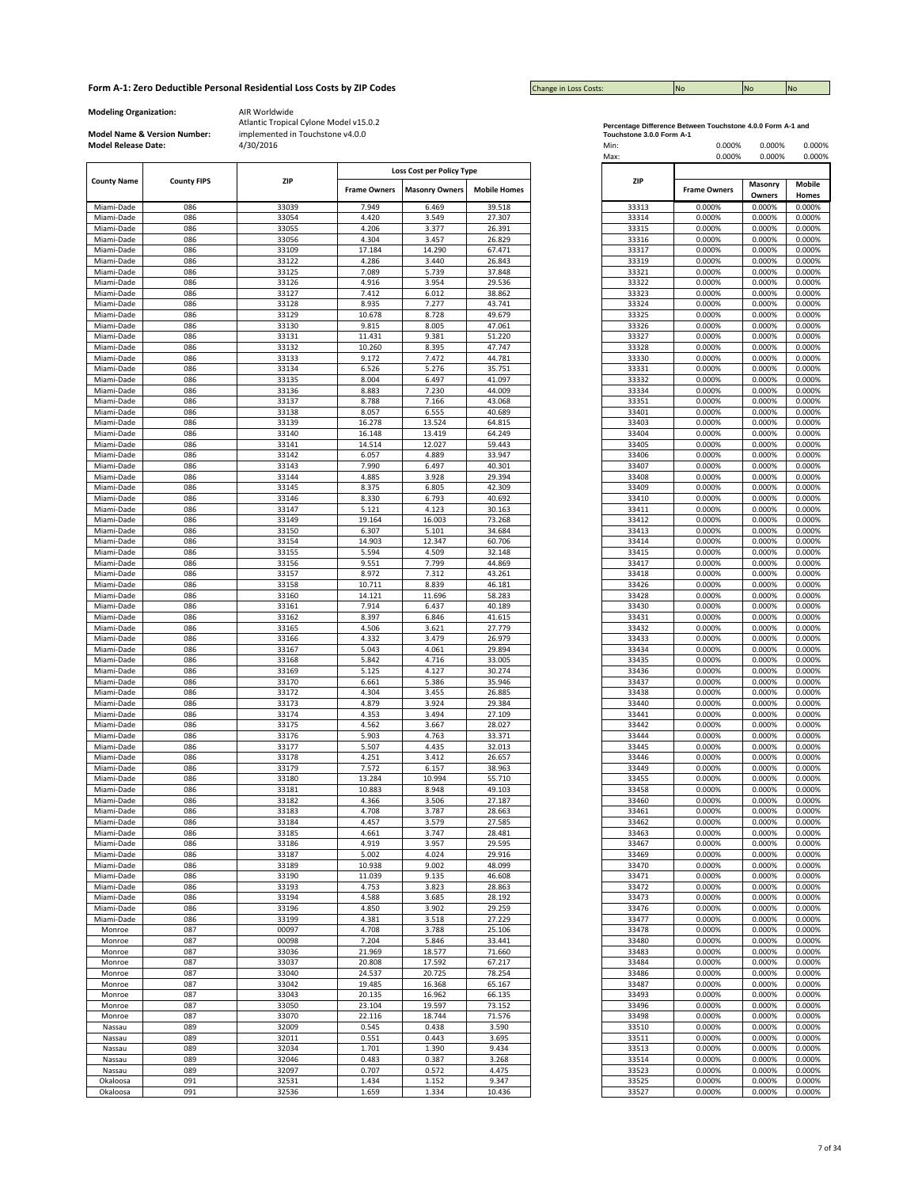# Form A-1: Zero Deductible Personal Residential Loss Costs by ZIP Codes

| Change in Loss Costs: | No | No | No |
|---|---|---|---|

**Modeling Organization:** AIR Worldwide

**Model Name & Version Number:** Atlantic Tropical Cylone Model v15.0.2 implemented in Touchstone v4.0.0

**Model Release Date:** 4/30/2016

| County Name | County FIPS | ZIP | Loss Cost per Policy Type | | |
|---|---|---|---|---|---|
| | | | Frame Owners | Masonry Owners | Mobile Homes |
| Miami-Dade | 086 | 33039 | 7.949 | 6.469 | 39.518 |
| Miami-Dade | 086 | 33054 | 4.420 | 3.549 | 27.307 |
| Miami-Dade | 086 | 33055 | 4.206 | 3.377 | 26.391 |
| Miami-Dade | 086 | 33056 | 4.304 | 3.457 | 26.829 |
| Miami-Dade | 086 | 33109 | 17.184 | 14.290 | 67.471 |
| Miami-Dade | 086 | 33122 | 4.286 | 3.440 | 26.843 |
| Miami-Dade | 086 | 33125 | 7.089 | 5.739 | 37.848 |
| Miami-Dade | 086 | 33126 | 4.916 | 3.954 | 29.536 |
| Miami-Dade | 086 | 33127 | 7.412 | 6.012 | 38.862 |
| Miami-Dade | 086 | 33128 | 8.935 | 7.277 | 43.741 |
| Miami-Dade | 086 | 33129 | 10.678 | 8.728 | 49.679 |
| Miami-Dade | 086 | 33130 | 9.815 | 8.005 | 47.061 |
| Miami-Dade | 086 | 33131 | 11.431 | 9.381 | 51.220 |
| Miami-Dade | 086 | 33132 | 10.260 | 8.395 | 47.747 |
| Miami-Dade | 086 | 33133 | 9.172 | 7.472 | 44.781 |
| Miami-Dade | 086 | 33134 | 6.526 | 5.276 | 35.751 |
| Miami-Dade | 086 | 33135 | 8.004 | 6.497 | 41.097 |
| Miami-Dade | 086 | 33136 | 8.883 | 7.230 | 44.009 |
| Miami-Dade | 086 | 33137 | 8.788 | 7.166 | 43.068 |
| Miami-Dade | 086 | 33138 | 8.057 | 6.555 | 40.689 |
| Miami-Dade | 086 | 33139 | 16.278 | 13.524 | 64.815 |
| Miami-Dade | 086 | 33140 | 16.148 | 13.419 | 64.249 |
| Miami-Dade | 086 | 33141 | 14.514 | 12.027 | 59.443 |
| Miami-Dade | 086 | 33142 | 6.057 | 4.889 | 33.947 |
| Miami-Dade | 086 | 33143 | 7.990 | 6.497 | 40.301 |
| Miami-Dade | 086 | 33144 | 4.885 | 3.928 | 29.394 |
| Miami-Dade | 086 | 33145 | 8.375 | 6.805 | 42.309 |
| Miami-Dade | 086 | 33146 | 8.330 | 6.793 | 40.692 |
| Miami-Dade | 086 | 33147 | 5.121 | 4.123 | 30.163 |
| Miami-Dade | 086 | 33149 | 19.164 | 16.003 | 73.268 |
| Miami-Dade | 086 | 33150 | 6.307 | 5.101 | 34.684 |
| Miami-Dade | 086 | 33154 | 14.903 | 12.347 | 60.706 |
| Miami-Dade | 086 | 33155 | 5.594 | 4.509 | 32.148 |
| Miami-Dade | 086 | 33156 | 9.551 | 7.799 | 44.869 |
| Miami-Dade | 086 | 33157 | 8.972 | 7.312 | 43.261 |
| Miami-Dade | 086 | 33158 | 10.711 | 8.839 | 46.181 |
| Miami-Dade | 086 | 33160 | 14.121 | 11.696 | 58.283 |
| Miami-Dade | 086 | 33161 | 7.914 | 6.437 | 40.189 |
| Miami-Dade | 086 | 33162 | 8.397 | 6.846 | 41.615 |
| Miami-Dade | 086 | 33165 | 4.506 | 3.621 | 27.779 |
| Miami-Dade | 086 | 33166 | 4.332 | 3.479 | 26.979 |
| Miami-Dade | 086 | 33167 | 5.043 | 4.061 | 29.894 |
| Miami-Dade | 086 | 33168 | 5.842 | 4.716 | 33.005 |
| Miami-Dade | 086 | 33169 | 5.125 | 4.127 | 30.274 |
| Miami-Dade | 086 | 33170 | 6.661 | 5.386 | 35.946 |
| Miami-Dade | 086 | 33172 | 4.304 | 3.455 | 26.885 |
| Miami-Dade | 086 | 33173 | 4.879 | 3.924 | 29.384 |
| Miami-Dade | 086 | 33174 | 4.353 | 3.494 | 27.109 |
| Miami-Dade | 086 | 33175 | 4.562 | 3.667 | 28.027 |
| Miami-Dade | 086 | 33176 | 5.903 | 4.763 | 33.371 |
| Miami-Dade | 086 | 33177 | 5.507 | 4.435 | 32.013 |
| Miami-Dade | 086 | 33178 | 4.251 | 3.412 | 26.657 |
| Miami-Dade | 086 | 33179 | 7.572 | 6.157 | 38.963 |
| Miami-Dade | 086 | 33180 | 13.284 | 10.994 | 55.710 |
| Miami-Dade | 086 | 33181 | 10.883 | 8.948 | 49.103 |
| Miami-Dade | 086 | 33182 | 4.366 | 3.506 | 27.187 |
| Miami-Dade | 086 | 33183 | 4.708 | 3.787 | 28.663 |
| Miami-Dade | 086 | 33184 | 4.457 | 3.579 | 27.585 |
| Miami-Dade | 086 | 33185 | 4.661 | 3.747 | 28.481 |
| Miami-Dade | 086 | 33186 | 4.919 | 3.957 | 29.595 |
| Miami-Dade | 086 | 33187 | 5.002 | 4.024 | 29.916 |
| Miami-Dade | 086 | 33189 | 10.938 | 9.002 | 48.099 |
| Miami-Dade | 086 | 33190 | 11.039 | 9.135 | 46.608 |
| Miami-Dade | 086 | 33193 | 4.753 | 3.823 | 28.863 |
| Miami-Dade | 086 | 33194 | 4.588 | 3.685 | 28.192 |
| Miami-Dade | 086 | 33196 | 4.850 | 3.902 | 29.259 |
| Miami-Dade | 086 | 33199 | 4.381 | 3.518 | 27.229 |
| Monroe | 087 | 00097 | 4.708 | 3.788 | 25.106 |
| Monroe | 087 | 00098 | 7.204 | 5.846 | 33.441 |
| Monroe | 087 | 33036 | 21.969 | 18.577 | 71.660 |
| Monroe | 087 | 33037 | 20.808 | 17.592 | 67.217 |
| Monroe | 087 | 33040 | 24.537 | 20.725 | 78.254 |
| Monroe | 087 | 33042 | 19.485 | 16.368 | 65.167 |
| Monroe | 087 | 33043 | 20.135 | 16.962 | 66.135 |
| Monroe | 087 | 33050 | 23.104 | 19.597 | 73.152 |
| Monroe | 087 | 33070 | 22.116 | 18.744 | 71.576 |
| Nassau | 089 | 32009 | 0.545 | 0.438 | 3.590 |
| Nassau | 089 | 32011 | 0.551 | 0.443 | 3.695 |
| Nassau | 089 | 32034 | 1.701 | 1.390 | 9.434 |
| Nassau | 089 | 32046 | 0.483 | 0.387 | 3.268 |
| Nassau | 089 | 32097 | 0.707 | 0.572 | 4.475 |
| Okaloosa | 091 | 32531 | 1.434 | 1.152 | 9.347 |
| Okaloosa | 091 | 32536 | 1.659 | 1.334 | 10.436 |

**Percentage Difference Between Touchstone 4.0.0 Form A-1 and Touchstone 3.0.0 Form A-1**

| | Frame Owners | Masonry Owners | Mobile Homes |
|---|---|---|---|
| Min: | 0.000% | 0.000% | 0.000% |
| Max: | 0.000% | 0.000% | 0.000% |

| ZIP | Frame Owners | Masonry Owners | Mobile Homes |
|---|---|---|---|
| 33313 | 0.000% | 0.000% | 0.000% |
| 33314 | 0.000% | 0.000% | 0.000% |
| 33315 | 0.000% | 0.000% | 0.000% |
| 33316 | 0.000% | 0.000% | 0.000% |
| 33317 | 0.000% | 0.000% | 0.000% |
| 33319 | 0.000% | 0.000% | 0.000% |
| 33321 | 0.000% | 0.000% | 0.000% |
| 33322 | 0.000% | 0.000% | 0.000% |
| 33323 | 0.000% | 0.000% | 0.000% |
| 33324 | 0.000% | 0.000% | 0.000% |
| 33325 | 0.000% | 0.000% | 0.000% |
| 33326 | 0.000% | 0.000% | 0.000% |
| 33327 | 0.000% | 0.000% | 0.000% |
| 33328 | 0.000% | 0.000% | 0.000% |
| 33330 | 0.000% | 0.000% | 0.000% |
| 33331 | 0.000% | 0.000% | 0.000% |
| 33332 | 0.000% | 0.000% | 0.000% |
| 33334 | 0.000% | 0.000% | 0.000% |
| 33351 | 0.000% | 0.000% | 0.000% |
| 33401 | 0.000% | 0.000% | 0.000% |
| 33403 | 0.000% | 0.000% | 0.000% |
| 33404 | 0.000% | 0.000% | 0.000% |
| 33405 | 0.000% | 0.000% | 0.000% |
| 33406 | 0.000% | 0.000% | 0.000% |
| 33407 | 0.000% | 0.000% | 0.000% |
| 33408 | 0.000% | 0.000% | 0.000% |
| 33409 | 0.000% | 0.000% | 0.000% |
| 33410 | 0.000% | 0.000% | 0.000% |
| 33411 | 0.000% | 0.000% | 0.000% |
| 33412 | 0.000% | 0.000% | 0.000% |
| 33413 | 0.000% | 0.000% | 0.000% |
| 33414 | 0.000% | 0.000% | 0.000% |
| 33415 | 0.000% | 0.000% | 0.000% |
| 33417 | 0.000% | 0.000% | 0.000% |
| 33418 | 0.000% | 0.000% | 0.000% |
| 33426 | 0.000% | 0.000% | 0.000% |
| 33428 | 0.000% | 0.000% | 0.000% |
| 33430 | 0.000% | 0.000% | 0.000% |
| 33431 | 0.000% | 0.000% | 0.000% |
| 33432 | 0.000% | 0.000% | 0.000% |
| 33433 | 0.000% | 0.000% | 0.000% |
| 33434 | 0.000% | 0.000% | 0.000% |
| 33435 | 0.000% | 0.000% | 0.000% |
| 33436 | 0.000% | 0.000% | 0.000% |
| 33437 | 0.000% | 0.000% | 0.000% |
| 33438 | 0.000% | 0.000% | 0.000% |
| 33440 | 0.000% | 0.000% | 0.000% |
| 33441 | 0.000% | 0.000% | 0.000% |
| 33442 | 0.000% | 0.000% | 0.000% |
| 33444 | 0.000% | 0.000% | 0.000% |
| 33445 | 0.000% | 0.000% | 0.000% |
| 33446 | 0.000% | 0.000% | 0.000% |
| 33449 | 0.000% | 0.000% | 0.000% |
| 33455 | 0.000% | 0.000% | 0.000% |
| 33458 | 0.000% | 0.000% | 0.000% |
| 33460 | 0.000% | 0.000% | 0.000% |
| 33461 | 0.000% | 0.000% | 0.000% |
| 33462 | 0.000% | 0.000% | 0.000% |
| 33463 | 0.000% | 0.000% | 0.000% |
| 33467 | 0.000% | 0.000% | 0.000% |
| 33469 | 0.000% | 0.000% | 0.000% |
| 33470 | 0.000% | 0.000% | 0.000% |
| 33471 | 0.000% | 0.000% | 0.000% |
| 33472 | 0.000% | 0.000% | 0.000% |
| 33473 | 0.000% | 0.000% | 0.000% |
| 33476 | 0.000% | 0.000% | 0.000% |
| 33477 | 0.000% | 0.000% | 0.000% |
| 33478 | 0.000% | 0.000% | 0.000% |
| 33480 | 0.000% | 0.000% | 0.000% |
| 33483 | 0.000% | 0.000% | 0.000% |
| 33484 | 0.000% | 0.000% | 0.000% |
| 33486 | 0.000% | 0.000% | 0.000% |
| 33487 | 0.000% | 0.000% | 0.000% |
| 33493 | 0.000% | 0.000% | 0.000% |
| 33496 | 0.000% | 0.000% | 0.000% |
| 33498 | 0.000% | 0.000% | 0.000% |
| 33510 | 0.000% | 0.000% | 0.000% |
| 33511 | 0.000% | 0.000% | 0.000% |
| 33513 | 0.000% | 0.000% | 0.000% |
| 33514 | 0.000% | 0.000% | 0.000% |
| 33523 | 0.000% | 0.000% | 0.000% |
| 33525 | 0.000% | 0.000% | 0.000% |
| 33527 | 0.000% | 0.000% | 0.000% |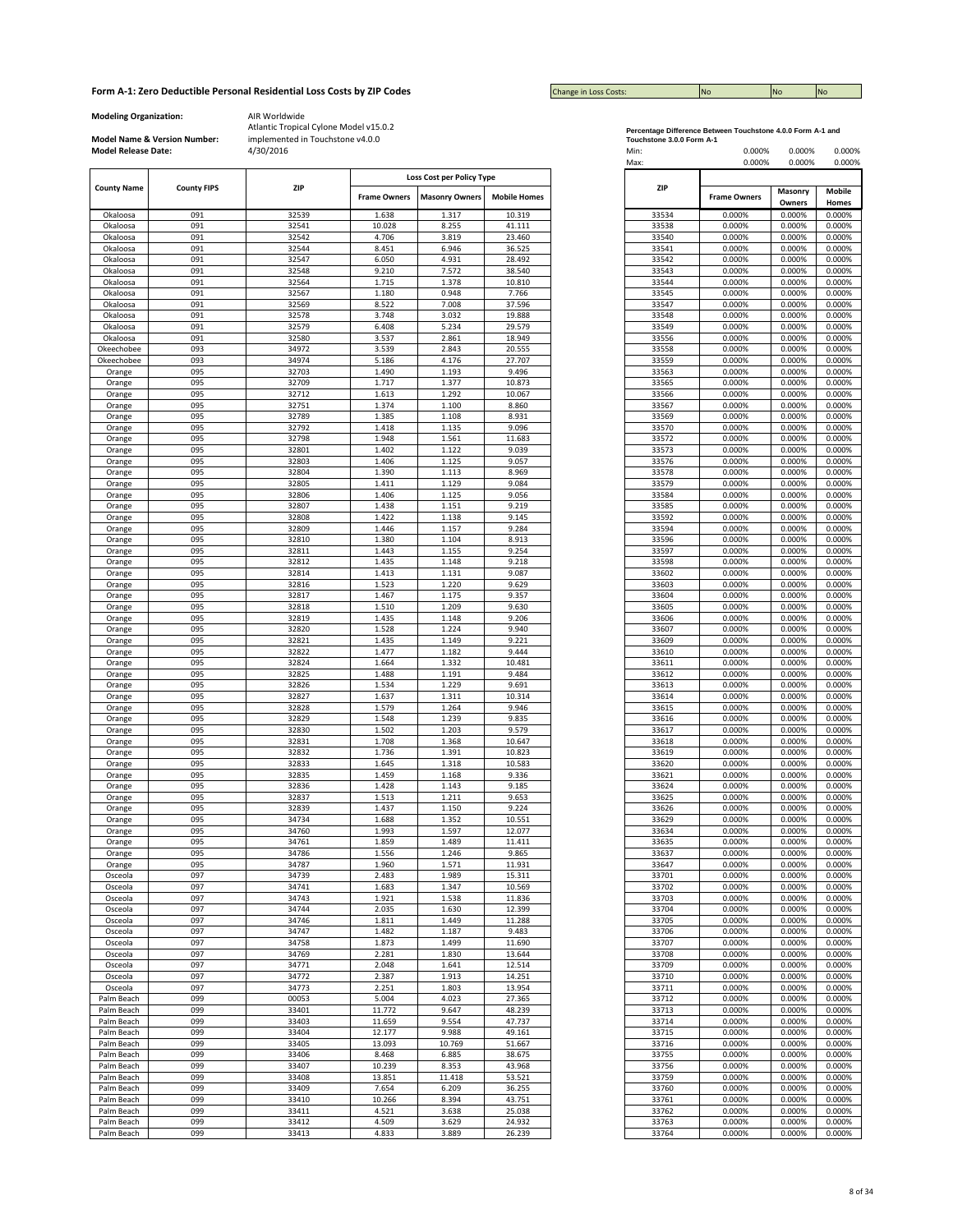# Form A-1: Zero Deductible Personal Residential Loss Costs by ZIP Codes

Change in Loss Costs: No | No | No

**Modeling Organization:** AIR Worldwide

**Model Name & Version Number:** Atlantic Tropical Cylone Model v15.0.2 implemented in Touchstone v4.0.0

**Model Release Date:** 4/30/2016

| County Name | County FIPS | ZIP | Loss Cost per Policy Type | | |
|---|---|---|---|---|---|
| | | | Frame Owners | Masonry Owners | Mobile Homes |
| Okaloosa | 091 | 32539 | 1.638 | 1.317 | 10.319 |
| Okaloosa | 091 | 32541 | 10.028 | 8.255 | 41.111 |
| Okaloosa | 091 | 32542 | 4.706 | 3.819 | 23.460 |
| Okaloosa | 091 | 32544 | 8.451 | 6.946 | 36.525 |
| Okaloosa | 091 | 32547 | 6.050 | 4.931 | 28.492 |
| Okaloosa | 091 | 32548 | 9.210 | 7.572 | 38.540 |
| Okaloosa | 091 | 32564 | 1.715 | 1.378 | 10.810 |
| Okaloosa | 091 | 32567 | 1.180 | 0.948 | 7.766 |
| Okaloosa | 091 | 32569 | 8.522 | 7.008 | 37.596 |
| Okaloosa | 091 | 32578 | 3.748 | 3.032 | 19.888 |
| Okaloosa | 091 | 32579 | 6.408 | 5.234 | 29.579 |
| Okaloosa | 091 | 32580 | 3.537 | 2.861 | 18.949 |
| Okeechobee | 093 | 34972 | 3.539 | 2.843 | 20.555 |
| Okeechobee | 093 | 34974 | 5.186 | 4.176 | 27.707 |
| Orange | 095 | 32703 | 1.490 | 1.193 | 9.496 |
| Orange | 095 | 32709 | 1.717 | 1.377 | 10.873 |
| Orange | 095 | 32712 | 1.613 | 1.292 | 10.067 |
| Orange | 095 | 32751 | 1.374 | 1.100 | 8.860 |
| Orange | 095 | 32789 | 1.385 | 1.108 | 8.931 |
| Orange | 095 | 32792 | 1.418 | 1.135 | 9.096 |
| Orange | 095 | 32798 | 1.948 | 1.561 | 11.683 |
| Orange | 095 | 32801 | 1.402 | 1.122 | 9.039 |
| Orange | 095 | 32803 | 1.406 | 1.125 | 9.057 |
| Orange | 095 | 32804 | 1.390 | 1.113 | 8.969 |
| Orange | 095 | 32805 | 1.411 | 1.129 | 9.084 |
| Orange | 095 | 32806 | 1.406 | 1.125 | 9.056 |
| Orange | 095 | 32807 | 1.438 | 1.151 | 9.219 |
| Orange | 095 | 32808 | 1.422 | 1.138 | 9.145 |
| Orange | 095 | 32809 | 1.446 | 1.157 | 9.284 |
| Orange | 095 | 32810 | 1.380 | 1.104 | 8.913 |
| Orange | 095 | 32811 | 1.443 | 1.155 | 9.254 |
| Orange | 095 | 32812 | 1.435 | 1.148 | 9.218 |
| Orange | 095 | 32814 | 1.413 | 1.131 | 9.087 |
| Orange | 095 | 32816 | 1.523 | 1.220 | 9.629 |
| Orange | 095 | 32817 | 1.467 | 1.175 | 9.357 |
| Orange | 095 | 32818 | 1.510 | 1.209 | 9.630 |
| Orange | 095 | 32819 | 1.435 | 1.148 | 9.206 |
| Orange | 095 | 32820 | 1.528 | 1.224 | 9.940 |
| Orange | 095 | 32821 | 1.435 | 1.149 | 9.221 |
| Orange | 095 | 32822 | 1.477 | 1.182 | 9.444 |
| Orange | 095 | 32824 | 1.664 | 1.332 | 10.481 |
| Orange | 095 | 32825 | 1.488 | 1.191 | 9.484 |
| Orange | 095 | 32826 | 1.534 | 1.229 | 9.691 |
| Orange | 095 | 32827 | 1.637 | 1.311 | 10.314 |
| Orange | 095 | 32828 | 1.579 | 1.264 | 9.946 |
| Orange | 095 | 32829 | 1.548 | 1.239 | 9.835 |
| Orange | 095 | 32830 | 1.502 | 1.203 | 9.579 |
| Orange | 095 | 32831 | 1.708 | 1.368 | 10.647 |
| Orange | 095 | 32832 | 1.736 | 1.391 | 10.823 |
| Orange | 095 | 32833 | 1.645 | 1.318 | 10.583 |
| Orange | 095 | 32835 | 1.459 | 1.168 | 9.336 |
| Orange | 095 | 32836 | 1.428 | 1.143 | 9.185 |
| Orange | 095 | 32837 | 1.513 | 1.211 | 9.653 |
| Orange | 095 | 32839 | 1.437 | 1.150 | 9.224 |
| Orange | 095 | 34734 | 1.688 | 1.352 | 10.551 |
| Orange | 095 | 34760 | 1.993 | 1.597 | 12.077 |
| Orange | 095 | 34761 | 1.859 | 1.489 | 11.411 |
| Orange | 095 | 34786 | 1.556 | 1.246 | 9.865 |
| Orange | 095 | 34787 | 1.960 | 1.571 | 11.931 |
| Osceola | 097 | 34739 | 2.483 | 1.989 | 15.311 |
| Osceola | 097 | 34741 | 1.683 | 1.347 | 10.569 |
| Osceola | 097 | 34743 | 1.921 | 1.538 | 11.836 |
| Osceola | 097 | 34744 | 2.035 | 1.630 | 12.399 |
| Osceola | 097 | 34746 | 1.811 | 1.449 | 11.288 |
| Osceola | 097 | 34747 | 1.482 | 1.187 | 9.483 |
| Osceola | 097 | 34758 | 1.873 | 1.499 | 11.690 |
| Osceola | 097 | 34769 | 2.281 | 1.830 | 13.644 |
| Osceola | 097 | 34771 | 2.048 | 1.641 | 12.514 |
| Osceola | 097 | 34772 | 2.387 | 1.913 | 14.251 |
| Osceola | 097 | 34773 | 2.251 | 1.803 | 13.954 |
| Palm Beach | 099 | 00053 | 5.004 | 4.023 | 27.365 |
| Palm Beach | 099 | 33401 | 11.772 | 9.647 | 48.239 |
| Palm Beach | 099 | 33403 | 11.659 | 9.554 | 47.737 |
| Palm Beach | 099 | 33404 | 12.177 | 9.988 | 49.161 |
| Palm Beach | 099 | 33405 | 13.093 | 10.769 | 51.667 |
| Palm Beach | 099 | 33406 | 8.468 | 6.885 | 38.675 |
| Palm Beach | 099 | 33407 | 10.239 | 8.353 | 43.968 |
| Palm Beach | 099 | 33408 | 13.851 | 11.418 | 53.521 |
| Palm Beach | 099 | 33409 | 7.654 | 6.209 | 36.255 |
| Palm Beach | 099 | 33410 | 10.266 | 8.394 | 43.751 |
| Palm Beach | 099 | 33411 | 4.521 | 3.638 | 25.038 |
| Palm Beach | 099 | 33412 | 4.509 | 3.629 | 24.932 |
| Palm Beach | 099 | 33413 | 4.833 | 3.889 | 26.239 |

**Percentage Difference Between Touchstone 4.0.0 Form A-1 and Touchstone 3.0.0 Form A-1**

| | Frame Owners | Masonry Owners | Mobile Homes |
|---|---|---|---|
| Min: | 0.000% | 0.000% | 0.000% |
| Max: | 0.000% | 0.000% | 0.000% |

| ZIP | Frame Owners | Masonry Owners | Mobile Homes |
|---|---|---|---|
| 33534 | 0.000% | 0.000% | 0.000% |
| 33538 | 0.000% | 0.000% | 0.000% |
| 33540 | 0.000% | 0.000% | 0.000% |
| 33541 | 0.000% | 0.000% | 0.000% |
| 33542 | 0.000% | 0.000% | 0.000% |
| 33543 | 0.000% | 0.000% | 0.000% |
| 33544 | 0.000% | 0.000% | 0.000% |
| 33545 | 0.000% | 0.000% | 0.000% |
| 33547 | 0.000% | 0.000% | 0.000% |
| 33548 | 0.000% | 0.000% | 0.000% |
| 33549 | 0.000% | 0.000% | 0.000% |
| 33556 | 0.000% | 0.000% | 0.000% |
| 33558 | 0.000% | 0.000% | 0.000% |
| 33559 | 0.000% | 0.000% | 0.000% |
| 33563 | 0.000% | 0.000% | 0.000% |
| 33565 | 0.000% | 0.000% | 0.000% |
| 33566 | 0.000% | 0.000% | 0.000% |
| 33567 | 0.000% | 0.000% | 0.000% |
| 33569 | 0.000% | 0.000% | 0.000% |
| 33570 | 0.000% | 0.000% | 0.000% |
| 33572 | 0.000% | 0.000% | 0.000% |
| 33573 | 0.000% | 0.000% | 0.000% |
| 33576 | 0.000% | 0.000% | 0.000% |
| 33578 | 0.000% | 0.000% | 0.000% |
| 33579 | 0.000% | 0.000% | 0.000% |
| 33584 | 0.000% | 0.000% | 0.000% |
| 33585 | 0.000% | 0.000% | 0.000% |
| 33592 | 0.000% | 0.000% | 0.000% |
| 33594 | 0.000% | 0.000% | 0.000% |
| 33596 | 0.000% | 0.000% | 0.000% |
| 33597 | 0.000% | 0.000% | 0.000% |
| 33598 | 0.000% | 0.000% | 0.000% |
| 33602 | 0.000% | 0.000% | 0.000% |
| 33603 | 0.000% | 0.000% | 0.000% |
| 33604 | 0.000% | 0.000% | 0.000% |
| 33605 | 0.000% | 0.000% | 0.000% |
| 33606 | 0.000% | 0.000% | 0.000% |
| 33607 | 0.000% | 0.000% | 0.000% |
| 33609 | 0.000% | 0.000% | 0.000% |
| 33610 | 0.000% | 0.000% | 0.000% |
| 33611 | 0.000% | 0.000% | 0.000% |
| 33612 | 0.000% | 0.000% | 0.000% |
| 33613 | 0.000% | 0.000% | 0.000% |
| 33614 | 0.000% | 0.000% | 0.000% |
| 33615 | 0.000% | 0.000% | 0.000% |
| 33616 | 0.000% | 0.000% | 0.000% |
| 33617 | 0.000% | 0.000% | 0.000% |
| 33618 | 0.000% | 0.000% | 0.000% |
| 33619 | 0.000% | 0.000% | 0.000% |
| 33620 | 0.000% | 0.000% | 0.000% |
| 33621 | 0.000% | 0.000% | 0.000% |
| 33624 | 0.000% | 0.000% | 0.000% |
| 33625 | 0.000% | 0.000% | 0.000% |
| 33626 | 0.000% | 0.000% | 0.000% |
| 33629 | 0.000% | 0.000% | 0.000% |
| 33634 | 0.000% | 0.000% | 0.000% |
| 33635 | 0.000% | 0.000% | 0.000% |
| 33637 | 0.000% | 0.000% | 0.000% |
| 33647 | 0.000% | 0.000% | 0.000% |
| 33701 | 0.000% | 0.000% | 0.000% |
| 33702 | 0.000% | 0.000% | 0.000% |
| 33703 | 0.000% | 0.000% | 0.000% |
| 33704 | 0.000% | 0.000% | 0.000% |
| 33705 | 0.000% | 0.000% | 0.000% |
| 33706 | 0.000% | 0.000% | 0.000% |
| 33707 | 0.000% | 0.000% | 0.000% |
| 33708 | 0.000% | 0.000% | 0.000% |
| 33709 | 0.000% | 0.000% | 0.000% |
| 33710 | 0.000% | 0.000% | 0.000% |
| 33711 | 0.000% | 0.000% | 0.000% |
| 33712 | 0.000% | 0.000% | 0.000% |
| 33713 | 0.000% | 0.000% | 0.000% |
| 33714 | 0.000% | 0.000% | 0.000% |
| 33715 | 0.000% | 0.000% | 0.000% |
| 33716 | 0.000% | 0.000% | 0.000% |
| 33755 | 0.000% | 0.000% | 0.000% |
| 33756 | 0.000% | 0.000% | 0.000% |
| 33759 | 0.000% | 0.000% | 0.000% |
| 33760 | 0.000% | 0.000% | 0.000% |
| 33761 | 0.000% | 0.000% | 0.000% |
| 33762 | 0.000% | 0.000% | 0.000% |
| 33763 | 0.000% | 0.000% | 0.000% |
| 33764 | 0.000% | 0.000% | 0.000% |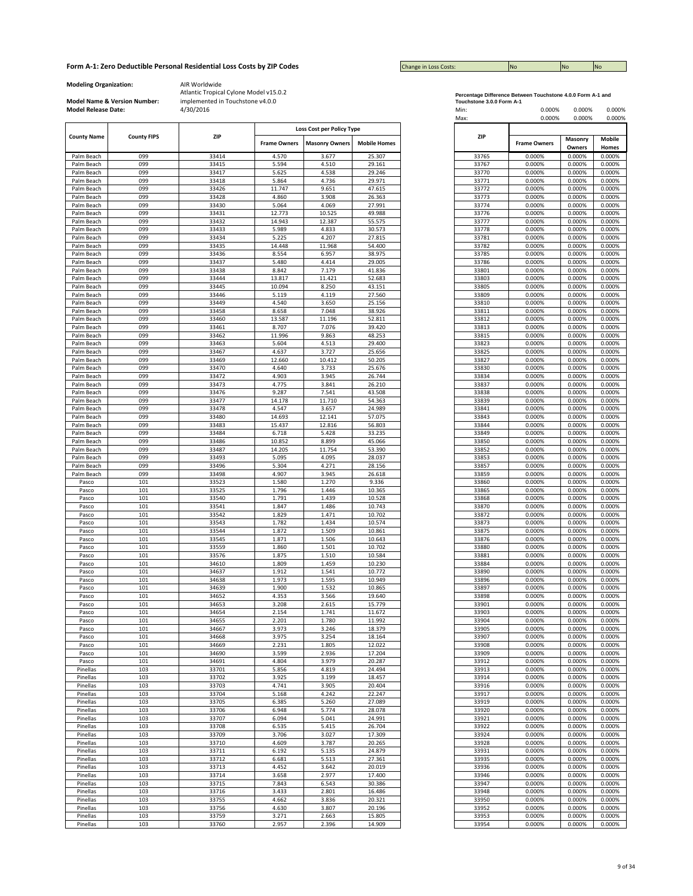# Form A-1: Zero Deductible Personal Residential Loss Costs by ZIP Codes

| Change in Loss Costs: | No | No | No |
|---|---|---|---|

**Modeling Organization:** AIR Worldwide

**Model Name & Version Number:** Atlantic Tropical Cylone Model v15.0.2 implemented in Touchstone v4.0.0

**Model Release Date:** 4/30/2016

**Percentage Difference Between Touchstone 4.0.0 Form A-1 and Touchstone 3.0.0 Form A-1**

| | Frame Owners | Masonry Owners | Mobile Homes |
|---|---|---|---|
| Min: | 0.000% | 0.000% | 0.000% |
| Max: | 0.000% | 0.000% | 0.000% |

| County Name | County FIPS | ZIP | Loss Cost per Policy Type | | |
|---|---|---|---|---|---|
| | | | Frame Owners | Masonry Owners | Mobile Homes |
| Palm Beach | 099 | 33414 | 4.570 | 3.677 | 25.307 |
| Palm Beach | 099 | 33415 | 5.594 | 4.510 | 29.161 |
| Palm Beach | 099 | 33417 | 5.625 | 4.538 | 29.246 |
| Palm Beach | 099 | 33418 | 5.864 | 4.736 | 29.971 |
| Palm Beach | 099 | 33426 | 11.747 | 9.651 | 47.615 |
| Palm Beach | 099 | 33428 | 4.860 | 3.908 | 26.363 |
| Palm Beach | 099 | 33430 | 5.064 | 4.069 | 27.991 |
| Palm Beach | 099 | 33431 | 12.773 | 10.525 | 49.988 |
| Palm Beach | 099 | 33432 | 14.943 | 12.387 | 55.575 |
| Palm Beach | 099 | 33433 | 5.989 | 4.833 | 30.573 |
| Palm Beach | 099 | 33434 | 5.225 | 4.207 | 27.815 |
| Palm Beach | 099 | 33435 | 14.448 | 11.968 | 54.400 |
| Palm Beach | 099 | 33436 | 8.554 | 6.957 | 38.975 |
| Palm Beach | 099 | 33437 | 5.480 | 4.414 | 29.005 |
| Palm Beach | 099 | 33438 | 8.842 | 7.179 | 41.836 |
| Palm Beach | 099 | 33444 | 13.817 | 11.421 | 52.683 |
| Palm Beach | 099 | 33445 | 10.094 | 8.250 | 43.151 |
| Palm Beach | 099 | 33446 | 5.119 | 4.119 | 27.560 |
| Palm Beach | 099 | 33449 | 4.540 | 3.650 | 25.156 |
| Palm Beach | 099 | 33458 | 8.658 | 7.048 | 38.926 |
| Palm Beach | 099 | 33460 | 13.587 | 11.196 | 52.811 |
| Palm Beach | 099 | 33461 | 8.707 | 7.076 | 39.420 |
| Palm Beach | 099 | 33462 | 11.996 | 9.863 | 48.253 |
| Palm Beach | 099 | 33463 | 5.604 | 4.513 | 29.400 |
| Palm Beach | 099 | 33467 | 4.637 | 3.727 | 25.656 |
| Palm Beach | 099 | 33469 | 12.660 | 10.412 | 50.205 |
| Palm Beach | 099 | 33470 | 4.640 | 3.733 | 25.676 |
| Palm Beach | 099 | 33472 | 4.903 | 3.945 | 26.744 |
| Palm Beach | 099 | 33473 | 4.775 | 3.841 | 26.210 |
| Palm Beach | 099 | 33476 | 9.287 | 7.541 | 43.508 |
| Palm Beach | 099 | 33477 | 14.178 | 11.710 | 54.363 |
| Palm Beach | 099 | 33478 | 4.547 | 3.657 | 24.989 |
| Palm Beach | 099 | 33480 | 14.693 | 12.141 | 57.075 |
| Palm Beach | 099 | 33483 | 15.437 | 12.816 | 56.803 |
| Palm Beach | 099 | 33484 | 6.718 | 5.428 | 33.235 |
| Palm Beach | 099 | 33486 | 10.852 | 8.899 | 45.066 |
| Palm Beach | 099 | 33487 | 14.205 | 11.754 | 53.390 |
| Palm Beach | 099 | 33493 | 5.095 | 4.095 | 28.037 |
| Palm Beach | 099 | 33496 | 5.304 | 4.271 | 28.156 |
| Palm Beach | 099 | 33498 | 4.907 | 3.945 | 26.618 |
| Pasco | 101 | 33523 | 1.580 | 1.270 | 9.336 |
| Pasco | 101 | 33525 | 1.796 | 1.446 | 10.365 |
| Pasco | 101 | 33540 | 1.791 | 1.439 | 10.528 |
| Pasco | 101 | 33541 | 1.847 | 1.486 | 10.743 |
| Pasco | 101 | 33542 | 1.829 | 1.471 | 10.702 |
| Pasco | 101 | 33543 | 1.782 | 1.434 | 10.574 |
| Pasco | 101 | 33544 | 1.872 | 1.509 | 10.861 |
| Pasco | 101 | 33545 | 1.871 | 1.506 | 10.643 |
| Pasco | 101 | 33559 | 1.860 | 1.501 | 10.702 |
| Pasco | 101 | 33576 | 1.875 | 1.510 | 10.584 |
| Pasco | 101 | 34610 | 1.809 | 1.459 | 10.230 |
| Pasco | 101 | 34637 | 1.912 | 1.541 | 10.772 |
| Pasco | 101 | 34638 | 1.973 | 1.595 | 10.949 |
| Pasco | 101 | 34639 | 1.900 | 1.532 | 10.865 |
| Pasco | 101 | 34652 | 4.353 | 3.566 | 19.640 |
| Pasco | 101 | 34653 | 3.208 | 2.615 | 15.779 |
| Pasco | 101 | 34654 | 2.154 | 1.741 | 11.672 |
| Pasco | 101 | 34655 | 2.201 | 1.780 | 11.992 |
| Pasco | 101 | 34667 | 3.973 | 3.246 | 18.379 |
| Pasco | 101 | 34668 | 3.975 | 3.254 | 18.164 |
| Pasco | 101 | 34669 | 2.231 | 1.805 | 12.022 |
| Pasco | 101 | 34690 | 3.599 | 2.936 | 17.204 |
| Pasco | 101 | 34691 | 4.804 | 3.979 | 20.287 |
| Pinellas | 103 | 33701 | 5.856 | 4.819 | 24.494 |
| Pinellas | 103 | 33702 | 3.925 | 3.199 | 18.457 |
| Pinellas | 103 | 33703 | 4.741 | 3.905 | 20.404 |
| Pinellas | 103 | 33704 | 5.168 | 4.242 | 22.247 |
| Pinellas | 103 | 33705 | 6.385 | 5.260 | 27.089 |
| Pinellas | 103 | 33706 | 6.948 | 5.774 | 28.078 |
| Pinellas | 103 | 33707 | 6.094 | 5.041 | 24.991 |
| Pinellas | 103 | 33708 | 6.535 | 5.415 | 26.704 |
| Pinellas | 103 | 33709 | 3.706 | 3.027 | 17.309 |
| Pinellas | 103 | 33710 | 4.609 | 3.787 | 20.265 |
| Pinellas | 103 | 33711 | 6.192 | 5.135 | 24.879 |
| Pinellas | 103 | 33712 | 6.681 | 5.513 | 27.361 |
| Pinellas | 103 | 33713 | 4.452 | 3.642 | 20.019 |
| Pinellas | 103 | 33714 | 3.658 | 2.977 | 17.400 |
| Pinellas | 103 | 33715 | 7.843 | 6.543 | 30.386 |
| Pinellas | 103 | 33716 | 3.433 | 2.801 | 16.486 |
| Pinellas | 103 | 33755 | 4.662 | 3.836 | 20.321 |
| Pinellas | 103 | 33756 | 4.630 | 3.807 | 20.196 |
| Pinellas | 103 | 33759 | 3.271 | 2.663 | 15.805 |
| Pinellas | 103 | 33760 | 2.957 | 2.396 | 14.909 |

| ZIP | Frame Owners | Masonry Owners | Mobile Homes |
|---|---|---|---|
| 33765 | 0.000% | 0.000% | 0.000% |
| 33767 | 0.000% | 0.000% | 0.000% |
| 33770 | 0.000% | 0.000% | 0.000% |
| 33771 | 0.000% | 0.000% | 0.000% |
| 33772 | 0.000% | 0.000% | 0.000% |
| 33773 | 0.000% | 0.000% | 0.000% |
| 33774 | 0.000% | 0.000% | 0.000% |
| 33776 | 0.000% | 0.000% | 0.000% |
| 33777 | 0.000% | 0.000% | 0.000% |
| 33778 | 0.000% | 0.000% | 0.000% |
| 33781 | 0.000% | 0.000% | 0.000% |
| 33782 | 0.000% | 0.000% | 0.000% |
| 33785 | 0.000% | 0.000% | 0.000% |
| 33786 | 0.000% | 0.000% | 0.000% |
| 33801 | 0.000% | 0.000% | 0.000% |
| 33803 | 0.000% | 0.000% | 0.000% |
| 33805 | 0.000% | 0.000% | 0.000% |
| 33809 | 0.000% | 0.000% | 0.000% |
| 33810 | 0.000% | 0.000% | 0.000% |
| 33811 | 0.000% | 0.000% | 0.000% |
| 33812 | 0.000% | 0.000% | 0.000% |
| 33813 | 0.000% | 0.000% | 0.000% |
| 33815 | 0.000% | 0.000% | 0.000% |
| 33823 | 0.000% | 0.000% | 0.000% |
| 33825 | 0.000% | 0.000% | 0.000% |
| 33827 | 0.000% | 0.000% | 0.000% |
| 33830 | 0.000% | 0.000% | 0.000% |
| 33834 | 0.000% | 0.000% | 0.000% |
| 33837 | 0.000% | 0.000% | 0.000% |
| 33838 | 0.000% | 0.000% | 0.000% |
| 33839 | 0.000% | 0.000% | 0.000% |
| 33841 | 0.000% | 0.000% | 0.000% |
| 33843 | 0.000% | 0.000% | 0.000% |
| 33844 | 0.000% | 0.000% | 0.000% |
| 33849 | 0.000% | 0.000% | 0.000% |
| 33850 | 0.000% | 0.000% | 0.000% |
| 33852 | 0.000% | 0.000% | 0.000% |
| 33853 | 0.000% | 0.000% | 0.000% |
| 33857 | 0.000% | 0.000% | 0.000% |
| 33859 | 0.000% | 0.000% | 0.000% |
| 33860 | 0.000% | 0.000% | 0.000% |
| 33865 | 0.000% | 0.000% | 0.000% |
| 33868 | 0.000% | 0.000% | 0.000% |
| 33870 | 0.000% | 0.000% | 0.000% |
| 33872 | 0.000% | 0.000% | 0.000% |
| 33873 | 0.000% | 0.000% | 0.000% |
| 33875 | 0.000% | 0.000% | 0.000% |
| 33876 | 0.000% | 0.000% | 0.000% |
| 33880 | 0.000% | 0.000% | 0.000% |
| 33881 | 0.000% | 0.000% | 0.000% |
| 33884 | 0.000% | 0.000% | 0.000% |
| 33890 | 0.000% | 0.000% | 0.000% |
| 33896 | 0.000% | 0.000% | 0.000% |
| 33897 | 0.000% | 0.000% | 0.000% |
| 33898 | 0.000% | 0.000% | 0.000% |
| 33901 | 0.000% | 0.000% | 0.000% |
| 33903 | 0.000% | 0.000% | 0.000% |
| 33904 | 0.000% | 0.000% | 0.000% |
| 33905 | 0.000% | 0.000% | 0.000% |
| 33907 | 0.000% | 0.000% | 0.000% |
| 33908 | 0.000% | 0.000% | 0.000% |
| 33909 | 0.000% | 0.000% | 0.000% |
| 33912 | 0.000% | 0.000% | 0.000% |
| 33913 | 0.000% | 0.000% | 0.000% |
| 33914 | 0.000% | 0.000% | 0.000% |
| 33916 | 0.000% | 0.000% | 0.000% |
| 33917 | 0.000% | 0.000% | 0.000% |
| 33919 | 0.000% | 0.000% | 0.000% |
| 33920 | 0.000% | 0.000% | 0.000% |
| 33921 | 0.000% | 0.000% | 0.000% |
| 33922 | 0.000% | 0.000% | 0.000% |
| 33924 | 0.000% | 0.000% | 0.000% |
| 33928 | 0.000% | 0.000% | 0.000% |
| 33931 | 0.000% | 0.000% | 0.000% |
| 33935 | 0.000% | 0.000% | 0.000% |
| 33936 | 0.000% | 0.000% | 0.000% |
| 33946 | 0.000% | 0.000% | 0.000% |
| 33947 | 0.000% | 0.000% | 0.000% |
| 33948 | 0.000% | 0.000% | 0.000% |
| 33950 | 0.000% | 0.000% | 0.000% |
| 33952 | 0.000% | 0.000% | 0.000% |
| 33953 | 0.000% | 0.000% | 0.000% |
| 33954 | 0.000% | 0.000% | 0.000% |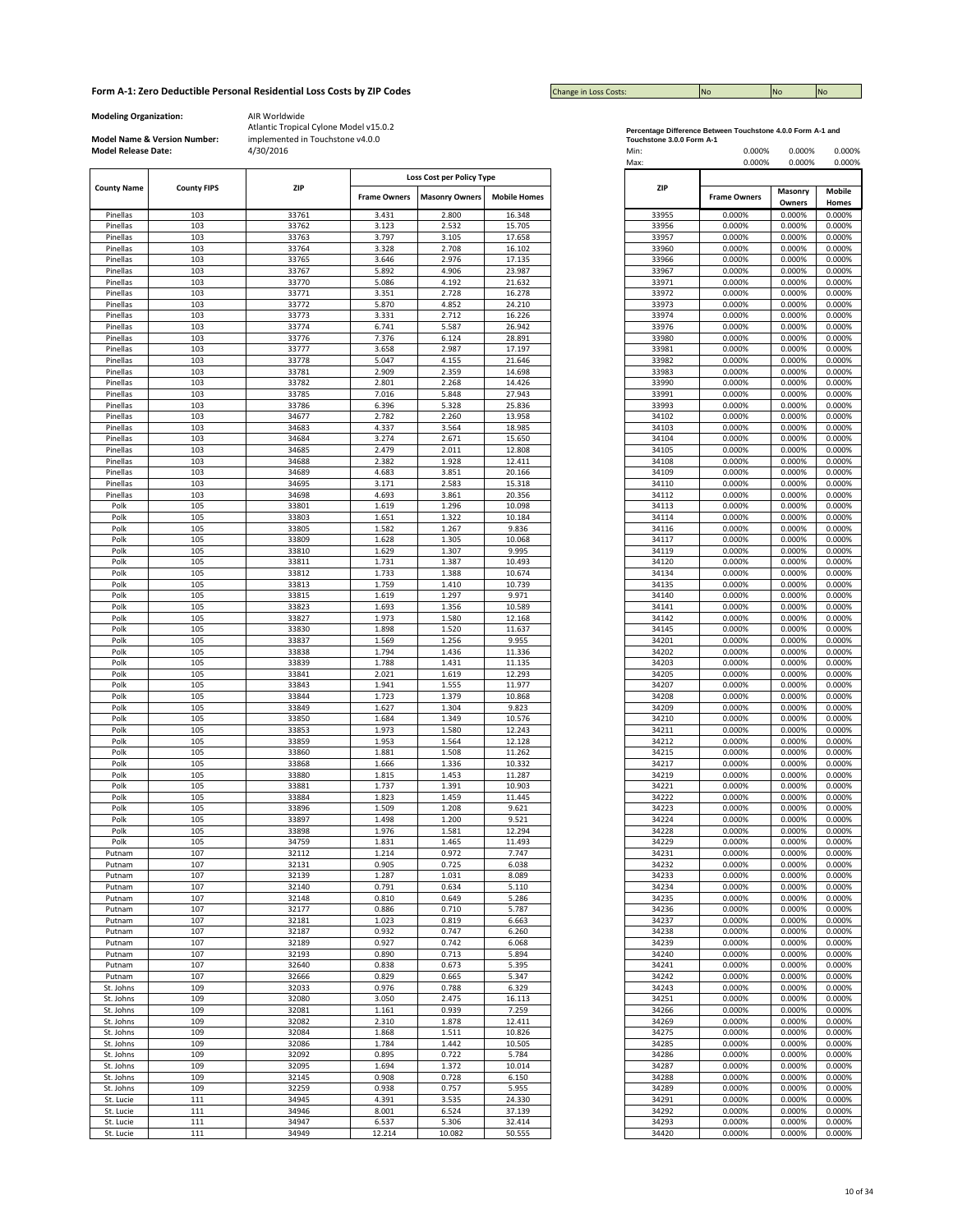# Form A-1: Zero Deductible Personal Residential Loss Costs by ZIP Codes

Change in Loss Costs: No | No | No

**Modeling Organization:** AIR Worldwide

**Model Name & Version Number:** Atlantic Tropical Cylone Model v15.0.2 implemented in Touchstone v4.0.0

**Model Release Date:** 4/30/2016

| County Name | County FIPS | ZIP | Loss Cost per Policy Type | | |
|---|---|---|---|---|---|
| | | | Frame Owners | Masonry Owners | Mobile Homes |
| Pinellas | 103 | 33761 | 3.431 | 2.800 | 16.348 |
| Pinellas | 103 | 33762 | 3.123 | 2.532 | 15.705 |
| Pinellas | 103 | 33763 | 3.797 | 3.105 | 17.658 |
| Pinellas | 103 | 33764 | 3.328 | 2.708 | 16.102 |
| Pinellas | 103 | 33765 | 3.646 | 2.976 | 17.135 |
| Pinellas | 103 | 33767 | 5.892 | 4.906 | 23.987 |
| Pinellas | 103 | 33770 | 5.086 | 4.192 | 21.632 |
| Pinellas | 103 | 33771 | 3.351 | 2.728 | 16.278 |
| Pinellas | 103 | 33772 | 5.870 | 4.852 | 24.210 |
| Pinellas | 103 | 33773 | 3.331 | 2.712 | 16.226 |
| Pinellas | 103 | 33774 | 6.741 | 5.587 | 26.942 |
| Pinellas | 103 | 33776 | 7.376 | 6.124 | 28.891 |
| Pinellas | 103 | 33777 | 3.658 | 2.987 | 17.197 |
| Pinellas | 103 | 33778 | 5.047 | 4.155 | 21.646 |
| Pinellas | 103 | 33781 | 2.909 | 2.359 | 14.698 |
| Pinellas | 103 | 33782 | 2.801 | 2.268 | 14.426 |
| Pinellas | 103 | 33785 | 7.016 | 5.848 | 27.943 |
| Pinellas | 103 | 33786 | 6.396 | 5.328 | 25.836 |
| Pinellas | 103 | 34677 | 2.782 | 2.260 | 13.958 |
| Pinellas | 103 | 34683 | 4.337 | 3.564 | 18.985 |
| Pinellas | 103 | 34684 | 3.274 | 2.671 | 15.650 |
| Pinellas | 103 | 34685 | 2.479 | 2.011 | 12.808 |
| Pinellas | 103 | 34688 | 2.382 | 1.928 | 12.411 |
| Pinellas | 103 | 34689 | 4.683 | 3.851 | 20.166 |
| Pinellas | 103 | 34695 | 3.171 | 2.583 | 15.318 |
| Pinellas | 103 | 34698 | 4.693 | 3.861 | 20.356 |
| Polk | 105 | 33801 | 1.619 | 1.296 | 10.098 |
| Polk | 105 | 33803 | 1.651 | 1.322 | 10.184 |
| Polk | 105 | 33805 | 1.582 | 1.267 | 9.836 |
| Polk | 105 | 33809 | 1.628 | 1.305 | 10.068 |
| Polk | 105 | 33810 | 1.629 | 1.307 | 9.995 |
| Polk | 105 | 33811 | 1.731 | 1.387 | 10.493 |
| Polk | 105 | 33812 | 1.733 | 1.388 | 10.674 |
| Polk | 105 | 33813 | 1.759 | 1.410 | 10.739 |
| Polk | 105 | 33815 | 1.619 | 1.297 | 9.971 |
| Polk | 105 | 33823 | 1.693 | 1.356 | 10.589 |
| Polk | 105 | 33827 | 1.973 | 1.580 | 12.168 |
| Polk | 105 | 33830 | 1.898 | 1.520 | 11.637 |
| Polk | 105 | 33837 | 1.569 | 1.256 | 9.955 |
| Polk | 105 | 33838 | 1.794 | 1.436 | 11.336 |
| Polk | 105 | 33839 | 1.788 | 1.431 | 11.135 |
| Polk | 105 | 33841 | 2.021 | 1.619 | 12.293 |
| Polk | 105 | 33843 | 1.941 | 1.555 | 11.977 |
| Polk | 105 | 33844 | 1.723 | 1.379 | 10.868 |
| Polk | 105 | 33849 | 1.627 | 1.304 | 9.823 |
| Polk | 105 | 33850 | 1.684 | 1.349 | 10.576 |
| Polk | 105 | 33853 | 1.973 | 1.580 | 12.243 |
| Polk | 105 | 33859 | 1.953 | 1.564 | 12.128 |
| Polk | 105 | 33860 | 1.881 | 1.508 | 11.262 |
| Polk | 105 | 33868 | 1.666 | 1.336 | 10.332 |
| Polk | 105 | 33880 | 1.815 | 1.453 | 11.287 |
| Polk | 105 | 33881 | 1.737 | 1.391 | 10.903 |
| Polk | 105 | 33884 | 1.823 | 1.459 | 11.445 |
| Polk | 105 | 33896 | 1.509 | 1.208 | 9.621 |
| Polk | 105 | 33897 | 1.498 | 1.200 | 9.521 |
| Polk | 105 | 33898 | 1.976 | 1.581 | 12.294 |
| Polk | 105 | 34759 | 1.831 | 1.465 | 11.493 |
| Putnam | 107 | 32112 | 1.214 | 0.972 | 7.747 |
| Putnam | 107 | 32131 | 0.905 | 0.725 | 6.038 |
| Putnam | 107 | 32139 | 1.287 | 1.031 | 8.089 |
| Putnam | 107 | 32140 | 0.791 | 0.634 | 5.110 |
| Putnam | 107 | 32148 | 0.810 | 0.649 | 5.286 |
| Putnam | 107 | 32177 | 0.886 | 0.710 | 5.787 |
| Putnam | 107 | 32181 | 1.023 | 0.819 | 6.663 |
| Putnam | 107 | 32187 | 0.932 | 0.747 | 6.260 |
| Putnam | 107 | 32189 | 0.927 | 0.742 | 6.068 |
| Putnam | 107 | 32193 | 0.890 | 0.713 | 5.894 |
| Putnam | 107 | 32640 | 0.838 | 0.673 | 5.395 |
| Putnam | 107 | 32666 | 0.829 | 0.665 | 5.347 |
| St. Johns | 109 | 32033 | 0.976 | 0.788 | 6.329 |
| St. Johns | 109 | 32080 | 3.050 | 2.475 | 16.113 |
| St. Johns | 109 | 32081 | 1.161 | 0.939 | 7.259 |
| St. Johns | 109 | 32082 | 2.310 | 1.878 | 12.411 |
| St. Johns | 109 | 32084 | 1.868 | 1.511 | 10.826 |
| St. Johns | 109 | 32086 | 1.784 | 1.442 | 10.505 |
| St. Johns | 109 | 32092 | 0.895 | 0.722 | 5.784 |
| St. Johns | 109 | 32095 | 1.694 | 1.372 | 10.014 |
| St. Johns | 109 | 32145 | 0.908 | 0.728 | 6.150 |
| St. Johns | 109 | 32259 | 0.938 | 0.757 | 5.955 |
| St. Lucie | 111 | 34945 | 4.391 | 3.535 | 24.330 |
| St. Lucie | 111 | 34946 | 8.001 | 6.524 | 37.139 |
| St. Lucie | 111 | 34947 | 6.537 | 5.306 | 32.414 |
| St. Lucie | 111 | 34949 | 12.214 | 10.082 | 50.555 |

**Percentage Difference Between Touchstone 4.0.0 Form A-1 and Touchstone 3.0.0 Form A-1**

| | Frame Owners | Masonry Owners | Mobile Homes |
|---|---|---|---|
| Min: | 0.000% | 0.000% | 0.000% |
| Max: | 0.000% | 0.000% | 0.000% |

| ZIP | Frame Owners | Masonry Owners | Mobile Homes |
|---|---|---|---|
| 33955 | 0.000% | 0.000% | 0.000% |
| 33956 | 0.000% | 0.000% | 0.000% |
| 33957 | 0.000% | 0.000% | 0.000% |
| 33960 | 0.000% | 0.000% | 0.000% |
| 33966 | 0.000% | 0.000% | 0.000% |
| 33967 | 0.000% | 0.000% | 0.000% |
| 33971 | 0.000% | 0.000% | 0.000% |
| 33972 | 0.000% | 0.000% | 0.000% |
| 33973 | 0.000% | 0.000% | 0.000% |
| 33974 | 0.000% | 0.000% | 0.000% |
| 33976 | 0.000% | 0.000% | 0.000% |
| 33980 | 0.000% | 0.000% | 0.000% |
| 33981 | 0.000% | 0.000% | 0.000% |
| 33982 | 0.000% | 0.000% | 0.000% |
| 33983 | 0.000% | 0.000% | 0.000% |
| 33990 | 0.000% | 0.000% | 0.000% |
| 33991 | 0.000% | 0.000% | 0.000% |
| 33993 | 0.000% | 0.000% | 0.000% |
| 34102 | 0.000% | 0.000% | 0.000% |
| 34103 | 0.000% | 0.000% | 0.000% |
| 34104 | 0.000% | 0.000% | 0.000% |
| 34105 | 0.000% | 0.000% | 0.000% |
| 34108 | 0.000% | 0.000% | 0.000% |
| 34109 | 0.000% | 0.000% | 0.000% |
| 34110 | 0.000% | 0.000% | 0.000% |
| 34112 | 0.000% | 0.000% | 0.000% |
| 34113 | 0.000% | 0.000% | 0.000% |
| 34114 | 0.000% | 0.000% | 0.000% |
| 34116 | 0.000% | 0.000% | 0.000% |
| 34117 | 0.000% | 0.000% | 0.000% |
| 34119 | 0.000% | 0.000% | 0.000% |
| 34120 | 0.000% | 0.000% | 0.000% |
| 34134 | 0.000% | 0.000% | 0.000% |
| 34135 | 0.000% | 0.000% | 0.000% |
| 34140 | 0.000% | 0.000% | 0.000% |
| 34141 | 0.000% | 0.000% | 0.000% |
| 34142 | 0.000% | 0.000% | 0.000% |
| 34145 | 0.000% | 0.000% | 0.000% |
| 34201 | 0.000% | 0.000% | 0.000% |
| 34202 | 0.000% | 0.000% | 0.000% |
| 34203 | 0.000% | 0.000% | 0.000% |
| 34205 | 0.000% | 0.000% | 0.000% |
| 34207 | 0.000% | 0.000% | 0.000% |
| 34208 | 0.000% | 0.000% | 0.000% |
| 34209 | 0.000% | 0.000% | 0.000% |
| 34210 | 0.000% | 0.000% | 0.000% |
| 34211 | 0.000% | 0.000% | 0.000% |
| 34212 | 0.000% | 0.000% | 0.000% |
| 34215 | 0.000% | 0.000% | 0.000% |
| 34217 | 0.000% | 0.000% | 0.000% |
| 34219 | 0.000% | 0.000% | 0.000% |
| 34221 | 0.000% | 0.000% | 0.000% |
| 34222 | 0.000% | 0.000% | 0.000% |
| 34223 | 0.000% | 0.000% | 0.000% |
| 34224 | 0.000% | 0.000% | 0.000% |
| 34228 | 0.000% | 0.000% | 0.000% |
| 34229 | 0.000% | 0.000% | 0.000% |
| 34231 | 0.000% | 0.000% | 0.000% |
| 34232 | 0.000% | 0.000% | 0.000% |
| 34233 | 0.000% | 0.000% | 0.000% |
| 34234 | 0.000% | 0.000% | 0.000% |
| 34235 | 0.000% | 0.000% | 0.000% |
| 34236 | 0.000% | 0.000% | 0.000% |
| 34237 | 0.000% | 0.000% | 0.000% |
| 34238 | 0.000% | 0.000% | 0.000% |
| 34239 | 0.000% | 0.000% | 0.000% |
| 34240 | 0.000% | 0.000% | 0.000% |
| 34241 | 0.000% | 0.000% | 0.000% |
| 34242 | 0.000% | 0.000% | 0.000% |
| 34243 | 0.000% | 0.000% | 0.000% |
| 34251 | 0.000% | 0.000% | 0.000% |
| 34266 | 0.000% | 0.000% | 0.000% |
| 34269 | 0.000% | 0.000% | 0.000% |
| 34275 | 0.000% | 0.000% | 0.000% |
| 34285 | 0.000% | 0.000% | 0.000% |
| 34286 | 0.000% | 0.000% | 0.000% |
| 34287 | 0.000% | 0.000% | 0.000% |
| 34288 | 0.000% | 0.000% | 0.000% |
| 34289 | 0.000% | 0.000% | 0.000% |
| 34291 | 0.000% | 0.000% | 0.000% |
| 34292 | 0.000% | 0.000% | 0.000% |
| 34293 | 0.000% | 0.000% | 0.000% |
| 34420 | 0.000% | 0.000% | 0.000% |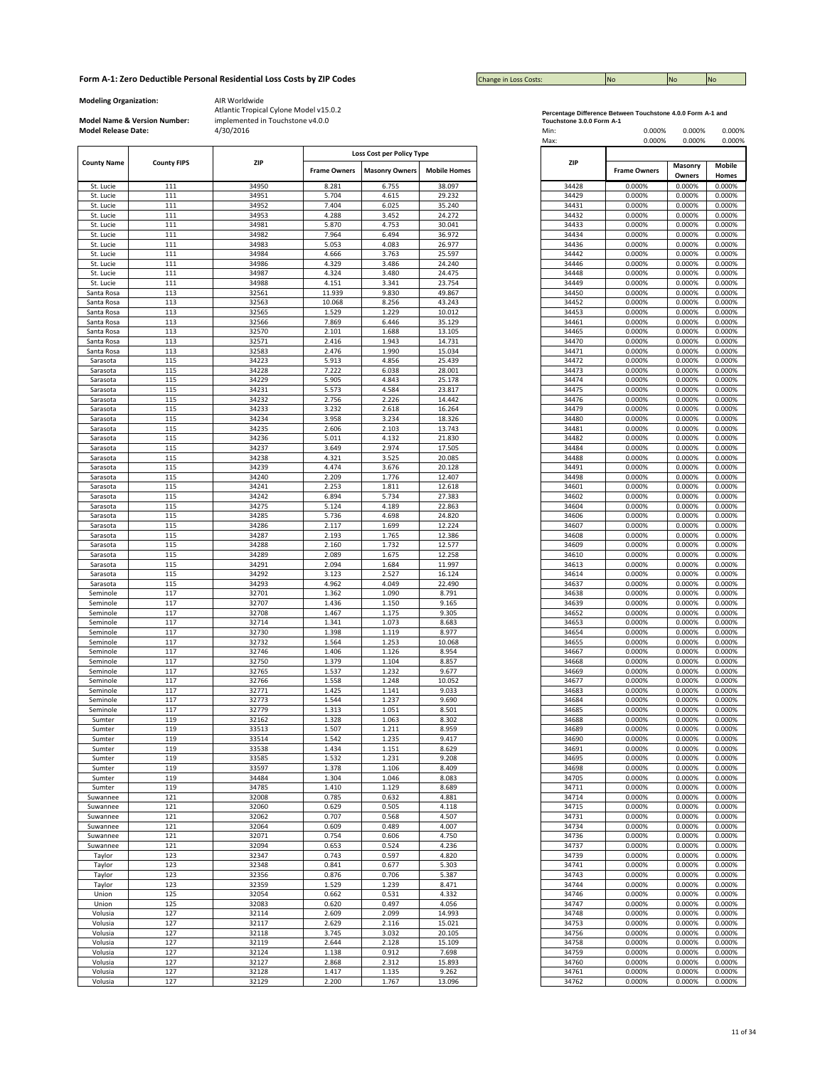# Form A-1: Zero Deductible Personal Residential Loss Costs by ZIP Codes

| Change in Loss Costs: | No | No | No |
|---|---|---|---|

**Modeling Organization:** AIR Worldwide

**Model Name & Version Number:** Atlantic Tropical Cylone Model v15.0.2 implemented in Touchstone v4.0.0

**Model Release Date:** 4/30/2016

| County Name | County FIPS | ZIP | Loss Cost per Policy Type | | |
|---|---|---|---|---|---|
| | | | Frame Owners | Masonry Owners | Mobile Homes |
| St. Lucie | 111 | 34950 | 8.281 | 6.755 | 38.097 |
| St. Lucie | 111 | 34951 | 5.704 | 4.615 | 29.232 |
| St. Lucie | 111 | 34952 | 7.404 | 6.025 | 35.240 |
| St. Lucie | 111 | 34953 | 4.288 | 3.452 | 24.272 |
| St. Lucie | 111 | 34981 | 5.870 | 4.753 | 30.041 |
| St. Lucie | 111 | 34982 | 7.964 | 6.494 | 36.972 |
| St. Lucie | 111 | 34983 | 5.053 | 4.083 | 26.977 |
| St. Lucie | 111 | 34984 | 4.666 | 3.763 | 25.597 |
| St. Lucie | 111 | 34986 | 4.329 | 3.486 | 24.240 |
| St. Lucie | 111 | 34987 | 4.324 | 3.480 | 24.475 |
| St. Lucie | 111 | 34988 | 4.151 | 3.341 | 23.754 |
| Santa Rosa | 113 | 32561 | 11.939 | 9.830 | 49.867 |
| Santa Rosa | 113 | 32563 | 10.068 | 8.256 | 43.243 |
| Santa Rosa | 113 | 32565 | 1.529 | 1.229 | 10.012 |
| Santa Rosa | 113 | 32566 | 7.869 | 6.446 | 35.129 |
| Santa Rosa | 113 | 32570 | 2.101 | 1.688 | 13.105 |
| Santa Rosa | 113 | 32571 | 2.416 | 1.943 | 14.731 |
| Santa Rosa | 113 | 32583 | 2.476 | 1.990 | 15.034 |
| Sarasota | 115 | 34223 | 5.913 | 4.856 | 25.439 |
| Sarasota | 115 | 34228 | 7.222 | 6.038 | 28.001 |
| Sarasota | 115 | 34229 | 5.905 | 4.843 | 25.178 |
| Sarasota | 115 | 34231 | 5.573 | 4.584 | 23.817 |
| Sarasota | 115 | 34232 | 2.756 | 2.226 | 14.442 |
| Sarasota | 115 | 34233 | 3.232 | 2.618 | 16.264 |
| Sarasota | 115 | 34234 | 3.958 | 3.234 | 18.326 |
| Sarasota | 115 | 34235 | 2.606 | 2.103 | 13.743 |
| Sarasota | 115 | 34236 | 5.011 | 4.132 | 21.830 |
| Sarasota | 115 | 34237 | 3.649 | 2.974 | 17.505 |
| Sarasota | 115 | 34238 | 4.321 | 3.525 | 20.085 |
| Sarasota | 115 | 34239 | 4.474 | 3.676 | 20.128 |
| Sarasota | 115 | 34240 | 2.209 | 1.776 | 12.407 |
| Sarasota | 115 | 34241 | 2.253 | 1.811 | 12.618 |
| Sarasota | 115 | 34242 | 6.894 | 5.734 | 27.383 |
| Sarasota | 115 | 34275 | 5.124 | 4.189 | 22.863 |
| Sarasota | 115 | 34285 | 5.736 | 4.698 | 24.820 |
| Sarasota | 115 | 34286 | 2.117 | 1.699 | 12.224 |
| Sarasota | 115 | 34287 | 2.193 | 1.765 | 12.386 |
| Sarasota | 115 | 34288 | 2.160 | 1.732 | 12.577 |
| Sarasota | 115 | 34289 | 2.089 | 1.675 | 12.258 |
| Sarasota | 115 | 34291 | 2.094 | 1.684 | 11.997 |
| Sarasota | 115 | 34292 | 3.123 | 2.527 | 16.124 |
| Sarasota | 115 | 34293 | 4.962 | 4.049 | 22.490 |
| Seminole | 117 | 32701 | 1.362 | 1.090 | 8.791 |
| Seminole | 117 | 32707 | 1.436 | 1.150 | 9.165 |
| Seminole | 117 | 32708 | 1.467 | 1.175 | 9.305 |
| Seminole | 117 | 32714 | 1.341 | 1.073 | 8.683 |
| Seminole | 117 | 32730 | 1.398 | 1.119 | 8.977 |
| Seminole | 117 | 32732 | 1.564 | 1.253 | 10.068 |
| Seminole | 117 | 32746 | 1.406 | 1.126 | 8.954 |
| Seminole | 117 | 32750 | 1.379 | 1.104 | 8.857 |
| Seminole | 117 | 32765 | 1.537 | 1.232 | 9.677 |
| Seminole | 117 | 32766 | 1.558 | 1.248 | 10.052 |
| Seminole | 117 | 32771 | 1.425 | 1.141 | 9.033 |
| Seminole | 117 | 32773 | 1.544 | 1.237 | 9.690 |
| Seminole | 117 | 32779 | 1.313 | 1.051 | 8.501 |
| Sumter | 119 | 32162 | 1.328 | 1.063 | 8.302 |
| Sumter | 119 | 33513 | 1.507 | 1.211 | 8.959 |
| Sumter | 119 | 33514 | 1.542 | 1.235 | 9.417 |
| Sumter | 119 | 33538 | 1.434 | 1.151 | 8.629 |
| Sumter | 119 | 33585 | 1.532 | 1.231 | 9.208 |
| Sumter | 119 | 33597 | 1.378 | 1.106 | 8.409 |
| Sumter | 119 | 34484 | 1.304 | 1.046 | 8.083 |
| Sumter | 119 | 34785 | 1.410 | 1.129 | 8.689 |
| Suwannee | 121 | 32008 | 0.785 | 0.632 | 4.881 |
| Suwannee | 121 | 32060 | 0.629 | 0.505 | 4.118 |
| Suwannee | 121 | 32062 | 0.707 | 0.568 | 4.507 |
| Suwannee | 121 | 32064 | 0.609 | 0.489 | 4.007 |
| Suwannee | 121 | 32071 | 0.754 | 0.606 | 4.750 |
| Suwannee | 121 | 32094 | 0.653 | 0.524 | 4.236 |
| Taylor | 123 | 32347 | 0.743 | 0.597 | 4.820 |
| Taylor | 123 | 32348 | 0.841 | 0.677 | 5.303 |
| Taylor | 123 | 32356 | 0.876 | 0.706 | 5.387 |
| Taylor | 123 | 32359 | 1.529 | 1.239 | 8.471 |
| Union | 125 | 32054 | 0.662 | 0.531 | 4.332 |
| Union | 125 | 32083 | 0.620 | 0.497 | 4.056 |
| Volusia | 127 | 32114 | 2.609 | 2.099 | 14.993 |
| Volusia | 127 | 32117 | 2.629 | 2.116 | 15.021 |
| Volusia | 127 | 32118 | 3.745 | 3.032 | 20.105 |
| Volusia | 127 | 32119 | 2.644 | 2.128 | 15.109 |
| Volusia | 127 | 32124 | 1.138 | 0.912 | 7.698 |
| Volusia | 127 | 32127 | 2.868 | 2.312 | 15.893 |
| Volusia | 127 | 32128 | 1.417 | 1.135 | 9.262 |
| Volusia | 127 | 32129 | 2.200 | 1.767 | 13.096 |

**Percentage Difference Between Touchstone 4.0.0 Form A-1 and Touchstone 3.0.0 Form A-1**

| | Frame Owners | Masonry Owners | Mobile Homes |
|---|---|---|---|
| Min: | 0.000% | 0.000% | 0.000% |
| Max: | 0.000% | 0.000% | 0.000% |

| ZIP | Frame Owners | Masonry Owners | Mobile Homes |
|---|---|---|---|
| 34428 | 0.000% | 0.000% | 0.000% |
| 34429 | 0.000% | 0.000% | 0.000% |
| 34431 | 0.000% | 0.000% | 0.000% |
| 34432 | 0.000% | 0.000% | 0.000% |
| 34433 | 0.000% | 0.000% | 0.000% |
| 34434 | 0.000% | 0.000% | 0.000% |
| 34436 | 0.000% | 0.000% | 0.000% |
| 34442 | 0.000% | 0.000% | 0.000% |
| 34446 | 0.000% | 0.000% | 0.000% |
| 34448 | 0.000% | 0.000% | 0.000% |
| 34449 | 0.000% | 0.000% | 0.000% |
| 34450 | 0.000% | 0.000% | 0.000% |
| 34452 | 0.000% | 0.000% | 0.000% |
| 34453 | 0.000% | 0.000% | 0.000% |
| 34461 | 0.000% | 0.000% | 0.000% |
| 34465 | 0.000% | 0.000% | 0.000% |
| 34470 | 0.000% | 0.000% | 0.000% |
| 34471 | 0.000% | 0.000% | 0.000% |
| 34472 | 0.000% | 0.000% | 0.000% |
| 34473 | 0.000% | 0.000% | 0.000% |
| 34474 | 0.000% | 0.000% | 0.000% |
| 34475 | 0.000% | 0.000% | 0.000% |
| 34476 | 0.000% | 0.000% | 0.000% |
| 34479 | 0.000% | 0.000% | 0.000% |
| 34480 | 0.000% | 0.000% | 0.000% |
| 34481 | 0.000% | 0.000% | 0.000% |
| 34482 | 0.000% | 0.000% | 0.000% |
| 34484 | 0.000% | 0.000% | 0.000% |
| 34488 | 0.000% | 0.000% | 0.000% |
| 34491 | 0.000% | 0.000% | 0.000% |
| 34498 | 0.000% | 0.000% | 0.000% |
| 34601 | 0.000% | 0.000% | 0.000% |
| 34602 | 0.000% | 0.000% | 0.000% |
| 34604 | 0.000% | 0.000% | 0.000% |
| 34606 | 0.000% | 0.000% | 0.000% |
| 34607 | 0.000% | 0.000% | 0.000% |
| 34608 | 0.000% | 0.000% | 0.000% |
| 34609 | 0.000% | 0.000% | 0.000% |
| 34610 | 0.000% | 0.000% | 0.000% |
| 34613 | 0.000% | 0.000% | 0.000% |
| 34614 | 0.000% | 0.000% | 0.000% |
| 34637 | 0.000% | 0.000% | 0.000% |
| 34638 | 0.000% | 0.000% | 0.000% |
| 34639 | 0.000% | 0.000% | 0.000% |
| 34652 | 0.000% | 0.000% | 0.000% |
| 34653 | 0.000% | 0.000% | 0.000% |
| 34654 | 0.000% | 0.000% | 0.000% |
| 34655 | 0.000% | 0.000% | 0.000% |
| 34667 | 0.000% | 0.000% | 0.000% |
| 34668 | 0.000% | 0.000% | 0.000% |
| 34669 | 0.000% | 0.000% | 0.000% |
| 34677 | 0.000% | 0.000% | 0.000% |
| 34683 | 0.000% | 0.000% | 0.000% |
| 34684 | 0.000% | 0.000% | 0.000% |
| 34685 | 0.000% | 0.000% | 0.000% |
| 34688 | 0.000% | 0.000% | 0.000% |
| 34689 | 0.000% | 0.000% | 0.000% |
| 34690 | 0.000% | 0.000% | 0.000% |
| 34691 | 0.000% | 0.000% | 0.000% |
| 34695 | 0.000% | 0.000% | 0.000% |
| 34698 | 0.000% | 0.000% | 0.000% |
| 34705 | 0.000% | 0.000% | 0.000% |
| 34711 | 0.000% | 0.000% | 0.000% |
| 34714 | 0.000% | 0.000% | 0.000% |
| 34715 | 0.000% | 0.000% | 0.000% |
| 34731 | 0.000% | 0.000% | 0.000% |
| 34734 | 0.000% | 0.000% | 0.000% |
| 34736 | 0.000% | 0.000% | 0.000% |
| 34737 | 0.000% | 0.000% | 0.000% |
| 34739 | 0.000% | 0.000% | 0.000% |
| 34741 | 0.000% | 0.000% | 0.000% |
| 34743 | 0.000% | 0.000% | 0.000% |
| 34744 | 0.000% | 0.000% | 0.000% |
| 34746 | 0.000% | 0.000% | 0.000% |
| 34747 | 0.000% | 0.000% | 0.000% |
| 34748 | 0.000% | 0.000% | 0.000% |
| 34753 | 0.000% | 0.000% | 0.000% |
| 34756 | 0.000% | 0.000% | 0.000% |
| 34758 | 0.000% | 0.000% | 0.000% |
| 34759 | 0.000% | 0.000% | 0.000% |
| 34760 | 0.000% | 0.000% | 0.000% |
| 34761 | 0.000% | 0.000% | 0.000% |
| 34762 | 0.000% | 0.000% | 0.000% |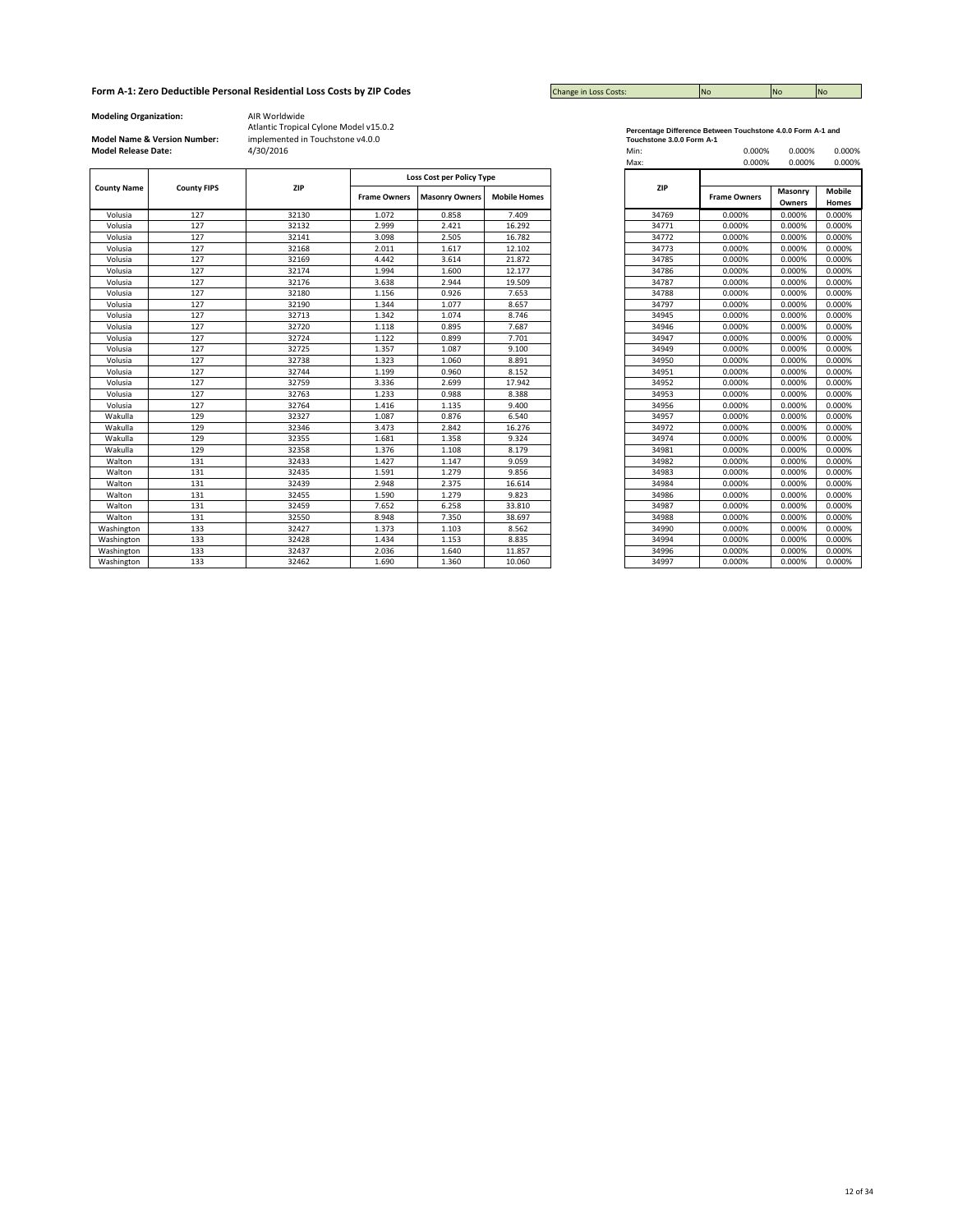**Form A-1: Zero Deductible Personal Residential Loss Costs by ZIP Codes**

| Change in Loss Costs: | No | No | No |
|---|---|---|---|

**Modeling Organization:** AIR Worldwide

**Model Name & Version Number:** Atlantic Tropical Cylone Model v15.0.2 implemented in Touchstone v4.0.0

**Model Release Date:** 4/30/2016

| County Name | County FIPS | ZIP | Loss Cost per Policy Type | | |
|---|---|---|---|---|---|
| | | | Frame Owners | Masonry Owners | Mobile Homes |
| Volusia | 127 | 32130 | 1.072 | 0.858 | 7.409 |
| Volusia | 127 | 32132 | 2.999 | 2.421 | 16.292 |
| Volusia | 127 | 32141 | 3.098 | 2.505 | 16.782 |
| Volusia | 127 | 32168 | 2.011 | 1.617 | 12.102 |
| Volusia | 127 | 32169 | 4.442 | 3.614 | 21.872 |
| Volusia | 127 | 32174 | 1.994 | 1.600 | 12.177 |
| Volusia | 127 | 32176 | 3.638 | 2.944 | 19.509 |
| Volusia | 127 | 32180 | 1.156 | 0.926 | 7.653 |
| Volusia | 127 | 32190 | 1.344 | 1.077 | 8.657 |
| Volusia | 127 | 32713 | 1.342 | 1.074 | 8.746 |
| Volusia | 127 | 32720 | 1.118 | 0.895 | 7.687 |
| Volusia | 127 | 32724 | 1.122 | 0.899 | 7.701 |
| Volusia | 127 | 32725 | 1.357 | 1.087 | 9.100 |
| Volusia | 127 | 32738 | 1.323 | 1.060 | 8.891 |
| Volusia | 127 | 32744 | 1.199 | 0.960 | 8.152 |
| Volusia | 127 | 32759 | 3.336 | 2.699 | 17.942 |
| Volusia | 127 | 32763 | 1.233 | 0.988 | 8.388 |
| Volusia | 127 | 32764 | 1.416 | 1.135 | 9.400 |
| Wakulla | 129 | 32327 | 1.087 | 0.876 | 6.540 |
| Wakulla | 129 | 32346 | 3.473 | 2.842 | 16.276 |
| Wakulla | 129 | 32355 | 1.681 | 1.358 | 9.324 |
| Wakulla | 129 | 32358 | 1.376 | 1.108 | 8.179 |
| Walton | 131 | 32433 | 1.427 | 1.147 | 9.059 |
| Walton | 131 | 32435 | 1.591 | 1.279 | 9.856 |
| Walton | 131 | 32439 | 2.948 | 2.375 | 16.614 |
| Walton | 131 | 32455 | 1.590 | 1.279 | 9.823 |
| Walton | 131 | 32459 | 7.652 | 6.258 | 33.810 |
| Walton | 131 | 32550 | 8.948 | 7.350 | 38.697 |
| Washington | 133 | 32427 | 1.373 | 1.103 | 8.562 |
| Washington | 133 | 32428 | 1.434 | 1.153 | 8.835 |
| Washington | 133 | 32437 | 2.036 | 1.640 | 11.857 |
| Washington | 133 | 32462 | 1.690 | 1.360 | 10.060 |

**Percentage Difference Between Touchstone 4.0.0 Form A-1 and Touchstone 3.0.0 Form A-1**

| | Frame Owners | Masonry Owners | Mobile Homes |
|---|---|---|---|
| Min: | 0.000% | 0.000% | 0.000% |
| Max: | 0.000% | 0.000% | 0.000% |

| ZIP | Frame Owners | Masonry Owners | Mobile Homes |
|---|---|---|---|
| 34769 | 0.000% | 0.000% | 0.000% |
| 34771 | 0.000% | 0.000% | 0.000% |
| 34772 | 0.000% | 0.000% | 0.000% |
| 34773 | 0.000% | 0.000% | 0.000% |
| 34785 | 0.000% | 0.000% | 0.000% |
| 34786 | 0.000% | 0.000% | 0.000% |
| 34787 | 0.000% | 0.000% | 0.000% |
| 34788 | 0.000% | 0.000% | 0.000% |
| 34797 | 0.000% | 0.000% | 0.000% |
| 34945 | 0.000% | 0.000% | 0.000% |
| 34946 | 0.000% | 0.000% | 0.000% |
| 34947 | 0.000% | 0.000% | 0.000% |
| 34949 | 0.000% | 0.000% | 0.000% |
| 34950 | 0.000% | 0.000% | 0.000% |
| 34951 | 0.000% | 0.000% | 0.000% |
| 34952 | 0.000% | 0.000% | 0.000% |
| 34953 | 0.000% | 0.000% | 0.000% |
| 34956 | 0.000% | 0.000% | 0.000% |
| 34957 | 0.000% | 0.000% | 0.000% |
| 34972 | 0.000% | 0.000% | 0.000% |
| 34974 | 0.000% | 0.000% | 0.000% |
| 34981 | 0.000% | 0.000% | 0.000% |
| 34982 | 0.000% | 0.000% | 0.000% |
| 34983 | 0.000% | 0.000% | 0.000% |
| 34984 | 0.000% | 0.000% | 0.000% |
| 34986 | 0.000% | 0.000% | 0.000% |
| 34987 | 0.000% | 0.000% | 0.000% |
| 34988 | 0.000% | 0.000% | 0.000% |
| 34990 | 0.000% | 0.000% | 0.000% |
| 34994 | 0.000% | 0.000% | 0.000% |
| 34996 | 0.000% | 0.000% | 0.000% |
| 34997 | 0.000% | 0.000% | 0.000% |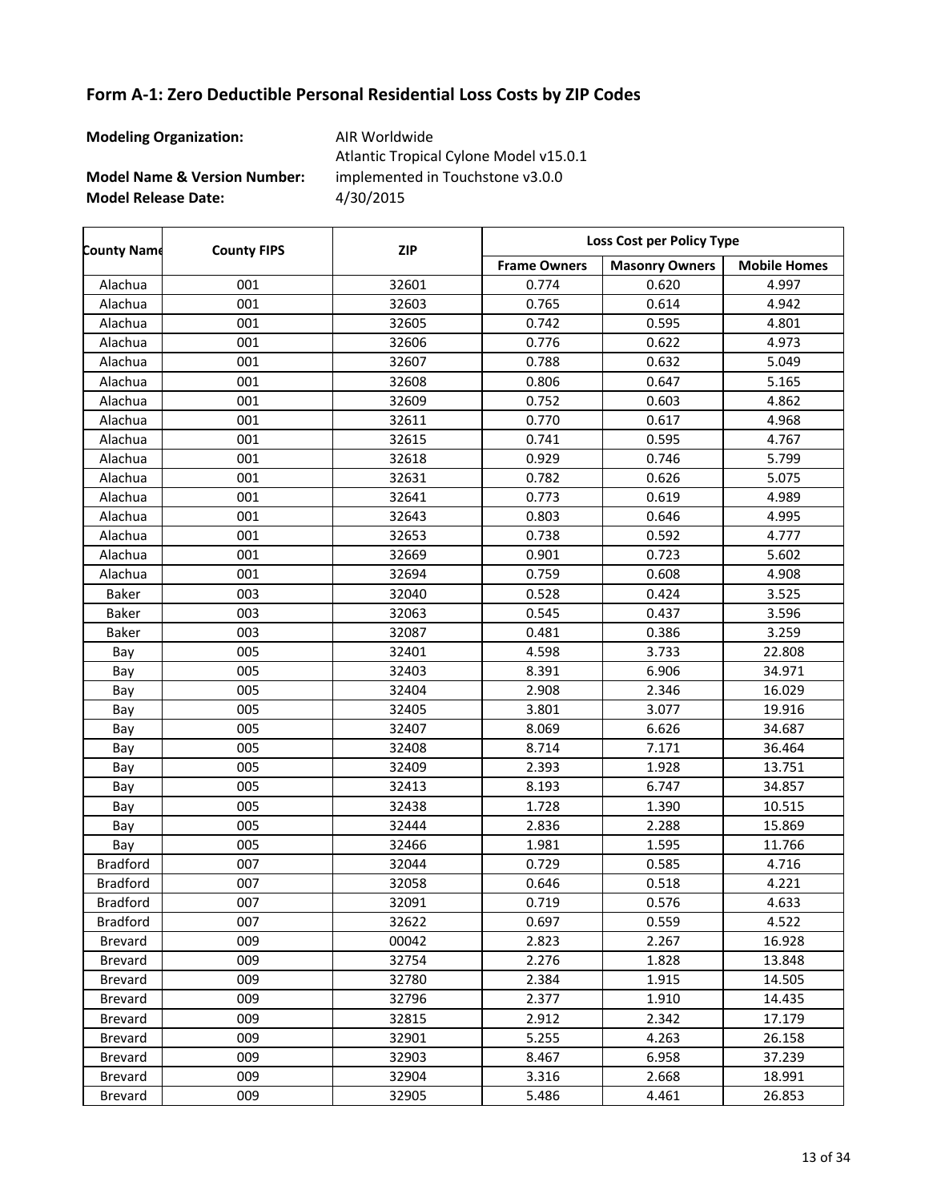## Form A-1: Zero Deductible Personal Residential Loss Costs by ZIP Codes

**Modeling Organization:** AIR Worldwide

**Model Name & Version Number:** Atlantic Tropical Cylone Model v15.0.1 implemented in Touchstone v3.0.0

**Model Release Date:** 4/30/2015

| County Name | County FIPS | ZIP | Loss Cost per Policy Type | | |
|---|---|---|---|---|---|
| | | | Frame Owners | Masonry Owners | Mobile Homes |
| Alachua | 001 | 32601 | 0.774 | 0.620 | 4.997 |
| Alachua | 001 | 32603 | 0.765 | 0.614 | 4.942 |
| Alachua | 001 | 32605 | 0.742 | 0.595 | 4.801 |
| Alachua | 001 | 32606 | 0.776 | 0.622 | 4.973 |
| Alachua | 001 | 32607 | 0.788 | 0.632 | 5.049 |
| Alachua | 001 | 32608 | 0.806 | 0.647 | 5.165 |
| Alachua | 001 | 32609 | 0.752 | 0.603 | 4.862 |
| Alachua | 001 | 32611 | 0.770 | 0.617 | 4.968 |
| Alachua | 001 | 32615 | 0.741 | 0.595 | 4.767 |
| Alachua | 001 | 32618 | 0.929 | 0.746 | 5.799 |
| Alachua | 001 | 32631 | 0.782 | 0.626 | 5.075 |
| Alachua | 001 | 32641 | 0.773 | 0.619 | 4.989 |
| Alachua | 001 | 32643 | 0.803 | 0.646 | 4.995 |
| Alachua | 001 | 32653 | 0.738 | 0.592 | 4.777 |
| Alachua | 001 | 32669 | 0.901 | 0.723 | 5.602 |
| Alachua | 001 | 32694 | 0.759 | 0.608 | 4.908 |
| Baker | 003 | 32040 | 0.528 | 0.424 | 3.525 |
| Baker | 003 | 32063 | 0.545 | 0.437 | 3.596 |
| Baker | 003 | 32087 | 0.481 | 0.386 | 3.259 |
| Bay | 005 | 32401 | 4.598 | 3.733 | 22.808 |
| Bay | 005 | 32403 | 8.391 | 6.906 | 34.971 |
| Bay | 005 | 32404 | 2.908 | 2.346 | 16.029 |
| Bay | 005 | 32405 | 3.801 | 3.077 | 19.916 |
| Bay | 005 | 32407 | 8.069 | 6.626 | 34.687 |
| Bay | 005 | 32408 | 8.714 | 7.171 | 36.464 |
| Bay | 005 | 32409 | 2.393 | 1.928 | 13.751 |
| Bay | 005 | 32413 | 8.193 | 6.747 | 34.857 |
| Bay | 005 | 32438 | 1.728 | 1.390 | 10.515 |
| Bay | 005 | 32444 | 2.836 | 2.288 | 15.869 |
| Bay | 005 | 32466 | 1.981 | 1.595 | 11.766 |
| Bradford | 007 | 32044 | 0.729 | 0.585 | 4.716 |
| Bradford | 007 | 32058 | 0.646 | 0.518 | 4.221 |
| Bradford | 007 | 32091 | 0.719 | 0.576 | 4.633 |
| Bradford | 007 | 32622 | 0.697 | 0.559 | 4.522 |
| Brevard | 009 | 00042 | 2.823 | 2.267 | 16.928 |
| Brevard | 009 | 32754 | 2.276 | 1.828 | 13.848 |
| Brevard | 009 | 32780 | 2.384 | 1.915 | 14.505 |
| Brevard | 009 | 32796 | 2.377 | 1.910 | 14.435 |
| Brevard | 009 | 32815 | 2.912 | 2.342 | 17.179 |
| Brevard | 009 | 32901 | 5.255 | 4.263 | 26.158 |
| Brevard | 009 | 32903 | 8.467 | 6.958 | 37.239 |
| Brevard | 009 | 32904 | 3.316 | 2.668 | 18.991 |
| Brevard | 009 | 32905 | 5.486 | 4.461 | 26.853 |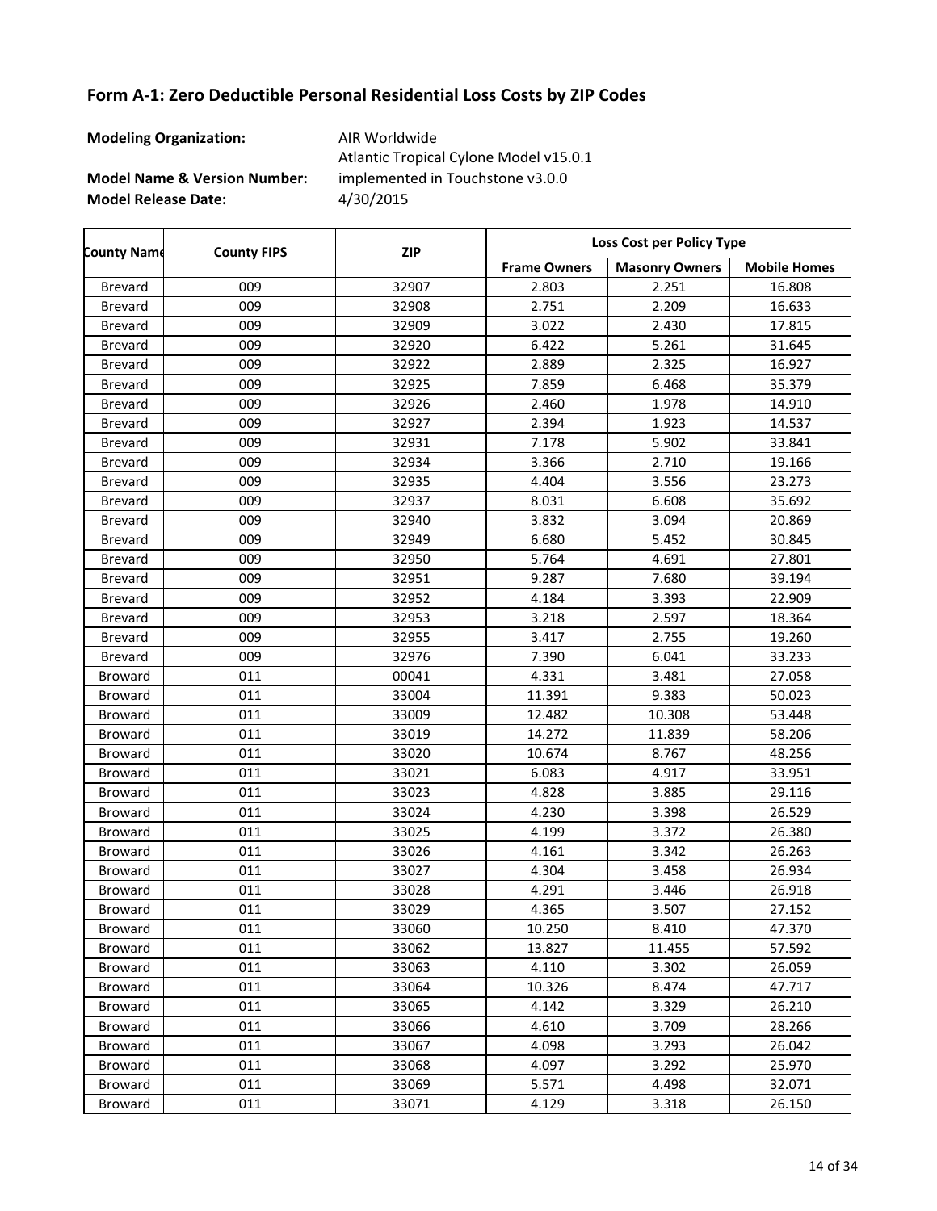## Form A-1: Zero Deductible Personal Residential Loss Costs by ZIP Codes

**Modeling Organization:** AIR Worldwide

**Model Name & Version Number:** Atlantic Tropical Cyclone Model v15.0.1 implemented in Touchstone v3.0.0

**Model Release Date:** 4/30/2015

| County Name | County FIPS | ZIP | Loss Cost per Policy Type | | |
|---|---|---|---|---|---|
| | | | Frame Owners | Masonry Owners | Mobile Homes |
| Brevard | 009 | 32907 | 2.803 | 2.251 | 16.808 |
| Brevard | 009 | 32908 | 2.751 | 2.209 | 16.633 |
| Brevard | 009 | 32909 | 3.022 | 2.430 | 17.815 |
| Brevard | 009 | 32920 | 6.422 | 5.261 | 31.645 |
| Brevard | 009 | 32922 | 2.889 | 2.325 | 16.927 |
| Brevard | 009 | 32925 | 7.859 | 6.468 | 35.379 |
| Brevard | 009 | 32926 | 2.460 | 1.978 | 14.910 |
| Brevard | 009 | 32927 | 2.394 | 1.923 | 14.537 |
| Brevard | 009 | 32931 | 7.178 | 5.902 | 33.841 |
| Brevard | 009 | 32934 | 3.366 | 2.710 | 19.166 |
| Brevard | 009 | 32935 | 4.404 | 3.556 | 23.273 |
| Brevard | 009 | 32937 | 8.031 | 6.608 | 35.692 |
| Brevard | 009 | 32940 | 3.832 | 3.094 | 20.869 |
| Brevard | 009 | 32949 | 6.680 | 5.452 | 30.845 |
| Brevard | 009 | 32950 | 5.764 | 4.691 | 27.801 |
| Brevard | 009 | 32951 | 9.287 | 7.680 | 39.194 |
| Brevard | 009 | 32952 | 4.184 | 3.393 | 22.909 |
| Brevard | 009 | 32953 | 3.218 | 2.597 | 18.364 |
| Brevard | 009 | 32955 | 3.417 | 2.755 | 19.260 |
| Brevard | 009 | 32976 | 7.390 | 6.041 | 33.233 |
| Broward | 011 | 00041 | 4.331 | 3.481 | 27.058 |
| Broward | 011 | 33004 | 11.391 | 9.383 | 50.023 |
| Broward | 011 | 33009 | 12.482 | 10.308 | 53.448 |
| Broward | 011 | 33019 | 14.272 | 11.839 | 58.206 |
| Broward | 011 | 33020 | 10.674 | 8.767 | 48.256 |
| Broward | 011 | 33021 | 6.083 | 4.917 | 33.951 |
| Broward | 011 | 33023 | 4.828 | 3.885 | 29.116 |
| Broward | 011 | 33024 | 4.230 | 3.398 | 26.529 |
| Broward | 011 | 33025 | 4.199 | 3.372 | 26.380 |
| Broward | 011 | 33026 | 4.161 | 3.342 | 26.263 |
| Broward | 011 | 33027 | 4.304 | 3.458 | 26.934 |
| Broward | 011 | 33028 | 4.291 | 3.446 | 26.918 |
| Broward | 011 | 33029 | 4.365 | 3.507 | 27.152 |
| Broward | 011 | 33060 | 10.250 | 8.410 | 47.370 |
| Broward | 011 | 33062 | 13.827 | 11.455 | 57.592 |
| Broward | 011 | 33063 | 4.110 | 3.302 | 26.059 |
| Broward | 011 | 33064 | 10.326 | 8.474 | 47.717 |
| Broward | 011 | 33065 | 4.142 | 3.329 | 26.210 |
| Broward | 011 | 33066 | 4.610 | 3.709 | 28.266 |
| Broward | 011 | 33067 | 4.098 | 3.293 | 26.042 |
| Broward | 011 | 33068 | 4.097 | 3.292 | 25.970 |
| Broward | 011 | 33069 | 5.571 | 4.498 | 32.071 |
| Broward | 011 | 33071 | 4.129 | 3.318 | 26.150 |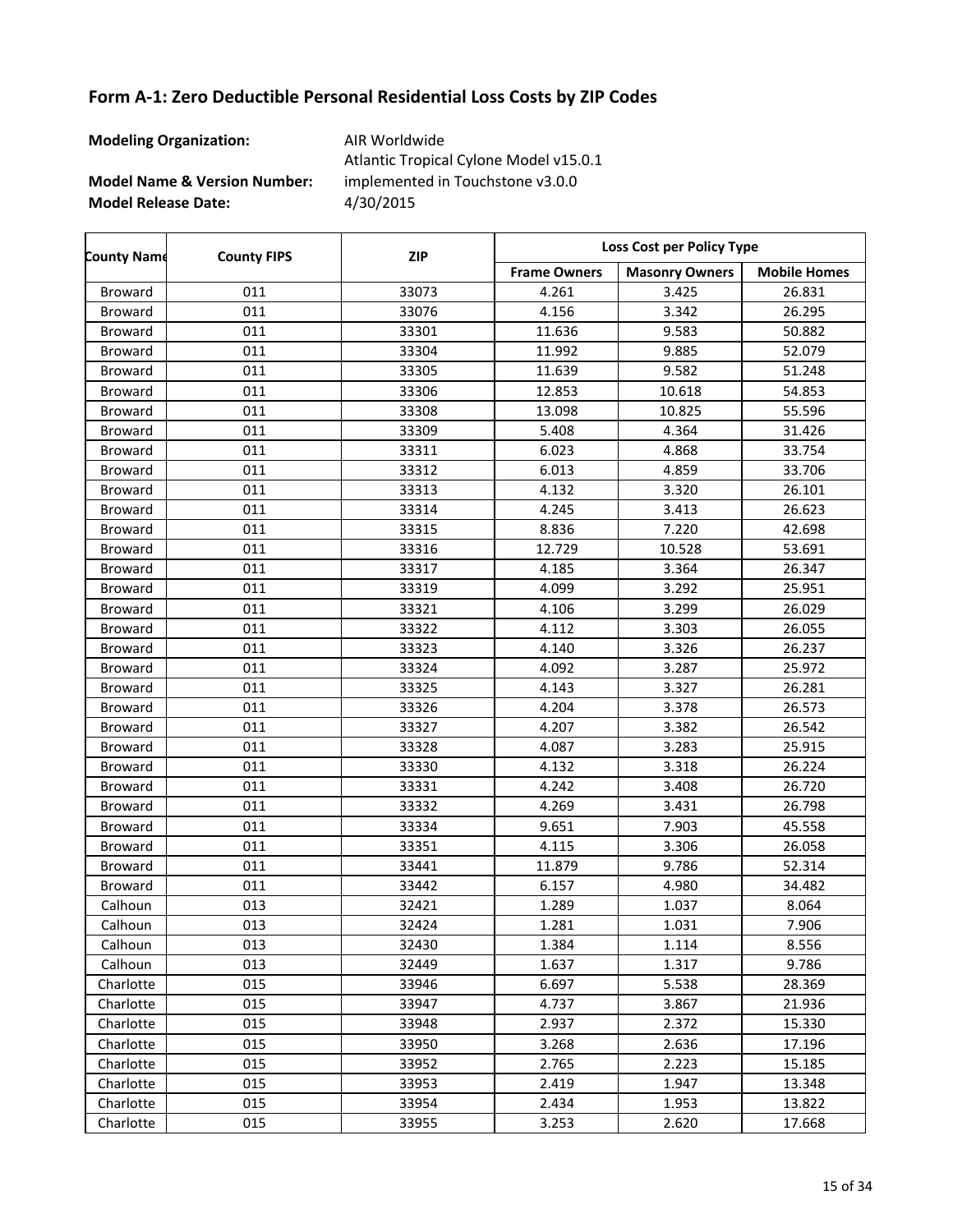## Form A-1: Zero Deductible Personal Residential Loss Costs by ZIP Codes

**Modeling Organization:** AIR Worldwide

**Model Name & Version Number:** Atlantic Tropical Cylone Model v15.0.1 implemented in Touchstone v3.0.0

**Model Release Date:** 4/30/2015

| County Name | County FIPS | ZIP | Loss Cost per Policy Type | | |
|---|---|---|---|---|---|
| | | | Frame Owners | Masonry Owners | Mobile Homes |
| Broward | 011 | 33073 | 4.261 | 3.425 | 26.831 |
| Broward | 011 | 33076 | 4.156 | 3.342 | 26.295 |
| Broward | 011 | 33301 | 11.636 | 9.583 | 50.882 |
| Broward | 011 | 33304 | 11.992 | 9.885 | 52.079 |
| Broward | 011 | 33305 | 11.639 | 9.582 | 51.248 |
| Broward | 011 | 33306 | 12.853 | 10.618 | 54.853 |
| Broward | 011 | 33308 | 13.098 | 10.825 | 55.596 |
| Broward | 011 | 33309 | 5.408 | 4.364 | 31.426 |
| Broward | 011 | 33311 | 6.023 | 4.868 | 33.754 |
| Broward | 011 | 33312 | 6.013 | 4.859 | 33.706 |
| Broward | 011 | 33313 | 4.132 | 3.320 | 26.101 |
| Broward | 011 | 33314 | 4.245 | 3.413 | 26.623 |
| Broward | 011 | 33315 | 8.836 | 7.220 | 42.698 |
| Broward | 011 | 33316 | 12.729 | 10.528 | 53.691 |
| Broward | 011 | 33317 | 4.185 | 3.364 | 26.347 |
| Broward | 011 | 33319 | 4.099 | 3.292 | 25.951 |
| Broward | 011 | 33321 | 4.106 | 3.299 | 26.029 |
| Broward | 011 | 33322 | 4.112 | 3.303 | 26.055 |
| Broward | 011 | 33323 | 4.140 | 3.326 | 26.237 |
| Broward | 011 | 33324 | 4.092 | 3.287 | 25.972 |
| Broward | 011 | 33325 | 4.143 | 3.327 | 26.281 |
| Broward | 011 | 33326 | 4.204 | 3.378 | 26.573 |
| Broward | 011 | 33327 | 4.207 | 3.382 | 26.542 |
| Broward | 011 | 33328 | 4.087 | 3.283 | 25.915 |
| Broward | 011 | 33330 | 4.132 | 3.318 | 26.224 |
| Broward | 011 | 33331 | 4.242 | 3.408 | 26.720 |
| Broward | 011 | 33332 | 4.269 | 3.431 | 26.798 |
| Broward | 011 | 33334 | 9.651 | 7.903 | 45.558 |
| Broward | 011 | 33351 | 4.115 | 3.306 | 26.058 |
| Broward | 011 | 33441 | 11.879 | 9.786 | 52.314 |
| Broward | 011 | 33442 | 6.157 | 4.980 | 34.482 |
| Calhoun | 013 | 32421 | 1.289 | 1.037 | 8.064 |
| Calhoun | 013 | 32424 | 1.281 | 1.031 | 7.906 |
| Calhoun | 013 | 32430 | 1.384 | 1.114 | 8.556 |
| Calhoun | 013 | 32449 | 1.637 | 1.317 | 9.786 |
| Charlotte | 015 | 33946 | 6.697 | 5.538 | 28.369 |
| Charlotte | 015 | 33947 | 4.737 | 3.867 | 21.936 |
| Charlotte | 015 | 33948 | 2.937 | 2.372 | 15.330 |
| Charlotte | 015 | 33950 | 3.268 | 2.636 | 17.196 |
| Charlotte | 015 | 33952 | 2.765 | 2.223 | 15.185 |
| Charlotte | 015 | 33953 | 2.419 | 1.947 | 13.348 |
| Charlotte | 015 | 33954 | 2.434 | 1.953 | 13.822 |
| Charlotte | 015 | 33955 | 3.253 | 2.620 | 17.668 |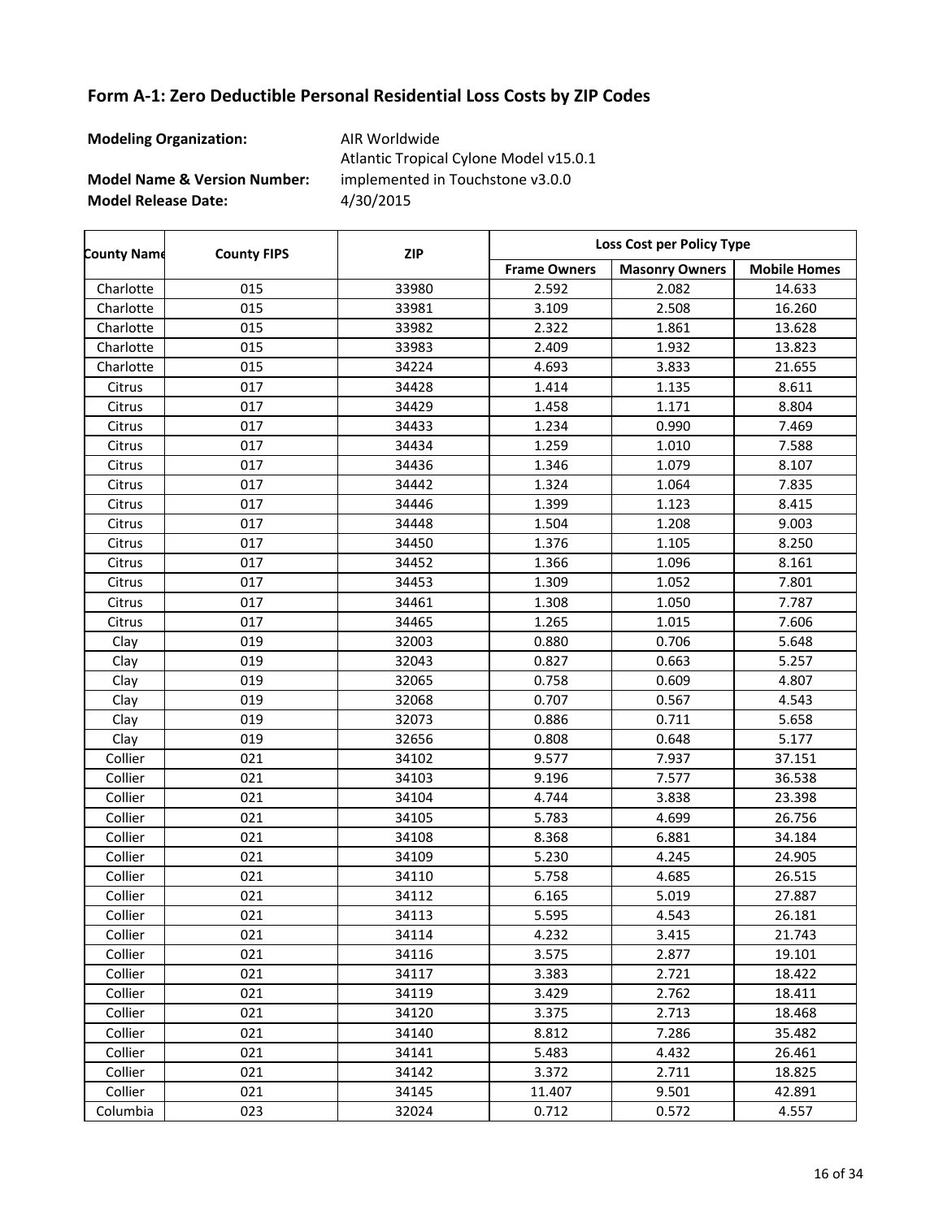## Form A-1: Zero Deductible Personal Residential Loss Costs by ZIP Codes

**Modeling Organization:** AIR Worldwide

**Model Name & Version Number:** Atlantic Tropical Cylone Model v15.0.1 implemented in Touchstone v3.0.0

**Model Release Date:** 4/30/2015

| County Name | County FIPS | ZIP | Loss Cost per Policy Type | | |
|---|---|---|---|---|---|
| | | | Frame Owners | Masonry Owners | Mobile Homes |
| Charlotte | 015 | 33980 | 2.592 | 2.082 | 14.633 |
| Charlotte | 015 | 33981 | 3.109 | 2.508 | 16.260 |
| Charlotte | 015 | 33982 | 2.322 | 1.861 | 13.628 |
| Charlotte | 015 | 33983 | 2.409 | 1.932 | 13.823 |
| Charlotte | 015 | 34224 | 4.693 | 3.833 | 21.655 |
| Citrus | 017 | 34428 | 1.414 | 1.135 | 8.611 |
| Citrus | 017 | 34429 | 1.458 | 1.171 | 8.804 |
| Citrus | 017 | 34433 | 1.234 | 0.990 | 7.469 |
| Citrus | 017 | 34434 | 1.259 | 1.010 | 7.588 |
| Citrus | 017 | 34436 | 1.346 | 1.079 | 8.107 |
| Citrus | 017 | 34442 | 1.324 | 1.064 | 7.835 |
| Citrus | 017 | 34446 | 1.399 | 1.123 | 8.415 |
| Citrus | 017 | 34448 | 1.504 | 1.208 | 9.003 |
| Citrus | 017 | 34450 | 1.376 | 1.105 | 8.250 |
| Citrus | 017 | 34452 | 1.366 | 1.096 | 8.161 |
| Citrus | 017 | 34453 | 1.309 | 1.052 | 7.801 |
| Citrus | 017 | 34461 | 1.308 | 1.050 | 7.787 |
| Citrus | 017 | 34465 | 1.265 | 1.015 | 7.606 |
| Clay | 019 | 32003 | 0.880 | 0.706 | 5.648 |
| Clay | 019 | 32043 | 0.827 | 0.663 | 5.257 |
| Clay | 019 | 32065 | 0.758 | 0.609 | 4.807 |
| Clay | 019 | 32068 | 0.707 | 0.567 | 4.543 |
| Clay | 019 | 32073 | 0.886 | 0.711 | 5.658 |
| Clay | 019 | 32656 | 0.808 | 0.648 | 5.177 |
| Collier | 021 | 34102 | 9.577 | 7.937 | 37.151 |
| Collier | 021 | 34103 | 9.196 | 7.577 | 36.538 |
| Collier | 021 | 34104 | 4.744 | 3.838 | 23.398 |
| Collier | 021 | 34105 | 5.783 | 4.699 | 26.756 |
| Collier | 021 | 34108 | 8.368 | 6.881 | 34.184 |
| Collier | 021 | 34109 | 5.230 | 4.245 | 24.905 |
| Collier | 021 | 34110 | 5.758 | 4.685 | 26.515 |
| Collier | 021 | 34112 | 6.165 | 5.019 | 27.887 |
| Collier | 021 | 34113 | 5.595 | 4.543 | 26.181 |
| Collier | 021 | 34114 | 4.232 | 3.415 | 21.743 |
| Collier | 021 | 34116 | 3.575 | 2.877 | 19.101 |
| Collier | 021 | 34117 | 3.383 | 2.721 | 18.422 |
| Collier | 021 | 34119 | 3.429 | 2.762 | 18.411 |
| Collier | 021 | 34120 | 3.375 | 2.713 | 18.468 |
| Collier | 021 | 34140 | 8.812 | 7.286 | 35.482 |
| Collier | 021 | 34141 | 5.483 | 4.432 | 26.461 |
| Collier | 021 | 34142 | 3.372 | 2.711 | 18.825 |
| Collier | 021 | 34145 | 11.407 | 9.501 | 42.891 |
| Columbia | 023 | 32024 | 0.712 | 0.572 | 4.557 |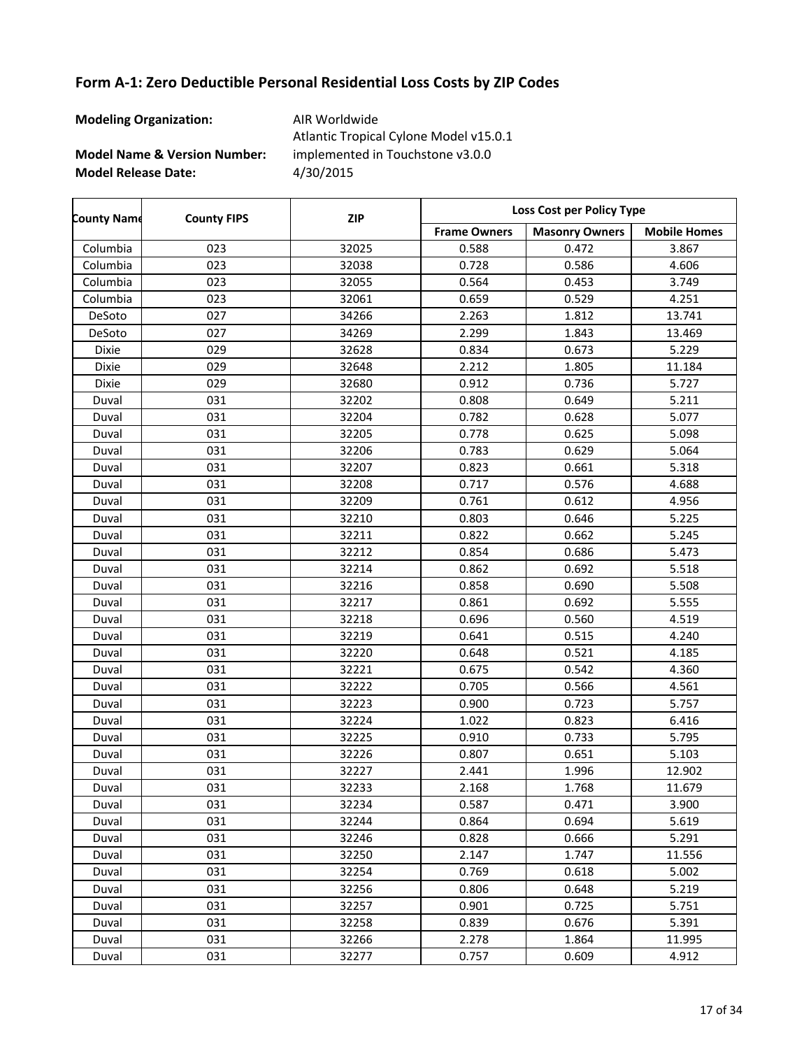## Form A-1: Zero Deductible Personal Residential Loss Costs by ZIP Codes

**Modeling Organization:** AIR Worldwide

**Model Name & Version Number:** Atlantic Tropical Cylone Model v15.0.1 implemented in Touchstone v3.0.0

**Model Release Date:** 4/30/2015

| County Name | County FIPS | ZIP | Loss Cost per Policy Type | | |
|---|---|---|---|---|---|
| | | | Frame Owners | Masonry Owners | Mobile Homes |
| Columbia | 023 | 32025 | 0.588 | 0.472 | 3.867 |
| Columbia | 023 | 32038 | 0.728 | 0.586 | 4.606 |
| Columbia | 023 | 32055 | 0.564 | 0.453 | 3.749 |
| Columbia | 023 | 32061 | 0.659 | 0.529 | 4.251 |
| DeSoto | 027 | 34266 | 2.263 | 1.812 | 13.741 |
| DeSoto | 027 | 34269 | 2.299 | 1.843 | 13.469 |
| Dixie | 029 | 32628 | 0.834 | 0.673 | 5.229 |
| Dixie | 029 | 32648 | 2.212 | 1.805 | 11.184 |
| Dixie | 029 | 32680 | 0.912 | 0.736 | 5.727 |
| Duval | 031 | 32202 | 0.808 | 0.649 | 5.211 |
| Duval | 031 | 32204 | 0.782 | 0.628 | 5.077 |
| Duval | 031 | 32205 | 0.778 | 0.625 | 5.098 |
| Duval | 031 | 32206 | 0.783 | 0.629 | 5.064 |
| Duval | 031 | 32207 | 0.823 | 0.661 | 5.318 |
| Duval | 031 | 32208 | 0.717 | 0.576 | 4.688 |
| Duval | 031 | 32209 | 0.761 | 0.612 | 4.956 |
| Duval | 031 | 32210 | 0.803 | 0.646 | 5.225 |
| Duval | 031 | 32211 | 0.822 | 0.662 | 5.245 |
| Duval | 031 | 32212 | 0.854 | 0.686 | 5.473 |
| Duval | 031 | 32214 | 0.862 | 0.692 | 5.518 |
| Duval | 031 | 32216 | 0.858 | 0.690 | 5.508 |
| Duval | 031 | 32217 | 0.861 | 0.692 | 5.555 |
| Duval | 031 | 32218 | 0.696 | 0.560 | 4.519 |
| Duval | 031 | 32219 | 0.641 | 0.515 | 4.240 |
| Duval | 031 | 32220 | 0.648 | 0.521 | 4.185 |
| Duval | 031 | 32221 | 0.675 | 0.542 | 4.360 |
| Duval | 031 | 32222 | 0.705 | 0.566 | 4.561 |
| Duval | 031 | 32223 | 0.900 | 0.723 | 5.757 |
| Duval | 031 | 32224 | 1.022 | 0.823 | 6.416 |
| Duval | 031 | 32225 | 0.910 | 0.733 | 5.795 |
| Duval | 031 | 32226 | 0.807 | 0.651 | 5.103 |
| Duval | 031 | 32227 | 2.441 | 1.996 | 12.902 |
| Duval | 031 | 32233 | 2.168 | 1.768 | 11.679 |
| Duval | 031 | 32234 | 0.587 | 0.471 | 3.900 |
| Duval | 031 | 32244 | 0.864 | 0.694 | 5.619 |
| Duval | 031 | 32246 | 0.828 | 0.666 | 5.291 |
| Duval | 031 | 32250 | 2.147 | 1.747 | 11.556 |
| Duval | 031 | 32254 | 0.769 | 0.618 | 5.002 |
| Duval | 031 | 32256 | 0.806 | 0.648 | 5.219 |
| Duval | 031 | 32257 | 0.901 | 0.725 | 5.751 |
| Duval | 031 | 32258 | 0.839 | 0.676 | 5.391 |
| Duval | 031 | 32266 | 2.278 | 1.864 | 11.995 |
| Duval | 031 | 32277 | 0.757 | 0.609 | 4.912 |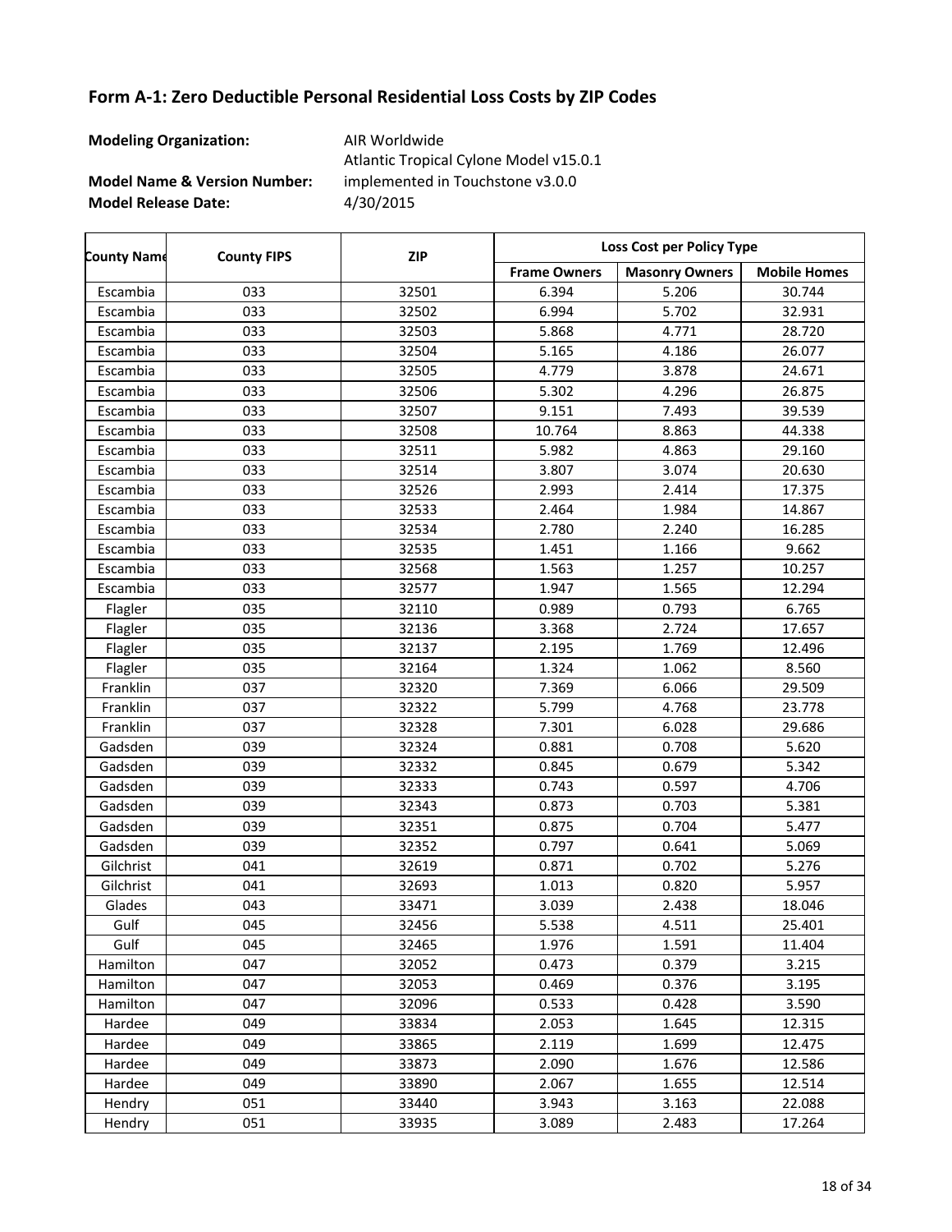## Form A-1: Zero Deductible Personal Residential Loss Costs by ZIP Codes

**Modeling Organization:** AIR Worldwide

**Model Name & Version Number:** Atlantic Tropical Cylone Model v15.0.1 implemented in Touchstone v3.0.0

**Model Release Date:** 4/30/2015

| County Name | County FIPS | ZIP | Loss Cost per Policy Type | | |
|---|---|---|---|---|---|
| | | | Frame Owners | Masonry Owners | Mobile Homes |
| Escambia | 033 | 32501 | 6.394 | 5.206 | 30.744 |
| Escambia | 033 | 32502 | 6.994 | 5.702 | 32.931 |
| Escambia | 033 | 32503 | 5.868 | 4.771 | 28.720 |
| Escambia | 033 | 32504 | 5.165 | 4.186 | 26.077 |
| Escambia | 033 | 32505 | 4.779 | 3.878 | 24.671 |
| Escambia | 033 | 32506 | 5.302 | 4.296 | 26.875 |
| Escambia | 033 | 32507 | 9.151 | 7.493 | 39.539 |
| Escambia | 033 | 32508 | 10.764 | 8.863 | 44.338 |
| Escambia | 033 | 32511 | 5.982 | 4.863 | 29.160 |
| Escambia | 033 | 32514 | 3.807 | 3.074 | 20.630 |
| Escambia | 033 | 32526 | 2.993 | 2.414 | 17.375 |
| Escambia | 033 | 32533 | 2.464 | 1.984 | 14.867 |
| Escambia | 033 | 32534 | 2.780 | 2.240 | 16.285 |
| Escambia | 033 | 32535 | 1.451 | 1.166 | 9.662 |
| Escambia | 033 | 32568 | 1.563 | 1.257 | 10.257 |
| Escambia | 033 | 32577 | 1.947 | 1.565 | 12.294 |
| Flagler | 035 | 32110 | 0.989 | 0.793 | 6.765 |
| Flagler | 035 | 32136 | 3.368 | 2.724 | 17.657 |
| Flagler | 035 | 32137 | 2.195 | 1.769 | 12.496 |
| Flagler | 035 | 32164 | 1.324 | 1.062 | 8.560 |
| Franklin | 037 | 32320 | 7.369 | 6.066 | 29.509 |
| Franklin | 037 | 32322 | 5.799 | 4.768 | 23.778 |
| Franklin | 037 | 32328 | 7.301 | 6.028 | 29.686 |
| Gadsden | 039 | 32324 | 0.881 | 0.708 | 5.620 |
| Gadsden | 039 | 32332 | 0.845 | 0.679 | 5.342 |
| Gadsden | 039 | 32333 | 0.743 | 0.597 | 4.706 |
| Gadsden | 039 | 32343 | 0.873 | 0.703 | 5.381 |
| Gadsden | 039 | 32351 | 0.875 | 0.704 | 5.477 |
| Gadsden | 039 | 32352 | 0.797 | 0.641 | 5.069 |
| Gilchrist | 041 | 32619 | 0.871 | 0.702 | 5.276 |
| Gilchrist | 041 | 32693 | 1.013 | 0.820 | 5.957 |
| Glades | 043 | 33471 | 3.039 | 2.438 | 18.046 |
| Gulf | 045 | 32456 | 5.538 | 4.511 | 25.401 |
| Gulf | 045 | 32465 | 1.976 | 1.591 | 11.404 |
| Hamilton | 047 | 32052 | 0.473 | 0.379 | 3.215 |
| Hamilton | 047 | 32053 | 0.469 | 0.376 | 3.195 |
| Hamilton | 047 | 32096 | 0.533 | 0.428 | 3.590 |
| Hardee | 049 | 33834 | 2.053 | 1.645 | 12.315 |
| Hardee | 049 | 33865 | 2.119 | 1.699 | 12.475 |
| Hardee | 049 | 33873 | 2.090 | 1.676 | 12.586 |
| Hardee | 049 | 33890 | 2.067 | 1.655 | 12.514 |
| Hendry | 051 | 33440 | 3.943 | 3.163 | 22.088 |
| Hendry | 051 | 33935 | 3.089 | 2.483 | 17.264 |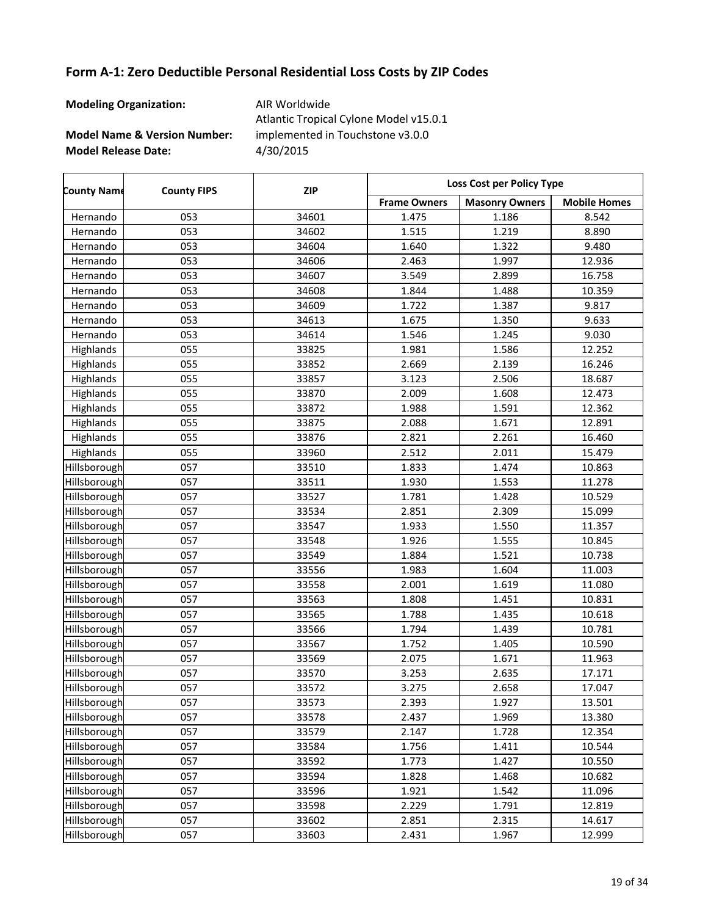## Form A-1: Zero Deductible Personal Residential Loss Costs by ZIP Codes

**Modeling Organization:** AIR Worldwide

**Model Name & Version Number:** Atlantic Tropical Cyclone Model v15.0.1 implemented in Touchstone v3.0.0

**Model Release Date:** 4/30/2015

| County Name | County FIPS | ZIP | Loss Cost per Policy Type | | |
|---|---|---|---|---|---|
| | | | Frame Owners | Masonry Owners | Mobile Homes |
| Hernando | 053 | 34601 | 1.475 | 1.186 | 8.542 |
| Hernando | 053 | 34602 | 1.515 | 1.219 | 8.890 |
| Hernando | 053 | 34604 | 1.640 | 1.322 | 9.480 |
| Hernando | 053 | 34606 | 2.463 | 1.997 | 12.936 |
| Hernando | 053 | 34607 | 3.549 | 2.899 | 16.758 |
| Hernando | 053 | 34608 | 1.844 | 1.488 | 10.359 |
| Hernando | 053 | 34609 | 1.722 | 1.387 | 9.817 |
| Hernando | 053 | 34613 | 1.675 | 1.350 | 9.633 |
| Hernando | 053 | 34614 | 1.546 | 1.245 | 9.030 |
| Highlands | 055 | 33825 | 1.981 | 1.586 | 12.252 |
| Highlands | 055 | 33852 | 2.669 | 2.139 | 16.246 |
| Highlands | 055 | 33857 | 3.123 | 2.506 | 18.687 |
| Highlands | 055 | 33870 | 2.009 | 1.608 | 12.473 |
| Highlands | 055 | 33872 | 1.988 | 1.591 | 12.362 |
| Highlands | 055 | 33875 | 2.088 | 1.671 | 12.891 |
| Highlands | 055 | 33876 | 2.821 | 2.261 | 16.460 |
| Highlands | 055 | 33960 | 2.512 | 2.011 | 15.479 |
| Hillsborough | 057 | 33510 | 1.833 | 1.474 | 10.863 |
| Hillsborough | 057 | 33511 | 1.930 | 1.553 | 11.278 |
| Hillsborough | 057 | 33527 | 1.781 | 1.428 | 10.529 |
| Hillsborough | 057 | 33534 | 2.851 | 2.309 | 15.099 |
| Hillsborough | 057 | 33547 | 1.933 | 1.550 | 11.357 |
| Hillsborough | 057 | 33548 | 1.926 | 1.555 | 10.845 |
| Hillsborough | 057 | 33549 | 1.884 | 1.521 | 10.738 |
| Hillsborough | 057 | 33556 | 1.983 | 1.604 | 11.003 |
| Hillsborough | 057 | 33558 | 2.001 | 1.619 | 11.080 |
| Hillsborough | 057 | 33563 | 1.808 | 1.451 | 10.831 |
| Hillsborough | 057 | 33565 | 1.788 | 1.435 | 10.618 |
| Hillsborough | 057 | 33566 | 1.794 | 1.439 | 10.781 |
| Hillsborough | 057 | 33567 | 1.752 | 1.405 | 10.590 |
| Hillsborough | 057 | 33569 | 2.075 | 1.671 | 11.963 |
| Hillsborough | 057 | 33570 | 3.253 | 2.635 | 17.171 |
| Hillsborough | 057 | 33572 | 3.275 | 2.658 | 17.047 |
| Hillsborough | 057 | 33573 | 2.393 | 1.927 | 13.501 |
| Hillsborough | 057 | 33578 | 2.437 | 1.969 | 13.380 |
| Hillsborough | 057 | 33579 | 2.147 | 1.728 | 12.354 |
| Hillsborough | 057 | 33584 | 1.756 | 1.411 | 10.544 |
| Hillsborough | 057 | 33592 | 1.773 | 1.427 | 10.550 |
| Hillsborough | 057 | 33594 | 1.828 | 1.468 | 10.682 |
| Hillsborough | 057 | 33596 | 1.921 | 1.542 | 11.096 |
| Hillsborough | 057 | 33598 | 2.229 | 1.791 | 12.819 |
| Hillsborough | 057 | 33602 | 2.851 | 2.315 | 14.617 |
| Hillsborough | 057 | 33603 | 2.431 | 1.967 | 12.999 |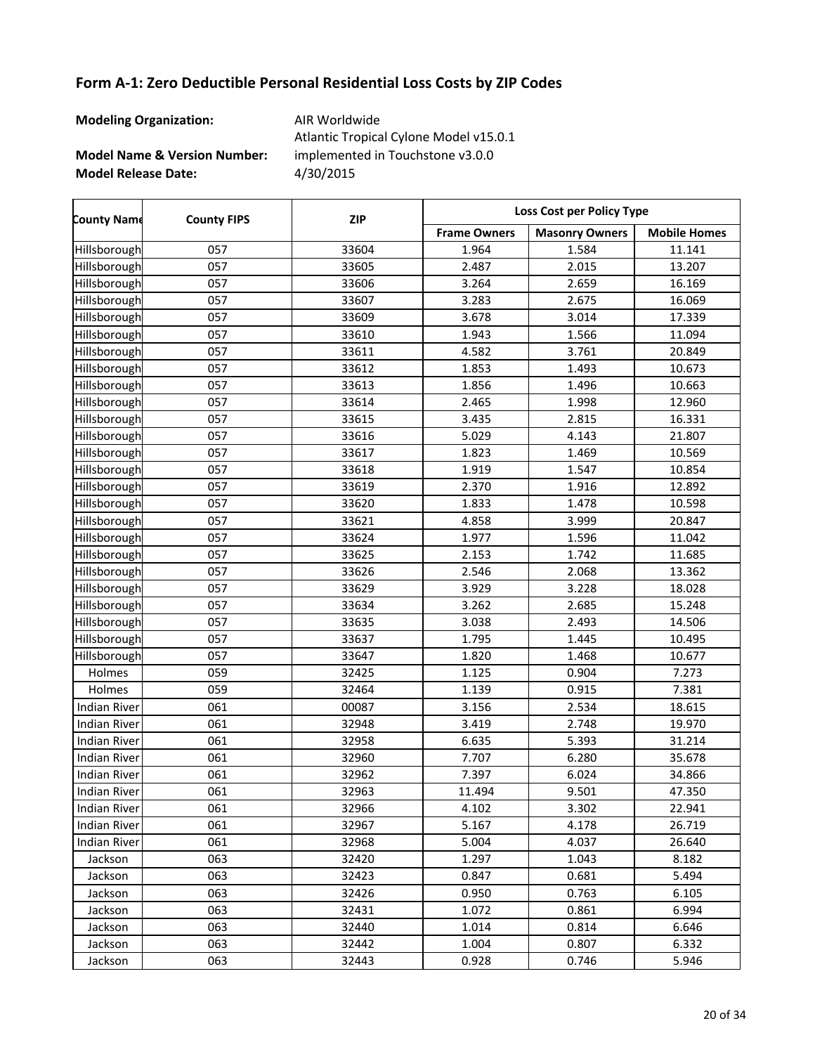## Form A-1: Zero Deductible Personal Residential Loss Costs by ZIP Codes

**Modeling Organization:** AIR Worldwide

**Model Name & Version Number:** Atlantic Tropical Cylone Model v15.0.1 implemented in Touchstone v3.0.0

**Model Release Date:** 4/30/2015

| County Name | County FIPS | ZIP | Loss Cost per Policy Type | | |
|---|---|---|---|---|---|
| | | | Frame Owners | Masonry Owners | Mobile Homes |
| Hillsborough | 057 | 33604 | 1.964 | 1.584 | 11.141 |
| Hillsborough | 057 | 33605 | 2.487 | 2.015 | 13.207 |
| Hillsborough | 057 | 33606 | 3.264 | 2.659 | 16.169 |
| Hillsborough | 057 | 33607 | 3.283 | 2.675 | 16.069 |
| Hillsborough | 057 | 33609 | 3.678 | 3.014 | 17.339 |
| Hillsborough | 057 | 33610 | 1.943 | 1.566 | 11.094 |
| Hillsborough | 057 | 33611 | 4.582 | 3.761 | 20.849 |
| Hillsborough | 057 | 33612 | 1.853 | 1.493 | 10.673 |
| Hillsborough | 057 | 33613 | 1.856 | 1.496 | 10.663 |
| Hillsborough | 057 | 33614 | 2.465 | 1.998 | 12.960 |
| Hillsborough | 057 | 33615 | 3.435 | 2.815 | 16.331 |
| Hillsborough | 057 | 33616 | 5.029 | 4.143 | 21.807 |
| Hillsborough | 057 | 33617 | 1.823 | 1.469 | 10.569 |
| Hillsborough | 057 | 33618 | 1.919 | 1.547 | 10.854 |
| Hillsborough | 057 | 33619 | 2.370 | 1.916 | 12.892 |
| Hillsborough | 057 | 33620 | 1.833 | 1.478 | 10.598 |
| Hillsborough | 057 | 33621 | 4.858 | 3.999 | 20.847 |
| Hillsborough | 057 | 33624 | 1.977 | 1.596 | 11.042 |
| Hillsborough | 057 | 33625 | 2.153 | 1.742 | 11.685 |
| Hillsborough | 057 | 33626 | 2.546 | 2.068 | 13.362 |
| Hillsborough | 057 | 33629 | 3.929 | 3.228 | 18.028 |
| Hillsborough | 057 | 33634 | 3.262 | 2.685 | 15.248 |
| Hillsborough | 057 | 33635 | 3.038 | 2.493 | 14.506 |
| Hillsborough | 057 | 33637 | 1.795 | 1.445 | 10.495 |
| Hillsborough | 057 | 33647 | 1.820 | 1.468 | 10.677 |
| Holmes | 059 | 32425 | 1.125 | 0.904 | 7.273 |
| Holmes | 059 | 32464 | 1.139 | 0.915 | 7.381 |
| Indian River | 061 | 00087 | 3.156 | 2.534 | 18.615 |
| Indian River | 061 | 32948 | 3.419 | 2.748 | 19.970 |
| Indian River | 061 | 32958 | 6.635 | 5.393 | 31.214 |
| Indian River | 061 | 32960 | 7.707 | 6.280 | 35.678 |
| Indian River | 061 | 32962 | 7.397 | 6.024 | 34.866 |
| Indian River | 061 | 32963 | 11.494 | 9.501 | 47.350 |
| Indian River | 061 | 32966 | 4.102 | 3.302 | 22.941 |
| Indian River | 061 | 32967 | 5.167 | 4.178 | 26.719 |
| Indian River | 061 | 32968 | 5.004 | 4.037 | 26.640 |
| Jackson | 063 | 32420 | 1.297 | 1.043 | 8.182 |
| Jackson | 063 | 32423 | 0.847 | 0.681 | 5.494 |
| Jackson | 063 | 32426 | 0.950 | 0.763 | 6.105 |
| Jackson | 063 | 32431 | 1.072 | 0.861 | 6.994 |
| Jackson | 063 | 32440 | 1.014 | 0.814 | 6.646 |
| Jackson | 063 | 32442 | 1.004 | 0.807 | 6.332 |
| Jackson | 063 | 32443 | 0.928 | 0.746 | 5.946 |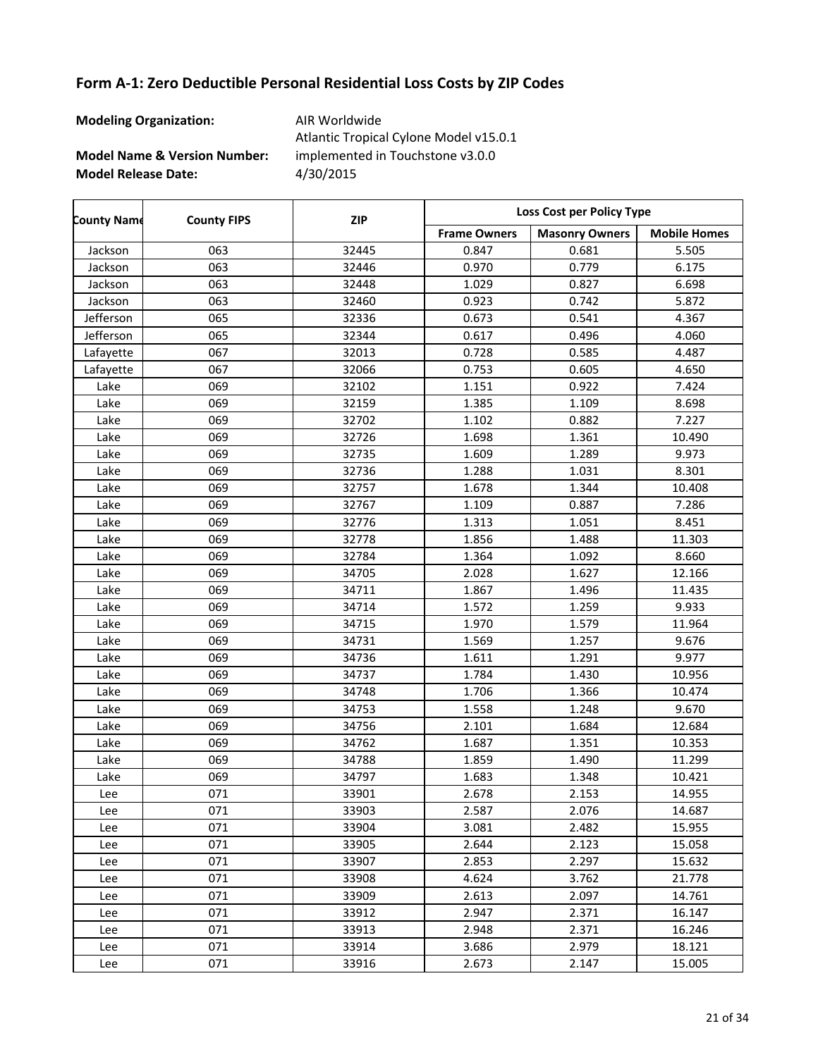## Form A-1: Zero Deductible Personal Residential Loss Costs by ZIP Codes

**Modeling Organization:** AIR Worldwide

**Model Name & Version Number:** Atlantic Tropical Cylone Model v15.0.1 implemented in Touchstone v3.0.0

**Model Release Date:** 4/30/2015

| County Name | County FIPS | ZIP | Loss Cost per Policy Type | | |
|---|---|---|---|---|---|
| | | | Frame Owners | Masonry Owners | Mobile Homes |
| Jackson | 063 | 32445 | 0.847 | 0.681 | 5.505 |
| Jackson | 063 | 32446 | 0.970 | 0.779 | 6.175 |
| Jackson | 063 | 32448 | 1.029 | 0.827 | 6.698 |
| Jackson | 063 | 32460 | 0.923 | 0.742 | 5.872 |
| Jefferson | 065 | 32336 | 0.673 | 0.541 | 4.367 |
| Jefferson | 065 | 32344 | 0.617 | 0.496 | 4.060 |
| Lafayette | 067 | 32013 | 0.728 | 0.585 | 4.487 |
| Lafayette | 067 | 32066 | 0.753 | 0.605 | 4.650 |
| Lake | 069 | 32102 | 1.151 | 0.922 | 7.424 |
| Lake | 069 | 32159 | 1.385 | 1.109 | 8.698 |
| Lake | 069 | 32702 | 1.102 | 0.882 | 7.227 |
| Lake | 069 | 32726 | 1.698 | 1.361 | 10.490 |
| Lake | 069 | 32735 | 1.609 | 1.289 | 9.973 |
| Lake | 069 | 32736 | 1.288 | 1.031 | 8.301 |
| Lake | 069 | 32757 | 1.678 | 1.344 | 10.408 |
| Lake | 069 | 32767 | 1.109 | 0.887 | 7.286 |
| Lake | 069 | 32776 | 1.313 | 1.051 | 8.451 |
| Lake | 069 | 32778 | 1.856 | 1.488 | 11.303 |
| Lake | 069 | 32784 | 1.364 | 1.092 | 8.660 |
| Lake | 069 | 34705 | 2.028 | 1.627 | 12.166 |
| Lake | 069 | 34711 | 1.867 | 1.496 | 11.435 |
| Lake | 069 | 34714 | 1.572 | 1.259 | 9.933 |
| Lake | 069 | 34715 | 1.970 | 1.579 | 11.964 |
| Lake | 069 | 34731 | 1.569 | 1.257 | 9.676 |
| Lake | 069 | 34736 | 1.611 | 1.291 | 9.977 |
| Lake | 069 | 34737 | 1.784 | 1.430 | 10.956 |
| Lake | 069 | 34748 | 1.706 | 1.366 | 10.474 |
| Lake | 069 | 34753 | 1.558 | 1.248 | 9.670 |
| Lake | 069 | 34756 | 2.101 | 1.684 | 12.684 |
| Lake | 069 | 34762 | 1.687 | 1.351 | 10.353 |
| Lake | 069 | 34788 | 1.859 | 1.490 | 11.299 |
| Lake | 069 | 34797 | 1.683 | 1.348 | 10.421 |
| Lee | 071 | 33901 | 2.678 | 2.153 | 14.955 |
| Lee | 071 | 33903 | 2.587 | 2.076 | 14.687 |
| Lee | 071 | 33904 | 3.081 | 2.482 | 15.955 |
| Lee | 071 | 33905 | 2.644 | 2.123 | 15.058 |
| Lee | 071 | 33907 | 2.853 | 2.297 | 15.632 |
| Lee | 071 | 33908 | 4.624 | 3.762 | 21.778 |
| Lee | 071 | 33909 | 2.613 | 2.097 | 14.761 |
| Lee | 071 | 33912 | 2.947 | 2.371 | 16.147 |
| Lee | 071 | 33913 | 2.948 | 2.371 | 16.246 |
| Lee | 071 | 33914 | 3.686 | 2.979 | 18.121 |
| Lee | 071 | 33916 | 2.673 | 2.147 | 15.005 |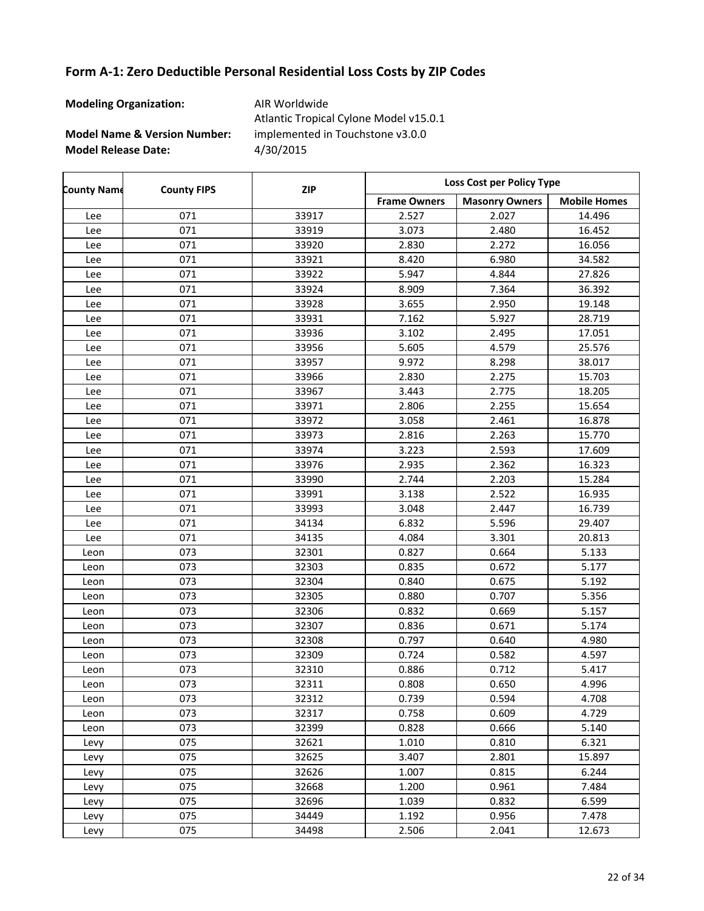## Form A-1: Zero Deductible Personal Residential Loss Costs by ZIP Codes

**Modeling Organization:** AIR Worldwide

**Model Name & Version Number:** Atlantic Tropical Cylone Model v15.0.1 implemented in Touchstone v3.0.0

**Model Release Date:** 4/30/2015

| County Name | County FIPS | ZIP | Loss Cost per Policy Type | | |
|---|---|---|---|---|---|
| | | | Frame Owners | Masonry Owners | Mobile Homes |
| Lee | 071 | 33917 | 2.527 | 2.027 | 14.496 |
| Lee | 071 | 33919 | 3.073 | 2.480 | 16.452 |
| Lee | 071 | 33920 | 2.830 | 2.272 | 16.056 |
| Lee | 071 | 33921 | 8.420 | 6.980 | 34.582 |
| Lee | 071 | 33922 | 5.947 | 4.844 | 27.826 |
| Lee | 071 | 33924 | 8.909 | 7.364 | 36.392 |
| Lee | 071 | 33928 | 3.655 | 2.950 | 19.148 |
| Lee | 071 | 33931 | 7.162 | 5.927 | 28.719 |
| Lee | 071 | 33936 | 3.102 | 2.495 | 17.051 |
| Lee | 071 | 33956 | 5.605 | 4.579 | 25.576 |
| Lee | 071 | 33957 | 9.972 | 8.298 | 38.017 |
| Lee | 071 | 33966 | 2.830 | 2.275 | 15.703 |
| Lee | 071 | 33967 | 3.443 | 2.775 | 18.205 |
| Lee | 071 | 33971 | 2.806 | 2.255 | 15.654 |
| Lee | 071 | 33972 | 3.058 | 2.461 | 16.878 |
| Lee | 071 | 33973 | 2.816 | 2.263 | 15.770 |
| Lee | 071 | 33974 | 3.223 | 2.593 | 17.609 |
| Lee | 071 | 33976 | 2.935 | 2.362 | 16.323 |
| Lee | 071 | 33990 | 2.744 | 2.203 | 15.284 |
| Lee | 071 | 33991 | 3.138 | 2.522 | 16.935 |
| Lee | 071 | 33993 | 3.048 | 2.447 | 16.739 |
| Lee | 071 | 34134 | 6.832 | 5.596 | 29.407 |
| Lee | 071 | 34135 | 4.084 | 3.301 | 20.813 |
| Leon | 073 | 32301 | 0.827 | 0.664 | 5.133 |
| Leon | 073 | 32303 | 0.835 | 0.672 | 5.177 |
| Leon | 073 | 32304 | 0.840 | 0.675 | 5.192 |
| Leon | 073 | 32305 | 0.880 | 0.707 | 5.356 |
| Leon | 073 | 32306 | 0.832 | 0.669 | 5.157 |
| Leon | 073 | 32307 | 0.836 | 0.671 | 5.174 |
| Leon | 073 | 32308 | 0.797 | 0.640 | 4.980 |
| Leon | 073 | 32309 | 0.724 | 0.582 | 4.597 |
| Leon | 073 | 32310 | 0.886 | 0.712 | 5.417 |
| Leon | 073 | 32311 | 0.808 | 0.650 | 4.996 |
| Leon | 073 | 32312 | 0.739 | 0.594 | 4.708 |
| Leon | 073 | 32317 | 0.758 | 0.609 | 4.729 |
| Leon | 073 | 32399 | 0.828 | 0.666 | 5.140 |
| Levy | 075 | 32621 | 1.010 | 0.810 | 6.321 |
| Levy | 075 | 32625 | 3.407 | 2.801 | 15.897 |
| Levy | 075 | 32626 | 1.007 | 0.815 | 6.244 |
| Levy | 075 | 32668 | 1.200 | 0.961 | 7.484 |
| Levy | 075 | 32696 | 1.039 | 0.832 | 6.599 |
| Levy | 075 | 34449 | 1.192 | 0.956 | 7.478 |
| Levy | 075 | 34498 | 2.506 | 2.041 | 12.673 |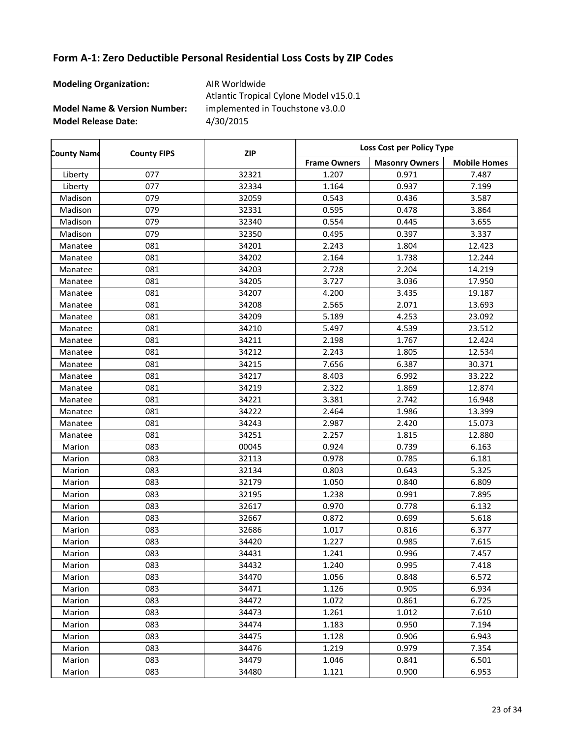## Form A-1: Zero Deductible Personal Residential Loss Costs by ZIP Codes

**Modeling Organization:** AIR Worldwide

**Model Name & Version Number:** Atlantic Tropical Cylone Model v15.0.1 implemented in Touchstone v3.0.0

**Model Release Date:** 4/30/2015

| County Name | County FIPS | ZIP | Loss Cost per Policy Type | | |
|---|---|---|---|---|---|
| | | | Frame Owners | Masonry Owners | Mobile Homes |
| Liberty | 077 | 32321 | 1.207 | 0.971 | 7.487 |
| Liberty | 077 | 32334 | 1.164 | 0.937 | 7.199 |
| Madison | 079 | 32059 | 0.543 | 0.436 | 3.587 |
| Madison | 079 | 32331 | 0.595 | 0.478 | 3.864 |
| Madison | 079 | 32340 | 0.554 | 0.445 | 3.655 |
| Madison | 079 | 32350 | 0.495 | 0.397 | 3.337 |
| Manatee | 081 | 34201 | 2.243 | 1.804 | 12.423 |
| Manatee | 081 | 34202 | 2.164 | 1.738 | 12.244 |
| Manatee | 081 | 34203 | 2.728 | 2.204 | 14.219 |
| Manatee | 081 | 34205 | 3.727 | 3.036 | 17.950 |
| Manatee | 081 | 34207 | 4.200 | 3.435 | 19.187 |
| Manatee | 081 | 34208 | 2.565 | 2.071 | 13.693 |
| Manatee | 081 | 34209 | 5.189 | 4.253 | 23.092 |
| Manatee | 081 | 34210 | 5.497 | 4.539 | 23.512 |
| Manatee | 081 | 34211 | 2.198 | 1.767 | 12.424 |
| Manatee | 081 | 34212 | 2.243 | 1.805 | 12.534 |
| Manatee | 081 | 34215 | 7.656 | 6.387 | 30.371 |
| Manatee | 081 | 34217 | 8.403 | 6.992 | 33.222 |
| Manatee | 081 | 34219 | 2.322 | 1.869 | 12.874 |
| Manatee | 081 | 34221 | 3.381 | 2.742 | 16.948 |
| Manatee | 081 | 34222 | 2.464 | 1.986 | 13.399 |
| Manatee | 081 | 34243 | 2.987 | 2.420 | 15.073 |
| Manatee | 081 | 34251 | 2.257 | 1.815 | 12.880 |
| Marion | 083 | 00045 | 0.924 | 0.739 | 6.163 |
| Marion | 083 | 32113 | 0.978 | 0.785 | 6.181 |
| Marion | 083 | 32134 | 0.803 | 0.643 | 5.325 |
| Marion | 083 | 32179 | 1.050 | 0.840 | 6.809 |
| Marion | 083 | 32195 | 1.238 | 0.991 | 7.895 |
| Marion | 083 | 32617 | 0.970 | 0.778 | 6.132 |
| Marion | 083 | 32667 | 0.872 | 0.699 | 5.618 |
| Marion | 083 | 32686 | 1.017 | 0.816 | 6.377 |
| Marion | 083 | 34420 | 1.227 | 0.985 | 7.615 |
| Marion | 083 | 34431 | 1.241 | 0.996 | 7.457 |
| Marion | 083 | 34432 | 1.240 | 0.995 | 7.418 |
| Marion | 083 | 34470 | 1.056 | 0.848 | 6.572 |
| Marion | 083 | 34471 | 1.126 | 0.905 | 6.934 |
| Marion | 083 | 34472 | 1.072 | 0.861 | 6.725 |
| Marion | 083 | 34473 | 1.261 | 1.012 | 7.610 |
| Marion | 083 | 34474 | 1.183 | 0.950 | 7.194 |
| Marion | 083 | 34475 | 1.128 | 0.906 | 6.943 |
| Marion | 083 | 34476 | 1.219 | 0.979 | 7.354 |
| Marion | 083 | 34479 | 1.046 | 0.841 | 6.501 |
| Marion | 083 | 34480 | 1.121 | 0.900 | 6.953 |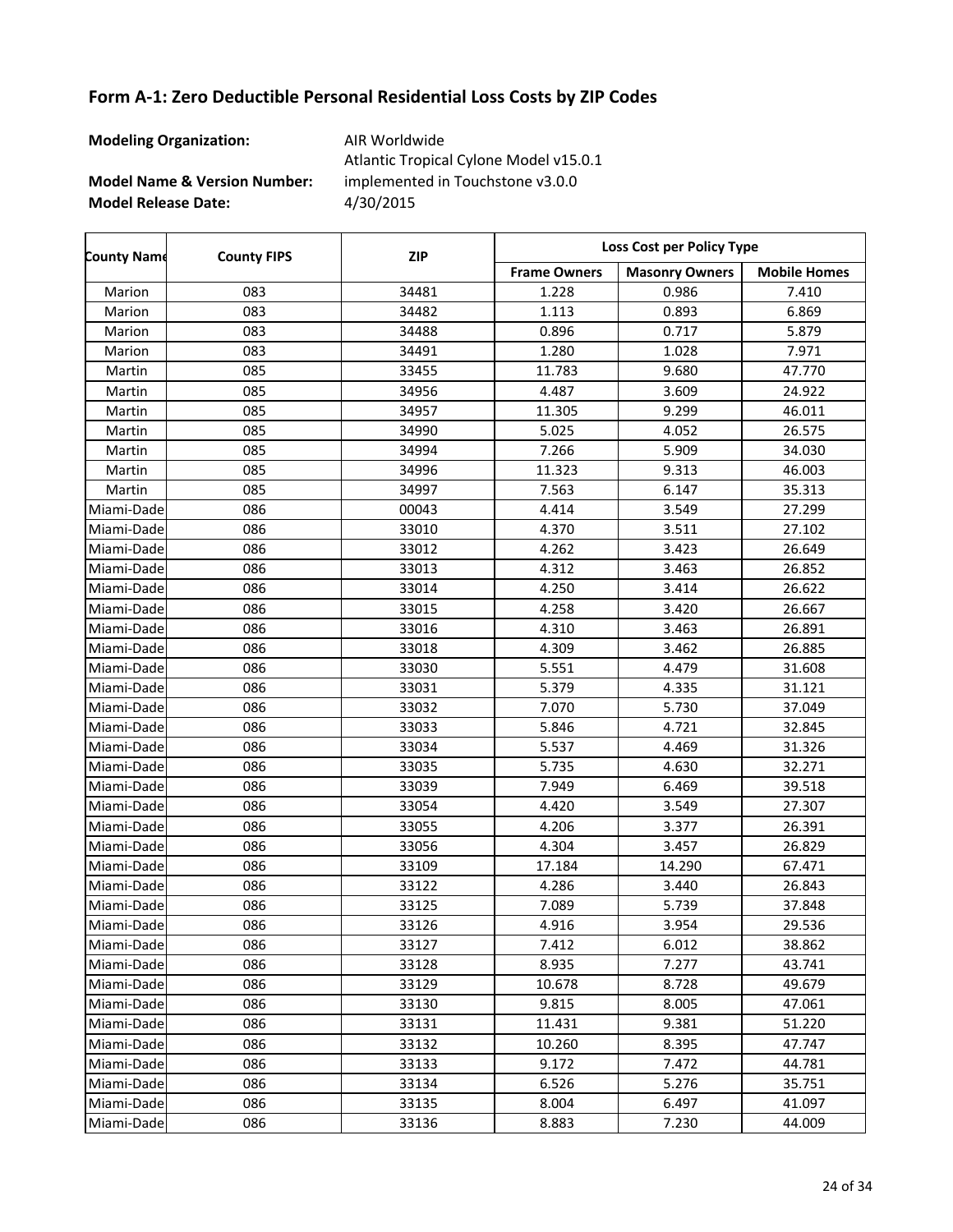## Form A-1: Zero Deductible Personal Residential Loss Costs by ZIP Codes

**Modeling Organization:** AIR Worldwide

**Model Name & Version Number:** Atlantic Tropical Cylone Model v15.0.1 implemented in Touchstone v3.0.0

**Model Release Date:** 4/30/2015

| County Name | County FIPS | ZIP | Loss Cost per Policy Type | | |
|---|---|---|---|---|---|
| | | | Frame Owners | Masonry Owners | Mobile Homes |
| Marion | 083 | 34481 | 1.228 | 0.986 | 7.410 |
| Marion | 083 | 34482 | 1.113 | 0.893 | 6.869 |
| Marion | 083 | 34488 | 0.896 | 0.717 | 5.879 |
| Marion | 083 | 34491 | 1.280 | 1.028 | 7.971 |
| Martin | 085 | 33455 | 11.783 | 9.680 | 47.770 |
| Martin | 085 | 34956 | 4.487 | 3.609 | 24.922 |
| Martin | 085 | 34957 | 11.305 | 9.299 | 46.011 |
| Martin | 085 | 34990 | 5.025 | 4.052 | 26.575 |
| Martin | 085 | 34994 | 7.266 | 5.909 | 34.030 |
| Martin | 085 | 34996 | 11.323 | 9.313 | 46.003 |
| Martin | 085 | 34997 | 7.563 | 6.147 | 35.313 |
| Miami-Dade | 086 | 00043 | 4.414 | 3.549 | 27.299 |
| Miami-Dade | 086 | 33010 | 4.370 | 3.511 | 27.102 |
| Miami-Dade | 086 | 33012 | 4.262 | 3.423 | 26.649 |
| Miami-Dade | 086 | 33013 | 4.312 | 3.463 | 26.852 |
| Miami-Dade | 086 | 33014 | 4.250 | 3.414 | 26.622 |
| Miami-Dade | 086 | 33015 | 4.258 | 3.420 | 26.667 |
| Miami-Dade | 086 | 33016 | 4.310 | 3.463 | 26.891 |
| Miami-Dade | 086 | 33018 | 4.309 | 3.462 | 26.885 |
| Miami-Dade | 086 | 33030 | 5.551 | 4.479 | 31.608 |
| Miami-Dade | 086 | 33031 | 5.379 | 4.335 | 31.121 |
| Miami-Dade | 086 | 33032 | 7.070 | 5.730 | 37.049 |
| Miami-Dade | 086 | 33033 | 5.846 | 4.721 | 32.845 |
| Miami-Dade | 086 | 33034 | 5.537 | 4.469 | 31.326 |
| Miami-Dade | 086 | 33035 | 5.735 | 4.630 | 32.271 |
| Miami-Dade | 086 | 33039 | 7.949 | 6.469 | 39.518 |
| Miami-Dade | 086 | 33054 | 4.420 | 3.549 | 27.307 |
| Miami-Dade | 086 | 33055 | 4.206 | 3.377 | 26.391 |
| Miami-Dade | 086 | 33056 | 4.304 | 3.457 | 26.829 |
| Miami-Dade | 086 | 33109 | 17.184 | 14.290 | 67.471 |
| Miami-Dade | 086 | 33122 | 4.286 | 3.440 | 26.843 |
| Miami-Dade | 086 | 33125 | 7.089 | 5.739 | 37.848 |
| Miami-Dade | 086 | 33126 | 4.916 | 3.954 | 29.536 |
| Miami-Dade | 086 | 33127 | 7.412 | 6.012 | 38.862 |
| Miami-Dade | 086 | 33128 | 8.935 | 7.277 | 43.741 |
| Miami-Dade | 086 | 33129 | 10.678 | 8.728 | 49.679 |
| Miami-Dade | 086 | 33130 | 9.815 | 8.005 | 47.061 |
| Miami-Dade | 086 | 33131 | 11.431 | 9.381 | 51.220 |
| Miami-Dade | 086 | 33132 | 10.260 | 8.395 | 47.747 |
| Miami-Dade | 086 | 33133 | 9.172 | 7.472 | 44.781 |
| Miami-Dade | 086 | 33134 | 6.526 | 5.276 | 35.751 |
| Miami-Dade | 086 | 33135 | 8.004 | 6.497 | 41.097 |
| Miami-Dade | 086 | 33136 | 8.883 | 7.230 | 44.009 |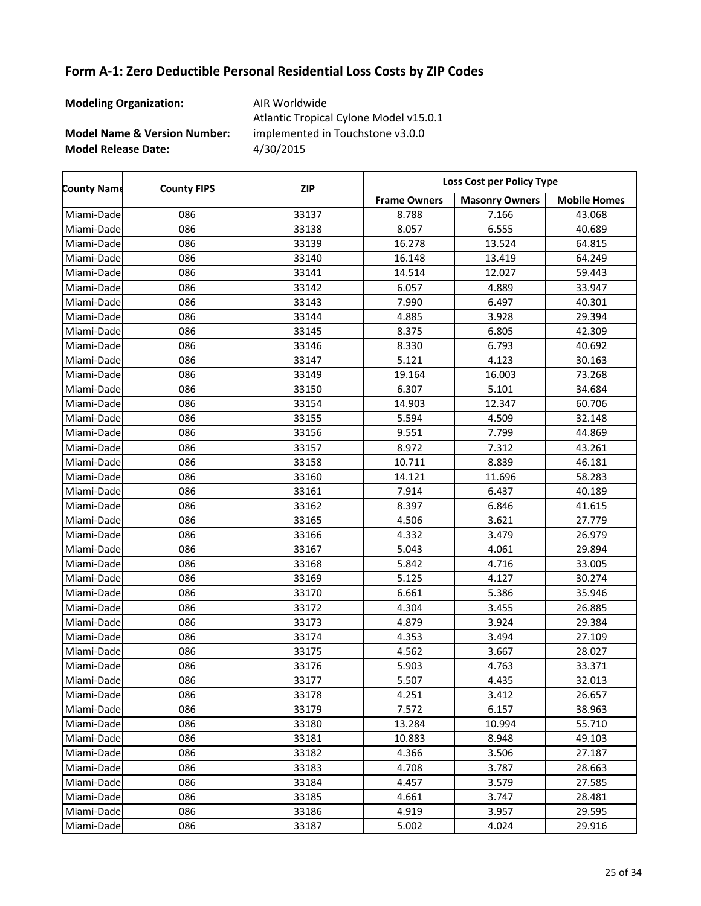# Form A-1: Zero Deductible Personal Residential Loss Costs by ZIP Codes

**Modeling Organization:** AIR Worldwide

**Model Name & Version Number:** Atlantic Tropical Cylone Model v15.0.1 implemented in Touchstone v3.0.0

**Model Release Date:** 4/30/2015

| County Name | County FIPS | ZIP | Loss Cost per Policy Type | | |
|---|---|---|---|---|---|
| | | | Frame Owners | Masonry Owners | Mobile Homes |
| Miami-Dade | 086 | 33137 | 8.788 | 7.166 | 43.068 |
| Miami-Dade | 086 | 33138 | 8.057 | 6.555 | 40.689 |
| Miami-Dade | 086 | 33139 | 16.278 | 13.524 | 64.815 |
| Miami-Dade | 086 | 33140 | 16.148 | 13.419 | 64.249 |
| Miami-Dade | 086 | 33141 | 14.514 | 12.027 | 59.443 |
| Miami-Dade | 086 | 33142 | 6.057 | 4.889 | 33.947 |
| Miami-Dade | 086 | 33143 | 7.990 | 6.497 | 40.301 |
| Miami-Dade | 086 | 33144 | 4.885 | 3.928 | 29.394 |
| Miami-Dade | 086 | 33145 | 8.375 | 6.805 | 42.309 |
| Miami-Dade | 086 | 33146 | 8.330 | 6.793 | 40.692 |
| Miami-Dade | 086 | 33147 | 5.121 | 4.123 | 30.163 |
| Miami-Dade | 086 | 33149 | 19.164 | 16.003 | 73.268 |
| Miami-Dade | 086 | 33150 | 6.307 | 5.101 | 34.684 |
| Miami-Dade | 086 | 33154 | 14.903 | 12.347 | 60.706 |
| Miami-Dade | 086 | 33155 | 5.594 | 4.509 | 32.148 |
| Miami-Dade | 086 | 33156 | 9.551 | 7.799 | 44.869 |
| Miami-Dade | 086 | 33157 | 8.972 | 7.312 | 43.261 |
| Miami-Dade | 086 | 33158 | 10.711 | 8.839 | 46.181 |
| Miami-Dade | 086 | 33160 | 14.121 | 11.696 | 58.283 |
| Miami-Dade | 086 | 33161 | 7.914 | 6.437 | 40.189 |
| Miami-Dade | 086 | 33162 | 8.397 | 6.846 | 41.615 |
| Miami-Dade | 086 | 33165 | 4.506 | 3.621 | 27.779 |
| Miami-Dade | 086 | 33166 | 4.332 | 3.479 | 26.979 |
| Miami-Dade | 086 | 33167 | 5.043 | 4.061 | 29.894 |
| Miami-Dade | 086 | 33168 | 5.842 | 4.716 | 33.005 |
| Miami-Dade | 086 | 33169 | 5.125 | 4.127 | 30.274 |
| Miami-Dade | 086 | 33170 | 6.661 | 5.386 | 35.946 |
| Miami-Dade | 086 | 33172 | 4.304 | 3.455 | 26.885 |
| Miami-Dade | 086 | 33173 | 4.879 | 3.924 | 29.384 |
| Miami-Dade | 086 | 33174 | 4.353 | 3.494 | 27.109 |
| Miami-Dade | 086 | 33175 | 4.562 | 3.667 | 28.027 |
| Miami-Dade | 086 | 33176 | 5.903 | 4.763 | 33.371 |
| Miami-Dade | 086 | 33177 | 5.507 | 4.435 | 32.013 |
| Miami-Dade | 086 | 33178 | 4.251 | 3.412 | 26.657 |
| Miami-Dade | 086 | 33179 | 7.572 | 6.157 | 38.963 |
| Miami-Dade | 086 | 33180 | 13.284 | 10.994 | 55.710 |
| Miami-Dade | 086 | 33181 | 10.883 | 8.948 | 49.103 |
| Miami-Dade | 086 | 33182 | 4.366 | 3.506 | 27.187 |
| Miami-Dade | 086 | 33183 | 4.708 | 3.787 | 28.663 |
| Miami-Dade | 086 | 33184 | 4.457 | 3.579 | 27.585 |
| Miami-Dade | 086 | 33185 | 4.661 | 3.747 | 28.481 |
| Miami-Dade | 086 | 33186 | 4.919 | 3.957 | 29.595 |
| Miami-Dade | 086 | 33187 | 5.002 | 4.024 | 29.916 |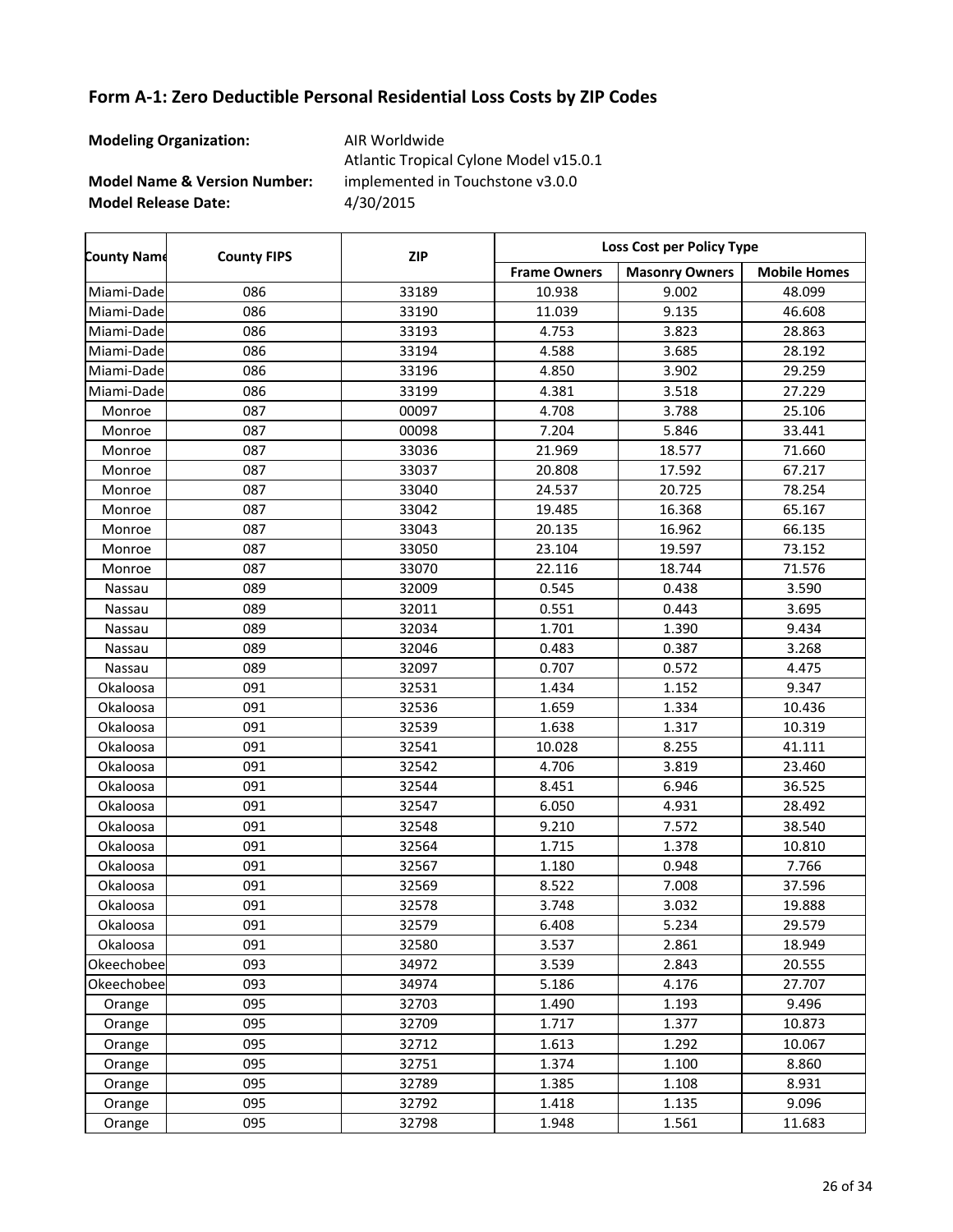## Form A-1: Zero Deductible Personal Residential Loss Costs by ZIP Codes

**Modeling Organization:** AIR Worldwide

**Model Name & Version Number:** Atlantic Tropical Cylone Model v15.0.1 implemented in Touchstone v3.0.0

**Model Release Date:** 4/30/2015

| County Name | County FIPS | ZIP | Loss Cost per Policy Type | | |
|---|---|---|---|---|---|
| | | | Frame Owners | Masonry Owners | Mobile Homes |
| Miami-Dade | 086 | 33189 | 10.938 | 9.002 | 48.099 |
| Miami-Dade | 086 | 33190 | 11.039 | 9.135 | 46.608 |
| Miami-Dade | 086 | 33193 | 4.753 | 3.823 | 28.863 |
| Miami-Dade | 086 | 33194 | 4.588 | 3.685 | 28.192 |
| Miami-Dade | 086 | 33196 | 4.850 | 3.902 | 29.259 |
| Miami-Dade | 086 | 33199 | 4.381 | 3.518 | 27.229 |
| Monroe | 087 | 00097 | 4.708 | 3.788 | 25.106 |
| Monroe | 087 | 00098 | 7.204 | 5.846 | 33.441 |
| Monroe | 087 | 33036 | 21.969 | 18.577 | 71.660 |
| Monroe | 087 | 33037 | 20.808 | 17.592 | 67.217 |
| Monroe | 087 | 33040 | 24.537 | 20.725 | 78.254 |
| Monroe | 087 | 33042 | 19.485 | 16.368 | 65.167 |
| Monroe | 087 | 33043 | 20.135 | 16.962 | 66.135 |
| Monroe | 087 | 33050 | 23.104 | 19.597 | 73.152 |
| Monroe | 087 | 33070 | 22.116 | 18.744 | 71.576 |
| Nassau | 089 | 32009 | 0.545 | 0.438 | 3.590 |
| Nassau | 089 | 32011 | 0.551 | 0.443 | 3.695 |
| Nassau | 089 | 32034 | 1.701 | 1.390 | 9.434 |
| Nassau | 089 | 32046 | 0.483 | 0.387 | 3.268 |
| Nassau | 089 | 32097 | 0.707 | 0.572 | 4.475 |
| Okaloosa | 091 | 32531 | 1.434 | 1.152 | 9.347 |
| Okaloosa | 091 | 32536 | 1.659 | 1.334 | 10.436 |
| Okaloosa | 091 | 32539 | 1.638 | 1.317 | 10.319 |
| Okaloosa | 091 | 32541 | 10.028 | 8.255 | 41.111 |
| Okaloosa | 091 | 32542 | 4.706 | 3.819 | 23.460 |
| Okaloosa | 091 | 32544 | 8.451 | 6.946 | 36.525 |
| Okaloosa | 091 | 32547 | 6.050 | 4.931 | 28.492 |
| Okaloosa | 091 | 32548 | 9.210 | 7.572 | 38.540 |
| Okaloosa | 091 | 32564 | 1.715 | 1.378 | 10.810 |
| Okaloosa | 091 | 32567 | 1.180 | 0.948 | 7.766 |
| Okaloosa | 091 | 32569 | 8.522 | 7.008 | 37.596 |
| Okaloosa | 091 | 32578 | 3.748 | 3.032 | 19.888 |
| Okaloosa | 091 | 32579 | 6.408 | 5.234 | 29.579 |
| Okaloosa | 091 | 32580 | 3.537 | 2.861 | 18.949 |
| Okeechobee | 093 | 34972 | 3.539 | 2.843 | 20.555 |
| Okeechobee | 093 | 34974 | 5.186 | 4.176 | 27.707 |
| Orange | 095 | 32703 | 1.490 | 1.193 | 9.496 |
| Orange | 095 | 32709 | 1.717 | 1.377 | 10.873 |
| Orange | 095 | 32712 | 1.613 | 1.292 | 10.067 |
| Orange | 095 | 32751 | 1.374 | 1.100 | 8.860 |
| Orange | 095 | 32789 | 1.385 | 1.108 | 8.931 |
| Orange | 095 | 32792 | 1.418 | 1.135 | 9.096 |
| Orange | 095 | 32798 | 1.948 | 1.561 | 11.683 |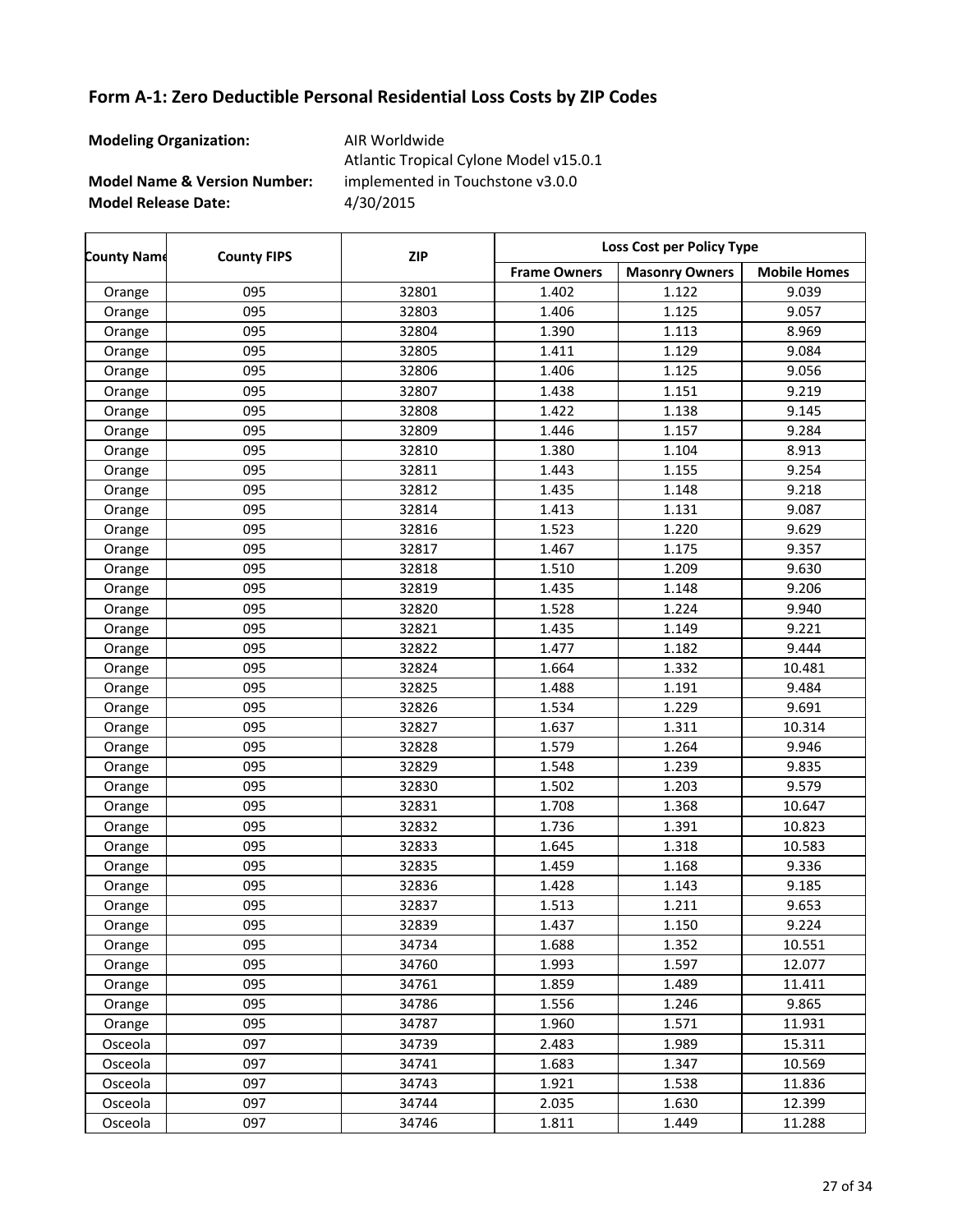## Form A-1: Zero Deductible Personal Residential Loss Costs by ZIP Codes

**Modeling Organization:** AIR Worldwide

**Model Name & Version Number:** Atlantic Tropical Cylone Model v15.0.1 implemented in Touchstone v3.0.0

**Model Release Date:** 4/30/2015

| County Name | County FIPS | ZIP | Loss Cost per Policy Type | | |
|---|---|---|---|---|---|
| | | | Frame Owners | Masonry Owners | Mobile Homes |
| Orange | 095 | 32801 | 1.402 | 1.122 | 9.039 |
| Orange | 095 | 32803 | 1.406 | 1.125 | 9.057 |
| Orange | 095 | 32804 | 1.390 | 1.113 | 8.969 |
| Orange | 095 | 32805 | 1.411 | 1.129 | 9.084 |
| Orange | 095 | 32806 | 1.406 | 1.125 | 9.056 |
| Orange | 095 | 32807 | 1.438 | 1.151 | 9.219 |
| Orange | 095 | 32808 | 1.422 | 1.138 | 9.145 |
| Orange | 095 | 32809 | 1.446 | 1.157 | 9.284 |
| Orange | 095 | 32810 | 1.380 | 1.104 | 8.913 |
| Orange | 095 | 32811 | 1.443 | 1.155 | 9.254 |
| Orange | 095 | 32812 | 1.435 | 1.148 | 9.218 |
| Orange | 095 | 32814 | 1.413 | 1.131 | 9.087 |
| Orange | 095 | 32816 | 1.523 | 1.220 | 9.629 |
| Orange | 095 | 32817 | 1.467 | 1.175 | 9.357 |
| Orange | 095 | 32818 | 1.510 | 1.209 | 9.630 |
| Orange | 095 | 32819 | 1.435 | 1.148 | 9.206 |
| Orange | 095 | 32820 | 1.528 | 1.224 | 9.940 |
| Orange | 095 | 32821 | 1.435 | 1.149 | 9.221 |
| Orange | 095 | 32822 | 1.477 | 1.182 | 9.444 |
| Orange | 095 | 32824 | 1.664 | 1.332 | 10.481 |
| Orange | 095 | 32825 | 1.488 | 1.191 | 9.484 |
| Orange | 095 | 32826 | 1.534 | 1.229 | 9.691 |
| Orange | 095 | 32827 | 1.637 | 1.311 | 10.314 |
| Orange | 095 | 32828 | 1.579 | 1.264 | 9.946 |
| Orange | 095 | 32829 | 1.548 | 1.239 | 9.835 |
| Orange | 095 | 32830 | 1.502 | 1.203 | 9.579 |
| Orange | 095 | 32831 | 1.708 | 1.368 | 10.647 |
| Orange | 095 | 32832 | 1.736 | 1.391 | 10.823 |
| Orange | 095 | 32833 | 1.645 | 1.318 | 10.583 |
| Orange | 095 | 32835 | 1.459 | 1.168 | 9.336 |
| Orange | 095 | 32836 | 1.428 | 1.143 | 9.185 |
| Orange | 095 | 32837 | 1.513 | 1.211 | 9.653 |
| Orange | 095 | 32839 | 1.437 | 1.150 | 9.224 |
| Orange | 095 | 34734 | 1.688 | 1.352 | 10.551 |
| Orange | 095 | 34760 | 1.993 | 1.597 | 12.077 |
| Orange | 095 | 34761 | 1.859 | 1.489 | 11.411 |
| Orange | 095 | 34786 | 1.556 | 1.246 | 9.865 |
| Orange | 095 | 34787 | 1.960 | 1.571 | 11.931 |
| Osceola | 097 | 34739 | 2.483 | 1.989 | 15.311 |
| Osceola | 097 | 34741 | 1.683 | 1.347 | 10.569 |
| Osceola | 097 | 34743 | 1.921 | 1.538 | 11.836 |
| Osceola | 097 | 34744 | 2.035 | 1.630 | 12.399 |
| Osceola | 097 | 34746 | 1.811 | 1.449 | 11.288 |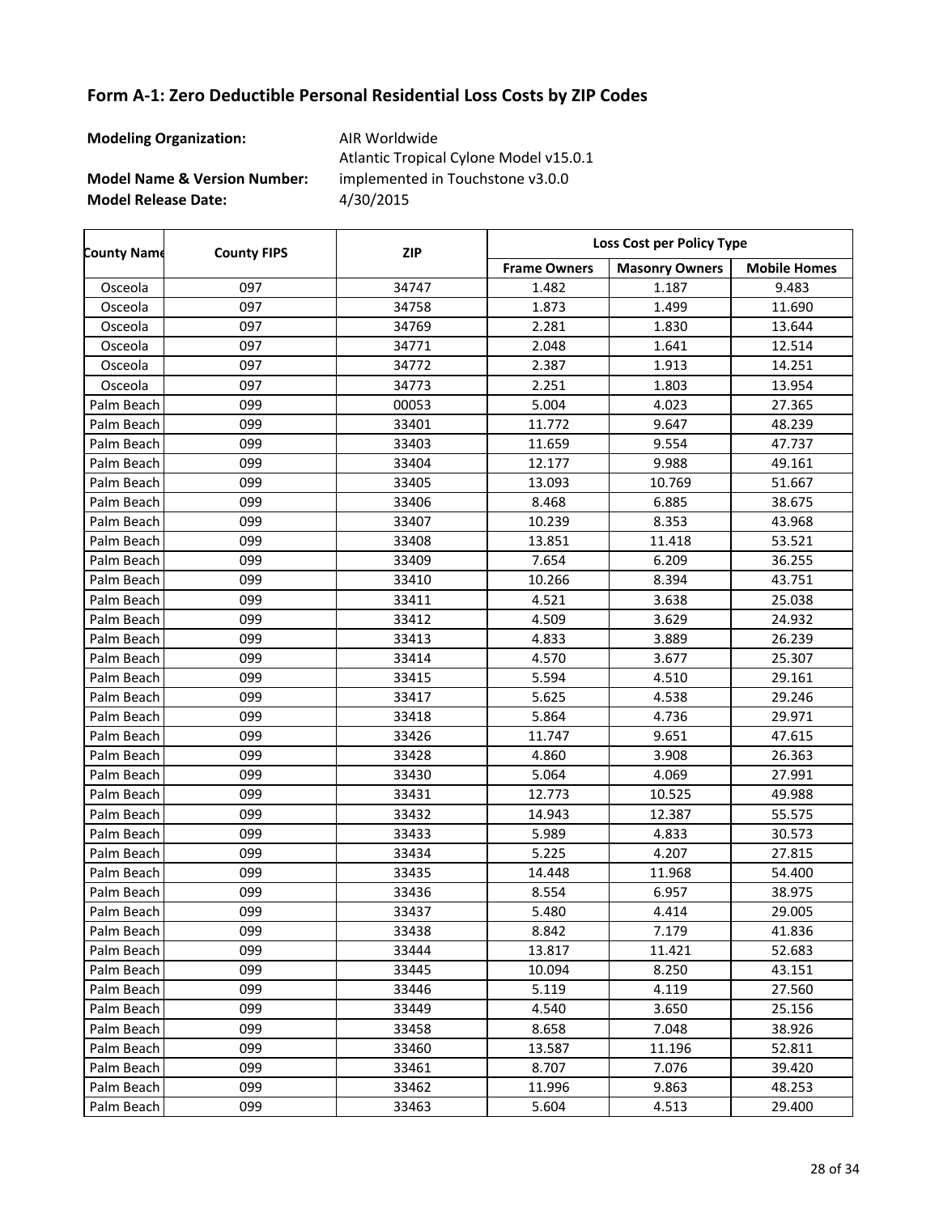## Form A-1: Zero Deductible Personal Residential Loss Costs by ZIP Codes

**Modeling Organization:** AIR Worldwide

**Model Name & Version Number:** Atlantic Tropical Cylone Model v15.0.1 implemented in Touchstone v3.0.0

**Model Release Date:** 4/30/2015

| County Name | County FIPS | ZIP | Loss Cost per Policy Type | | |
|---|---|---|---|---|---|
| | | | Frame Owners | Masonry Owners | Mobile Homes |
| Osceola | 097 | 34747 | 1.482 | 1.187 | 9.483 |
| Osceola | 097 | 34758 | 1.873 | 1.499 | 11.690 |
| Osceola | 097 | 34769 | 2.281 | 1.830 | 13.644 |
| Osceola | 097 | 34771 | 2.048 | 1.641 | 12.514 |
| Osceola | 097 | 34772 | 2.387 | 1.913 | 14.251 |
| Osceola | 097 | 34773 | 2.251 | 1.803 | 13.954 |
| Palm Beach | 099 | 00053 | 5.004 | 4.023 | 27.365 |
| Palm Beach | 099 | 33401 | 11.772 | 9.647 | 48.239 |
| Palm Beach | 099 | 33403 | 11.659 | 9.554 | 47.737 |
| Palm Beach | 099 | 33404 | 12.177 | 9.988 | 49.161 |
| Palm Beach | 099 | 33405 | 13.093 | 10.769 | 51.667 |
| Palm Beach | 099 | 33406 | 8.468 | 6.885 | 38.675 |
| Palm Beach | 099 | 33407 | 10.239 | 8.353 | 43.968 |
| Palm Beach | 099 | 33408 | 13.851 | 11.418 | 53.521 |
| Palm Beach | 099 | 33409 | 7.654 | 6.209 | 36.255 |
| Palm Beach | 099 | 33410 | 10.266 | 8.394 | 43.751 |
| Palm Beach | 099 | 33411 | 4.521 | 3.638 | 25.038 |
| Palm Beach | 099 | 33412 | 4.509 | 3.629 | 24.932 |
| Palm Beach | 099 | 33413 | 4.833 | 3.889 | 26.239 |
| Palm Beach | 099 | 33414 | 4.570 | 3.677 | 25.307 |
| Palm Beach | 099 | 33415 | 5.594 | 4.510 | 29.161 |
| Palm Beach | 099 | 33417 | 5.625 | 4.538 | 29.246 |
| Palm Beach | 099 | 33418 | 5.864 | 4.736 | 29.971 |
| Palm Beach | 099 | 33426 | 11.747 | 9.651 | 47.615 |
| Palm Beach | 099 | 33428 | 4.860 | 3.908 | 26.363 |
| Palm Beach | 099 | 33430 | 5.064 | 4.069 | 27.991 |
| Palm Beach | 099 | 33431 | 12.773 | 10.525 | 49.988 |
| Palm Beach | 099 | 33432 | 14.943 | 12.387 | 55.575 |
| Palm Beach | 099 | 33433 | 5.989 | 4.833 | 30.573 |
| Palm Beach | 099 | 33434 | 5.225 | 4.207 | 27.815 |
| Palm Beach | 099 | 33435 | 14.448 | 11.968 | 54.400 |
| Palm Beach | 099 | 33436 | 8.554 | 6.957 | 38.975 |
| Palm Beach | 099 | 33437 | 5.480 | 4.414 | 29.005 |
| Palm Beach | 099 | 33438 | 8.842 | 7.179 | 41.836 |
| Palm Beach | 099 | 33444 | 13.817 | 11.421 | 52.683 |
| Palm Beach | 099 | 33445 | 10.094 | 8.250 | 43.151 |
| Palm Beach | 099 | 33446 | 5.119 | 4.119 | 27.560 |
| Palm Beach | 099 | 33449 | 4.540 | 3.650 | 25.156 |
| Palm Beach | 099 | 33458 | 8.658 | 7.048 | 38.926 |
| Palm Beach | 099 | 33460 | 13.587 | 11.196 | 52.811 |
| Palm Beach | 099 | 33461 | 8.707 | 7.076 | 39.420 |
| Palm Beach | 099 | 33462 | 11.996 | 9.863 | 48.253 |
| Palm Beach | 099 | 33463 | 5.604 | 4.513 | 29.400 |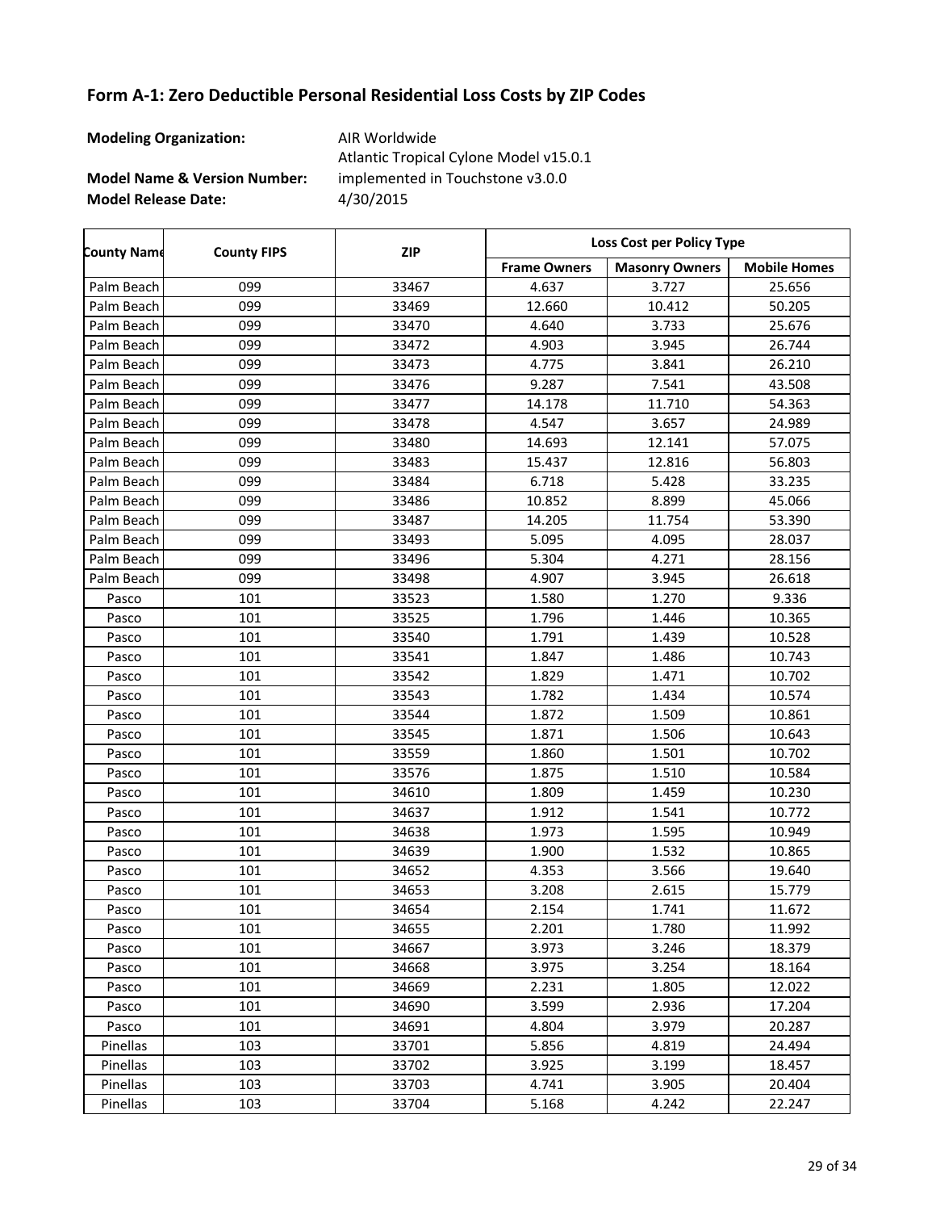## Form A-1: Zero Deductible Personal Residential Loss Costs by ZIP Codes

**Modeling Organization:** AIR Worldwide

**Model Name & Version Number:** Atlantic Tropical Cylone Model v15.0.1 implemented in Touchstone v3.0.0

**Model Release Date:** 4/30/2015

| County Name | County FIPS | ZIP | Loss Cost per Policy Type | | |
|---|---|---|---|---|---|
| | | | Frame Owners | Masonry Owners | Mobile Homes |
| Palm Beach | 099 | 33467 | 4.637 | 3.727 | 25.656 |
| Palm Beach | 099 | 33469 | 12.660 | 10.412 | 50.205 |
| Palm Beach | 099 | 33470 | 4.640 | 3.733 | 25.676 |
| Palm Beach | 099 | 33472 | 4.903 | 3.945 | 26.744 |
| Palm Beach | 099 | 33473 | 4.775 | 3.841 | 26.210 |
| Palm Beach | 099 | 33476 | 9.287 | 7.541 | 43.508 |
| Palm Beach | 099 | 33477 | 14.178 | 11.710 | 54.363 |
| Palm Beach | 099 | 33478 | 4.547 | 3.657 | 24.989 |
| Palm Beach | 099 | 33480 | 14.693 | 12.141 | 57.075 |
| Palm Beach | 099 | 33483 | 15.437 | 12.816 | 56.803 |
| Palm Beach | 099 | 33484 | 6.718 | 5.428 | 33.235 |
| Palm Beach | 099 | 33486 | 10.852 | 8.899 | 45.066 |
| Palm Beach | 099 | 33487 | 14.205 | 11.754 | 53.390 |
| Palm Beach | 099 | 33493 | 5.095 | 4.095 | 28.037 |
| Palm Beach | 099 | 33496 | 5.304 | 4.271 | 28.156 |
| Palm Beach | 099 | 33498 | 4.907 | 3.945 | 26.618 |
| Pasco | 101 | 33523 | 1.580 | 1.270 | 9.336 |
| Pasco | 101 | 33525 | 1.796 | 1.446 | 10.365 |
| Pasco | 101 | 33540 | 1.791 | 1.439 | 10.528 |
| Pasco | 101 | 33541 | 1.847 | 1.486 | 10.743 |
| Pasco | 101 | 33542 | 1.829 | 1.471 | 10.702 |
| Pasco | 101 | 33543 | 1.782 | 1.434 | 10.574 |
| Pasco | 101 | 33544 | 1.872 | 1.509 | 10.861 |
| Pasco | 101 | 33545 | 1.871 | 1.506 | 10.643 |
| Pasco | 101 | 33559 | 1.860 | 1.501 | 10.702 |
| Pasco | 101 | 33576 | 1.875 | 1.510 | 10.584 |
| Pasco | 101 | 34610 | 1.809 | 1.459 | 10.230 |
| Pasco | 101 | 34637 | 1.912 | 1.541 | 10.772 |
| Pasco | 101 | 34638 | 1.973 | 1.595 | 10.949 |
| Pasco | 101 | 34639 | 1.900 | 1.532 | 10.865 |
| Pasco | 101 | 34652 | 4.353 | 3.566 | 19.640 |
| Pasco | 101 | 34653 | 3.208 | 2.615 | 15.779 |
| Pasco | 101 | 34654 | 2.154 | 1.741 | 11.672 |
| Pasco | 101 | 34655 | 2.201 | 1.780 | 11.992 |
| Pasco | 101 | 34667 | 3.973 | 3.246 | 18.379 |
| Pasco | 101 | 34668 | 3.975 | 3.254 | 18.164 |
| Pasco | 101 | 34669 | 2.231 | 1.805 | 12.022 |
| Pasco | 101 | 34690 | 3.599 | 2.936 | 17.204 |
| Pasco | 101 | 34691 | 4.804 | 3.979 | 20.287 |
| Pinellas | 103 | 33701 | 5.856 | 4.819 | 24.494 |
| Pinellas | 103 | 33702 | 3.925 | 3.199 | 18.457 |
| Pinellas | 103 | 33703 | 4.741 | 3.905 | 20.404 |
| Pinellas | 103 | 33704 | 5.168 | 4.242 | 22.247 |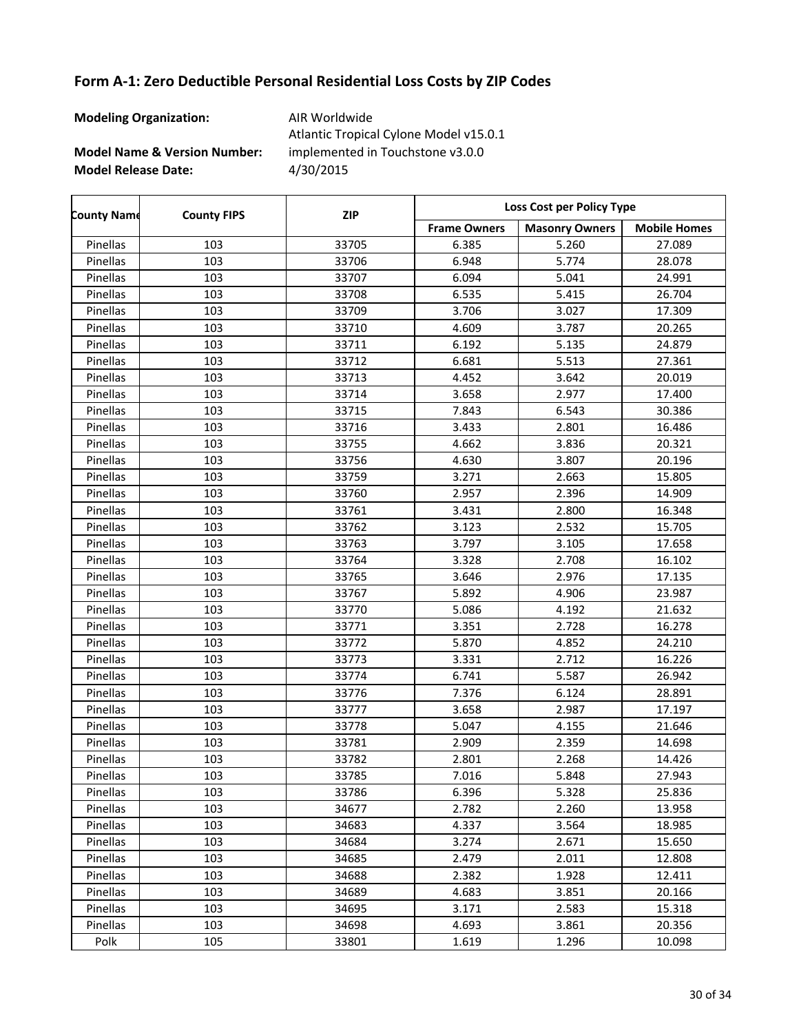## Form A-1: Zero Deductible Personal Residential Loss Costs by ZIP Codes

**Modeling Organization:** AIR Worldwide

**Model Name & Version Number:** Atlantic Tropical Cylone Model v15.0.1 implemented in Touchstone v3.0.0

**Model Release Date:** 4/30/2015

| County Name | County FIPS | ZIP | Loss Cost per Policy Type | | |
|---|---|---|---|---|---|
| | | | Frame Owners | Masonry Owners | Mobile Homes |
| Pinellas | 103 | 33705 | 6.385 | 5.260 | 27.089 |
| Pinellas | 103 | 33706 | 6.948 | 5.774 | 28.078 |
| Pinellas | 103 | 33707 | 6.094 | 5.041 | 24.991 |
| Pinellas | 103 | 33708 | 6.535 | 5.415 | 26.704 |
| Pinellas | 103 | 33709 | 3.706 | 3.027 | 17.309 |
| Pinellas | 103 | 33710 | 4.609 | 3.787 | 20.265 |
| Pinellas | 103 | 33711 | 6.192 | 5.135 | 24.879 |
| Pinellas | 103 | 33712 | 6.681 | 5.513 | 27.361 |
| Pinellas | 103 | 33713 | 4.452 | 3.642 | 20.019 |
| Pinellas | 103 | 33714 | 3.658 | 2.977 | 17.400 |
| Pinellas | 103 | 33715 | 7.843 | 6.543 | 30.386 |
| Pinellas | 103 | 33716 | 3.433 | 2.801 | 16.486 |
| Pinellas | 103 | 33755 | 4.662 | 3.836 | 20.321 |
| Pinellas | 103 | 33756 | 4.630 | 3.807 | 20.196 |
| Pinellas | 103 | 33759 | 3.271 | 2.663 | 15.805 |
| Pinellas | 103 | 33760 | 2.957 | 2.396 | 14.909 |
| Pinellas | 103 | 33761 | 3.431 | 2.800 | 16.348 |
| Pinellas | 103 | 33762 | 3.123 | 2.532 | 15.705 |
| Pinellas | 103 | 33763 | 3.797 | 3.105 | 17.658 |
| Pinellas | 103 | 33764 | 3.328 | 2.708 | 16.102 |
| Pinellas | 103 | 33765 | 3.646 | 2.976 | 17.135 |
| Pinellas | 103 | 33767 | 5.892 | 4.906 | 23.987 |
| Pinellas | 103 | 33770 | 5.086 | 4.192 | 21.632 |
| Pinellas | 103 | 33771 | 3.351 | 2.728 | 16.278 |
| Pinellas | 103 | 33772 | 5.870 | 4.852 | 24.210 |
| Pinellas | 103 | 33773 | 3.331 | 2.712 | 16.226 |
| Pinellas | 103 | 33774 | 6.741 | 5.587 | 26.942 |
| Pinellas | 103 | 33776 | 7.376 | 6.124 | 28.891 |
| Pinellas | 103 | 33777 | 3.658 | 2.987 | 17.197 |
| Pinellas | 103 | 33778 | 5.047 | 4.155 | 21.646 |
| Pinellas | 103 | 33781 | 2.909 | 2.359 | 14.698 |
| Pinellas | 103 | 33782 | 2.801 | 2.268 | 14.426 |
| Pinellas | 103 | 33785 | 7.016 | 5.848 | 27.943 |
| Pinellas | 103 | 33786 | 6.396 | 5.328 | 25.836 |
| Pinellas | 103 | 34677 | 2.782 | 2.260 | 13.958 |
| Pinellas | 103 | 34683 | 4.337 | 3.564 | 18.985 |
| Pinellas | 103 | 34684 | 3.274 | 2.671 | 15.650 |
| Pinellas | 103 | 34685 | 2.479 | 2.011 | 12.808 |
| Pinellas | 103 | 34688 | 2.382 | 1.928 | 12.411 |
| Pinellas | 103 | 34689 | 4.683 | 3.851 | 20.166 |
| Pinellas | 103 | 34695 | 3.171 | 2.583 | 15.318 |
| Pinellas | 103 | 34698 | 4.693 | 3.861 | 20.356 |
| Polk | 105 | 33801 | 1.619 | 1.296 | 10.098 |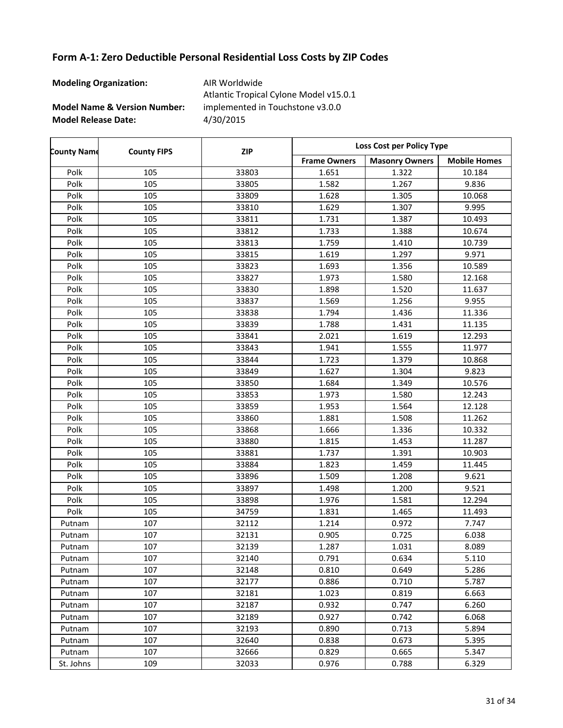## Form A-1: Zero Deductible Personal Residential Loss Costs by ZIP Codes

**Modeling Organization:** AIR Worldwide

**Model Name & Version Number:** Atlantic Tropical Cylone Model v15.0.1 implemented in Touchstone v3.0.0

**Model Release Date:** 4/30/2015

| County Name | County FIPS | ZIP | Loss Cost per Policy Type | | |
|---|---|---|---|---|---|
| | | | Frame Owners | Masonry Owners | Mobile Homes |
| Polk | 105 | 33803 | 1.651 | 1.322 | 10.184 |
| Polk | 105 | 33805 | 1.582 | 1.267 | 9.836 |
| Polk | 105 | 33809 | 1.628 | 1.305 | 10.068 |
| Polk | 105 | 33810 | 1.629 | 1.307 | 9.995 |
| Polk | 105 | 33811 | 1.731 | 1.387 | 10.493 |
| Polk | 105 | 33812 | 1.733 | 1.388 | 10.674 |
| Polk | 105 | 33813 | 1.759 | 1.410 | 10.739 |
| Polk | 105 | 33815 | 1.619 | 1.297 | 9.971 |
| Polk | 105 | 33823 | 1.693 | 1.356 | 10.589 |
| Polk | 105 | 33827 | 1.973 | 1.580 | 12.168 |
| Polk | 105 | 33830 | 1.898 | 1.520 | 11.637 |
| Polk | 105 | 33837 | 1.569 | 1.256 | 9.955 |
| Polk | 105 | 33838 | 1.794 | 1.436 | 11.336 |
| Polk | 105 | 33839 | 1.788 | 1.431 | 11.135 |
| Polk | 105 | 33841 | 2.021 | 1.619 | 12.293 |
| Polk | 105 | 33843 | 1.941 | 1.555 | 11.977 |
| Polk | 105 | 33844 | 1.723 | 1.379 | 10.868 |
| Polk | 105 | 33849 | 1.627 | 1.304 | 9.823 |
| Polk | 105 | 33850 | 1.684 | 1.349 | 10.576 |
| Polk | 105 | 33853 | 1.973 | 1.580 | 12.243 |
| Polk | 105 | 33859 | 1.953 | 1.564 | 12.128 |
| Polk | 105 | 33860 | 1.881 | 1.508 | 11.262 |
| Polk | 105 | 33868 | 1.666 | 1.336 | 10.332 |
| Polk | 105 | 33880 | 1.815 | 1.453 | 11.287 |
| Polk | 105 | 33881 | 1.737 | 1.391 | 10.903 |
| Polk | 105 | 33884 | 1.823 | 1.459 | 11.445 |
| Polk | 105 | 33896 | 1.509 | 1.208 | 9.621 |
| Polk | 105 | 33897 | 1.498 | 1.200 | 9.521 |
| Polk | 105 | 33898 | 1.976 | 1.581 | 12.294 |
| Polk | 105 | 34759 | 1.831 | 1.465 | 11.493 |
| Putnam | 107 | 32112 | 1.214 | 0.972 | 7.747 |
| Putnam | 107 | 32131 | 0.905 | 0.725 | 6.038 |
| Putnam | 107 | 32139 | 1.287 | 1.031 | 8.089 |
| Putnam | 107 | 32140 | 0.791 | 0.634 | 5.110 |
| Putnam | 107 | 32148 | 0.810 | 0.649 | 5.286 |
| Putnam | 107 | 32177 | 0.886 | 0.710 | 5.787 |
| Putnam | 107 | 32181 | 1.023 | 0.819 | 6.663 |
| Putnam | 107 | 32187 | 0.932 | 0.747 | 6.260 |
| Putnam | 107 | 32189 | 0.927 | 0.742 | 6.068 |
| Putnam | 107 | 32193 | 0.890 | 0.713 | 5.894 |
| Putnam | 107 | 32640 | 0.838 | 0.673 | 5.395 |
| Putnam | 107 | 32666 | 0.829 | 0.665 | 5.347 |
| St. Johns | 109 | 32033 | 0.976 | 0.788 | 6.329 |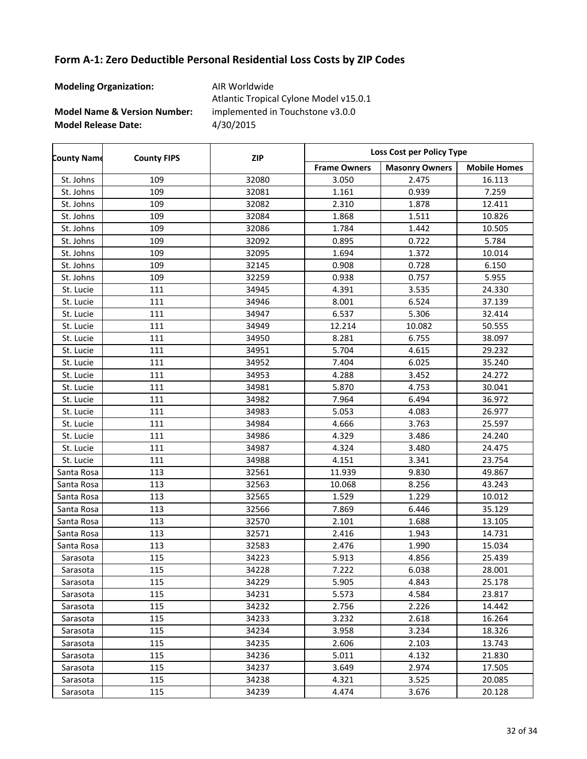## Form A-1: Zero Deductible Personal Residential Loss Costs by ZIP Codes

**Modeling Organization:** AIR Worldwide

**Model Name & Version Number:** Atlantic Tropical Cylone Model v15.0.1 implemented in Touchstone v3.0.0

**Model Release Date:** 4/30/2015

| County Name | County FIPS | ZIP | Loss Cost per Policy Type | | |
|---|---|---|---|---|---|
| | | | **Frame Owners** | **Masonry Owners** | **Mobile Homes** |
| St. Johns | 109 | 32080 | 3.050 | 2.475 | 16.113 |
| St. Johns | 109 | 32081 | 1.161 | 0.939 | 7.259 |
| St. Johns | 109 | 32082 | 2.310 | 1.878 | 12.411 |
| St. Johns | 109 | 32084 | 1.868 | 1.511 | 10.826 |
| St. Johns | 109 | 32086 | 1.784 | 1.442 | 10.505 |
| St. Johns | 109 | 32092 | 0.895 | 0.722 | 5.784 |
| St. Johns | 109 | 32095 | 1.694 | 1.372 | 10.014 |
| St. Johns | 109 | 32145 | 0.908 | 0.728 | 6.150 |
| St. Johns | 109 | 32259 | 0.938 | 0.757 | 5.955 |
| St. Lucie | 111 | 34945 | 4.391 | 3.535 | 24.330 |
| St. Lucie | 111 | 34946 | 8.001 | 6.524 | 37.139 |
| St. Lucie | 111 | 34947 | 6.537 | 5.306 | 32.414 |
| St. Lucie | 111 | 34949 | 12.214 | 10.082 | 50.555 |
| St. Lucie | 111 | 34950 | 8.281 | 6.755 | 38.097 |
| St. Lucie | 111 | 34951 | 5.704 | 4.615 | 29.232 |
| St. Lucie | 111 | 34952 | 7.404 | 6.025 | 35.240 |
| St. Lucie | 111 | 34953 | 4.288 | 3.452 | 24.272 |
| St. Lucie | 111 | 34981 | 5.870 | 4.753 | 30.041 |
| St. Lucie | 111 | 34982 | 7.964 | 6.494 | 36.972 |
| St. Lucie | 111 | 34983 | 5.053 | 4.083 | 26.977 |
| St. Lucie | 111 | 34984 | 4.666 | 3.763 | 25.597 |
| St. Lucie | 111 | 34986 | 4.329 | 3.486 | 24.240 |
| St. Lucie | 111 | 34987 | 4.324 | 3.480 | 24.475 |
| St. Lucie | 111 | 34988 | 4.151 | 3.341 | 23.754 |
| Santa Rosa | 113 | 32561 | 11.939 | 9.830 | 49.867 |
| Santa Rosa | 113 | 32563 | 10.068 | 8.256 | 43.243 |
| Santa Rosa | 113 | 32565 | 1.529 | 1.229 | 10.012 |
| Santa Rosa | 113 | 32566 | 7.869 | 6.446 | 35.129 |
| Santa Rosa | 113 | 32570 | 2.101 | 1.688 | 13.105 |
| Santa Rosa | 113 | 32571 | 2.416 | 1.943 | 14.731 |
| Santa Rosa | 113 | 32583 | 2.476 | 1.990 | 15.034 |
| Sarasota | 115 | 34223 | 5.913 | 4.856 | 25.439 |
| Sarasota | 115 | 34228 | 7.222 | 6.038 | 28.001 |
| Sarasota | 115 | 34229 | 5.905 | 4.843 | 25.178 |
| Sarasota | 115 | 34231 | 5.573 | 4.584 | 23.817 |
| Sarasota | 115 | 34232 | 2.756 | 2.226 | 14.442 |
| Sarasota | 115 | 34233 | 3.232 | 2.618 | 16.264 |
| Sarasota | 115 | 34234 | 3.958 | 3.234 | 18.326 |
| Sarasota | 115 | 34235 | 2.606 | 2.103 | 13.743 |
| Sarasota | 115 | 34236 | 5.011 | 4.132 | 21.830 |
| Sarasota | 115 | 34237 | 3.649 | 2.974 | 17.505 |
| Sarasota | 115 | 34238 | 4.321 | 3.525 | 20.085 |
| Sarasota | 115 | 34239 | 4.474 | 3.676 | 20.128 |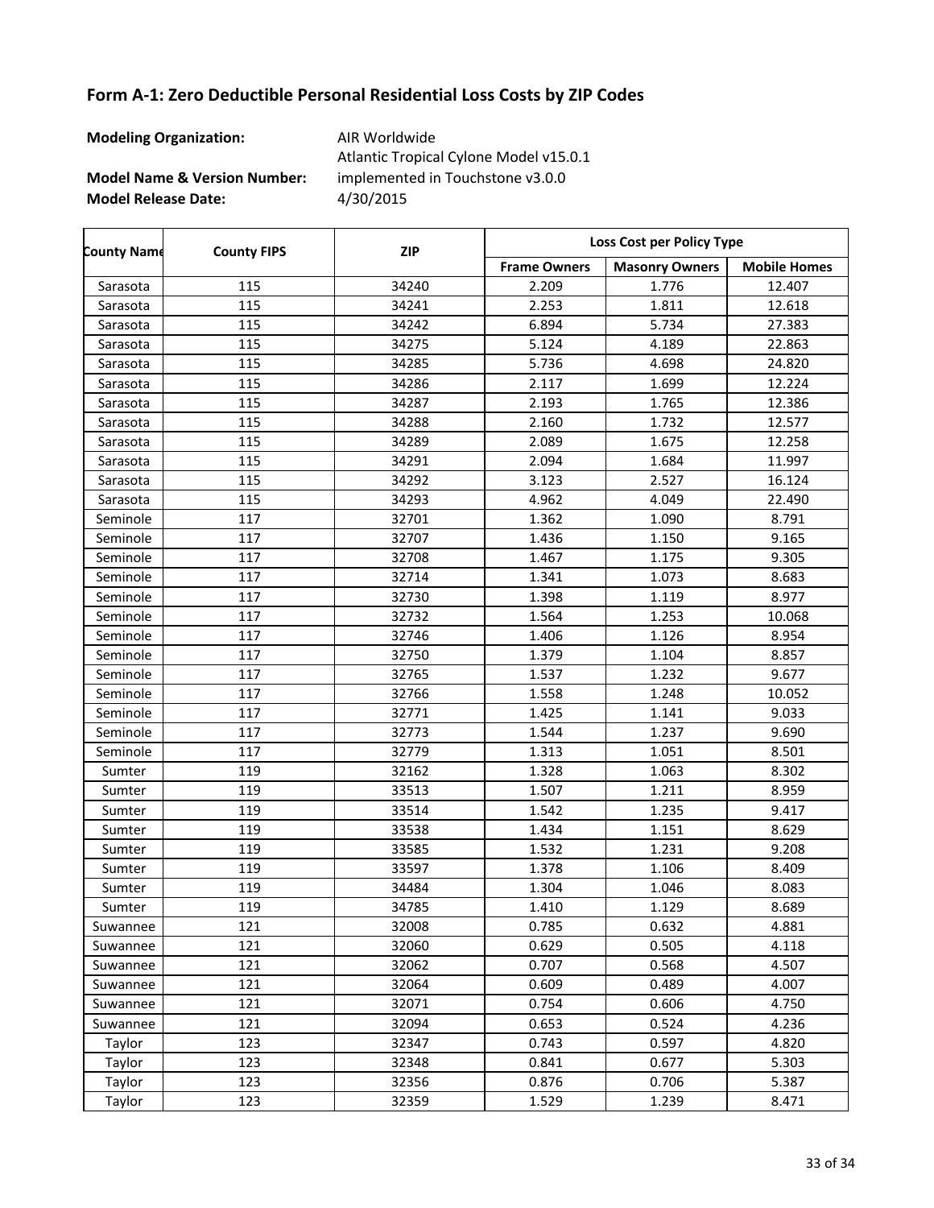## Form A-1: Zero Deductible Personal Residential Loss Costs by ZIP Codes

**Modeling Organization:** AIR Worldwide

**Model Name & Version Number:** Atlantic Tropical Cylone Model v15.0.1 implemented in Touchstone v3.0.0

**Model Release Date:** 4/30/2015

| County Name | County FIPS | ZIP | Loss Cost per Policy Type | | |
|---|---|---|---|---|---|
| | | | Frame Owners | Masonry Owners | Mobile Homes |
| Sarasota | 115 | 34240 | 2.209 | 1.776 | 12.407 |
| Sarasota | 115 | 34241 | 2.253 | 1.811 | 12.618 |
| Sarasota | 115 | 34242 | 6.894 | 5.734 | 27.383 |
| Sarasota | 115 | 34275 | 5.124 | 4.189 | 22.863 |
| Sarasota | 115 | 34285 | 5.736 | 4.698 | 24.820 |
| Sarasota | 115 | 34286 | 2.117 | 1.699 | 12.224 |
| Sarasota | 115 | 34287 | 2.193 | 1.765 | 12.386 |
| Sarasota | 115 | 34288 | 2.160 | 1.732 | 12.577 |
| Sarasota | 115 | 34289 | 2.089 | 1.675 | 12.258 |
| Sarasota | 115 | 34291 | 2.094 | 1.684 | 11.997 |
| Sarasota | 115 | 34292 | 3.123 | 2.527 | 16.124 |
| Sarasota | 115 | 34293 | 4.962 | 4.049 | 22.490 |
| Seminole | 117 | 32701 | 1.362 | 1.090 | 8.791 |
| Seminole | 117 | 32707 | 1.436 | 1.150 | 9.165 |
| Seminole | 117 | 32708 | 1.467 | 1.175 | 9.305 |
| Seminole | 117 | 32714 | 1.341 | 1.073 | 8.683 |
| Seminole | 117 | 32730 | 1.398 | 1.119 | 8.977 |
| Seminole | 117 | 32732 | 1.564 | 1.253 | 10.068 |
| Seminole | 117 | 32746 | 1.406 | 1.126 | 8.954 |
| Seminole | 117 | 32750 | 1.379 | 1.104 | 8.857 |
| Seminole | 117 | 32765 | 1.537 | 1.232 | 9.677 |
| Seminole | 117 | 32766 | 1.558 | 1.248 | 10.052 |
| Seminole | 117 | 32771 | 1.425 | 1.141 | 9.033 |
| Seminole | 117 | 32773 | 1.544 | 1.237 | 9.690 |
| Seminole | 117 | 32779 | 1.313 | 1.051 | 8.501 |
| Sumter | 119 | 32162 | 1.328 | 1.063 | 8.302 |
| Sumter | 119 | 33513 | 1.507 | 1.211 | 8.959 |
| Sumter | 119 | 33514 | 1.542 | 1.235 | 9.417 |
| Sumter | 119 | 33538 | 1.434 | 1.151 | 8.629 |
| Sumter | 119 | 33585 | 1.532 | 1.231 | 9.208 |
| Sumter | 119 | 33597 | 1.378 | 1.106 | 8.409 |
| Sumter | 119 | 34484 | 1.304 | 1.046 | 8.083 |
| Sumter | 119 | 34785 | 1.410 | 1.129 | 8.689 |
| Suwannee | 121 | 32008 | 0.785 | 0.632 | 4.881 |
| Suwannee | 121 | 32060 | 0.629 | 0.505 | 4.118 |
| Suwannee | 121 | 32062 | 0.707 | 0.568 | 4.507 |
| Suwannee | 121 | 32064 | 0.609 | 0.489 | 4.007 |
| Suwannee | 121 | 32071 | 0.754 | 0.606 | 4.750 |
| Suwannee | 121 | 32094 | 0.653 | 0.524 | 4.236 |
| Taylor | 123 | 32347 | 0.743 | 0.597 | 4.820 |
| Taylor | 123 | 32348 | 0.841 | 0.677 | 5.303 |
| Taylor | 123 | 32356 | 0.876 | 0.706 | 5.387 |
| Taylor | 123 | 32359 | 1.529 | 1.239 | 8.471 |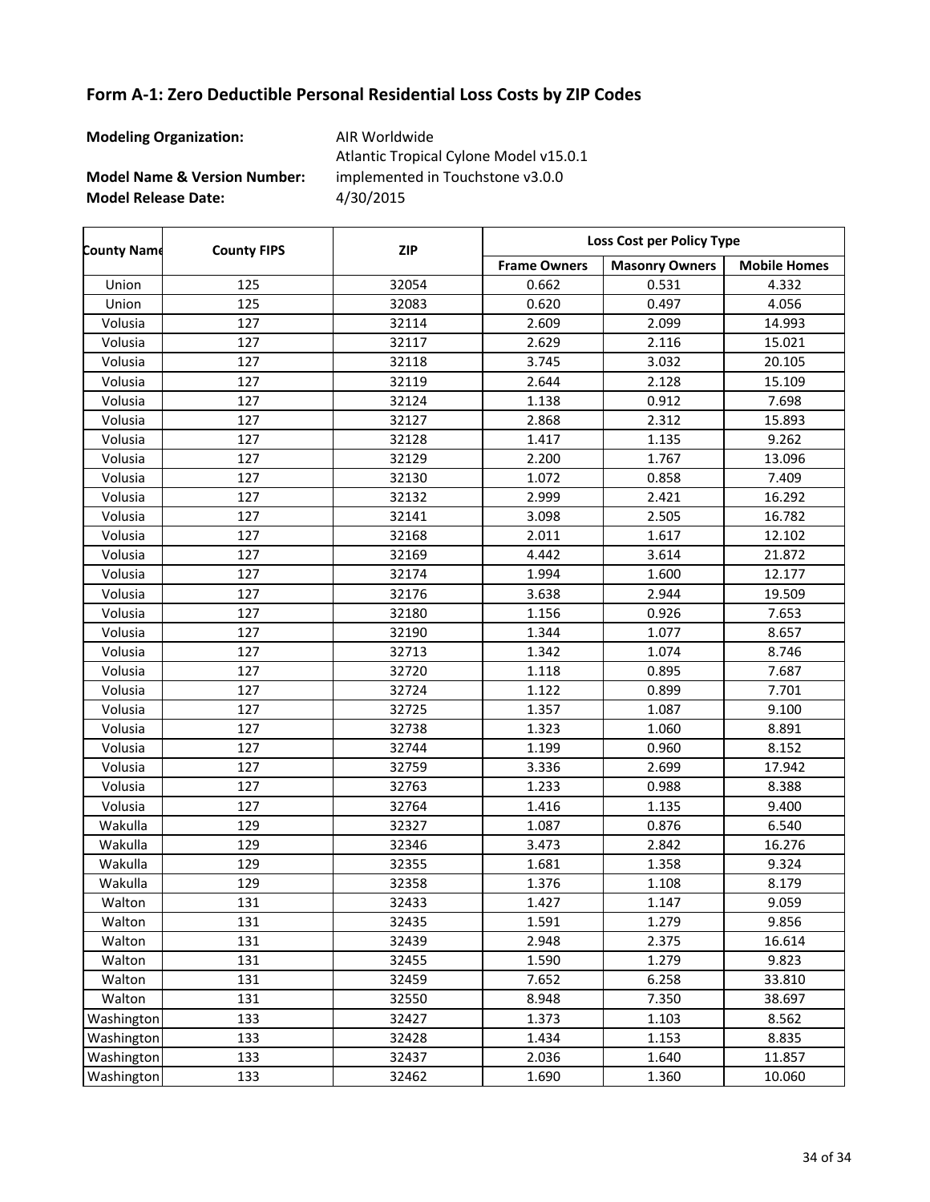## Form A-1: Zero Deductible Personal Residential Loss Costs by ZIP Codes

**Modeling Organization:** AIR Worldwide

**Model Name & Version Number:** Atlantic Tropical Cylone Model v15.0.1 implemented in Touchstone v3.0.0

**Model Release Date:** 4/30/2015

| County Name | County FIPS | ZIP | Loss Cost per Policy Type | | |
|---|---|---|---|---|---|
| | | | Frame Owners | Masonry Owners | Mobile Homes |
| Union | 125 | 32054 | 0.662 | 0.531 | 4.332 |
| Union | 125 | 32083 | 0.620 | 0.497 | 4.056 |
| Volusia | 127 | 32114 | 2.609 | 2.099 | 14.993 |
| Volusia | 127 | 32117 | 2.629 | 2.116 | 15.021 |
| Volusia | 127 | 32118 | 3.745 | 3.032 | 20.105 |
| Volusia | 127 | 32119 | 2.644 | 2.128 | 15.109 |
| Volusia | 127 | 32124 | 1.138 | 0.912 | 7.698 |
| Volusia | 127 | 32127 | 2.868 | 2.312 | 15.893 |
| Volusia | 127 | 32128 | 1.417 | 1.135 | 9.262 |
| Volusia | 127 | 32129 | 2.200 | 1.767 | 13.096 |
| Volusia | 127 | 32130 | 1.072 | 0.858 | 7.409 |
| Volusia | 127 | 32132 | 2.999 | 2.421 | 16.292 |
| Volusia | 127 | 32141 | 3.098 | 2.505 | 16.782 |
| Volusia | 127 | 32168 | 2.011 | 1.617 | 12.102 |
| Volusia | 127 | 32169 | 4.442 | 3.614 | 21.872 |
| Volusia | 127 | 32174 | 1.994 | 1.600 | 12.177 |
| Volusia | 127 | 32176 | 3.638 | 2.944 | 19.509 |
| Volusia | 127 | 32180 | 1.156 | 0.926 | 7.653 |
| Volusia | 127 | 32190 | 1.344 | 1.077 | 8.657 |
| Volusia | 127 | 32713 | 1.342 | 1.074 | 8.746 |
| Volusia | 127 | 32720 | 1.118 | 0.895 | 7.687 |
| Volusia | 127 | 32724 | 1.122 | 0.899 | 7.701 |
| Volusia | 127 | 32725 | 1.357 | 1.087 | 9.100 |
| Volusia | 127 | 32738 | 1.323 | 1.060 | 8.891 |
| Volusia | 127 | 32744 | 1.199 | 0.960 | 8.152 |
| Volusia | 127 | 32759 | 3.336 | 2.699 | 17.942 |
| Volusia | 127 | 32763 | 1.233 | 0.988 | 8.388 |
| Volusia | 127 | 32764 | 1.416 | 1.135 | 9.400 |
| Wakulla | 129 | 32327 | 1.087 | 0.876 | 6.540 |
| Wakulla | 129 | 32346 | 3.473 | 2.842 | 16.276 |
| Wakulla | 129 | 32355 | 1.681 | 1.358 | 9.324 |
| Wakulla | 129 | 32358 | 1.376 | 1.108 | 8.179 |
| Walton | 131 | 32433 | 1.427 | 1.147 | 9.059 |
| Walton | 131 | 32435 | 1.591 | 1.279 | 9.856 |
| Walton | 131 | 32439 | 2.948 | 2.375 | 16.614 |
| Walton | 131 | 32455 | 1.590 | 1.279 | 9.823 |
| Walton | 131 | 32459 | 7.652 | 6.258 | 33.810 |
| Walton | 131 | 32550 | 8.948 | 7.350 | 38.697 |
| Washington | 133 | 32427 | 1.373 | 1.103 | 8.562 |
| Washington | 133 | 32428 | 1.434 | 1.153 | 8.835 |
| Washington | 133 | 32437 | 2.036 | 1.640 | 11.857 |
| Washington | 133 | 32462 | 1.690 | 1.360 | 10.060 |